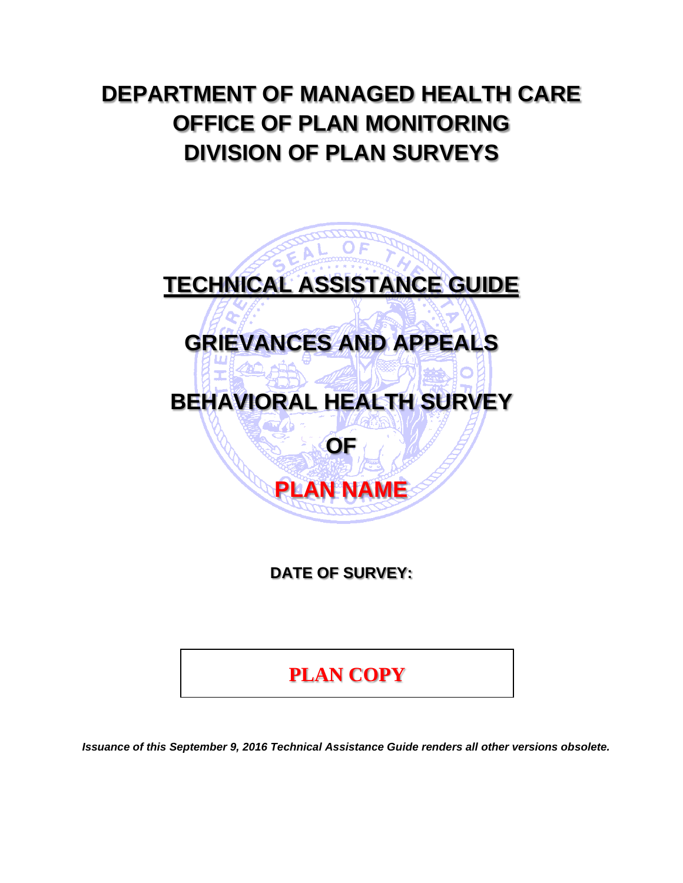# DEPARTMENT OF MANAGED HEALTH CARE
# OFFICE OF PLAN MONITORING
# DIVISION OF PLAN SURVEYS

## TECHNICAL ASSISTANCE GUIDE

## GRIEVANCES AND APPEALS

## BEHAVIORAL HEALTH SURVEY

## OF

## PLAN NAME

**DATE OF SURVEY:**

**PLAN COPY**

***Issuance of this September 9, 2016 Technical Assistance Guide renders all other versions obsolete.***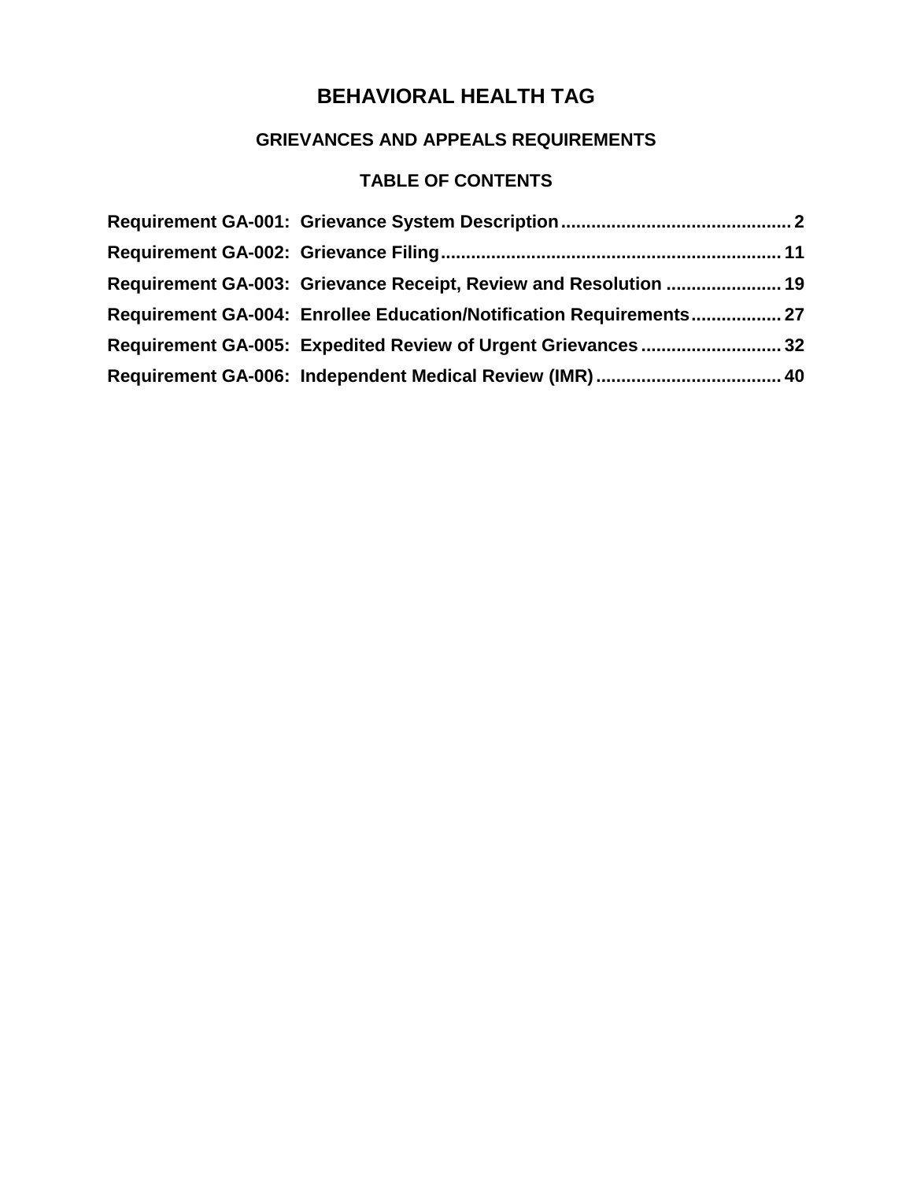# BEHAVIORAL HEALTH TAG

## GRIEVANCES AND APPEALS REQUIREMENTS

### TABLE OF CONTENTS

**Requirement GA-001: Grievance System Description** .......... **2**

**Requirement GA-002: Grievance Filing** .......... **11**

**Requirement GA-003: Grievance Receipt, Review and Resolution** .......... **19**

**Requirement GA-004: Enrollee Education/Notification Requirements** .......... **27**

**Requirement GA-005: Expedited Review of Urgent Grievances** .......... **32**

**Requirement GA-006: Independent Medical Review (IMR)** .......... **40**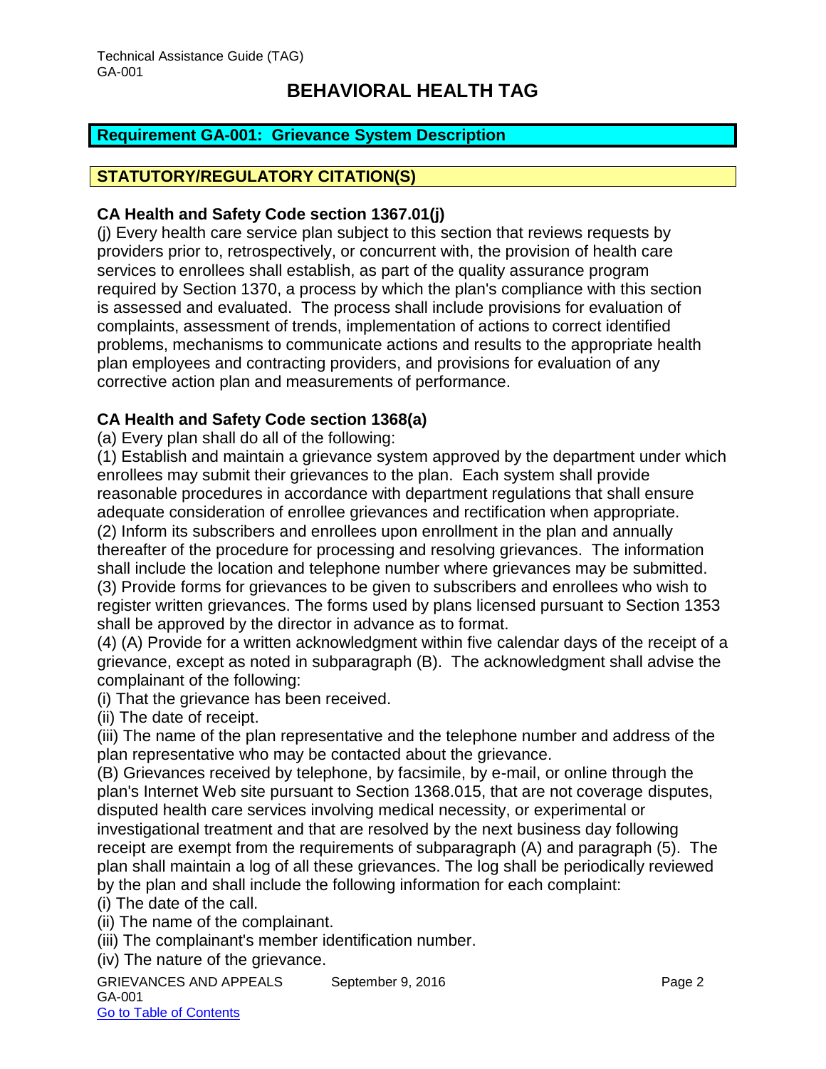# BEHAVIORAL HEALTH TAG

## Requirement GA-001: Grievance System Description

## STATUTORY/REGULATORY CITATION(S)

**CA Health and Safety Code section 1367.01(j)**

(j) Every health care service plan subject to this section that reviews requests by providers prior to, retrospectively, or concurrent with, the provision of health care services to enrollees shall establish, as part of the quality assurance program required by Section 1370, a process by which the plan's compliance with this section is assessed and evaluated. The process shall include provisions for evaluation of complaints, assessment of trends, implementation of actions to correct identified problems, mechanisms to communicate actions and results to the appropriate health plan employees and contracting providers, and provisions for evaluation of any corrective action plan and measurements of performance.

**CA Health and Safety Code section 1368(a)**

(a) Every plan shall do all of the following:

(1) Establish and maintain a grievance system approved by the department under which enrollees may submit their grievances to the plan. Each system shall provide reasonable procedures in accordance with department regulations that shall ensure adequate consideration of enrollee grievances and rectification when appropriate.

(2) Inform its subscribers and enrollees upon enrollment in the plan and annually thereafter of the procedure for processing and resolving grievances. The information shall include the location and telephone number where grievances may be submitted.

(3) Provide forms for grievances to be given to subscribers and enrollees who wish to register written grievances. The forms used by plans licensed pursuant to Section 1353 shall be approved by the director in advance as to format.

(4) (A) Provide for a written acknowledgment within five calendar days of the receipt of a grievance, except as noted in subparagraph (B). The acknowledgment shall advise the complainant of the following:

(i) That the grievance has been received.

(ii) The date of receipt.

(iii) The name of the plan representative and the telephone number and address of the plan representative who may be contacted about the grievance.

(B) Grievances received by telephone, by facsimile, by e-mail, or online through the plan's Internet Web site pursuant to Section 1368.015, that are not coverage disputes, disputed health care services involving medical necessity, or experimental or investigational treatment and that are resolved by the next business day following receipt are exempt from the requirements of subparagraph (A) and paragraph (5). The plan shall maintain a log of all these grievances. The log shall be periodically reviewed by the plan and shall include the following information for each complaint:

(i) The date of the call.

(ii) The name of the complainant.

(iii) The complainant's member identification number.

(iv) The nature of the grievance.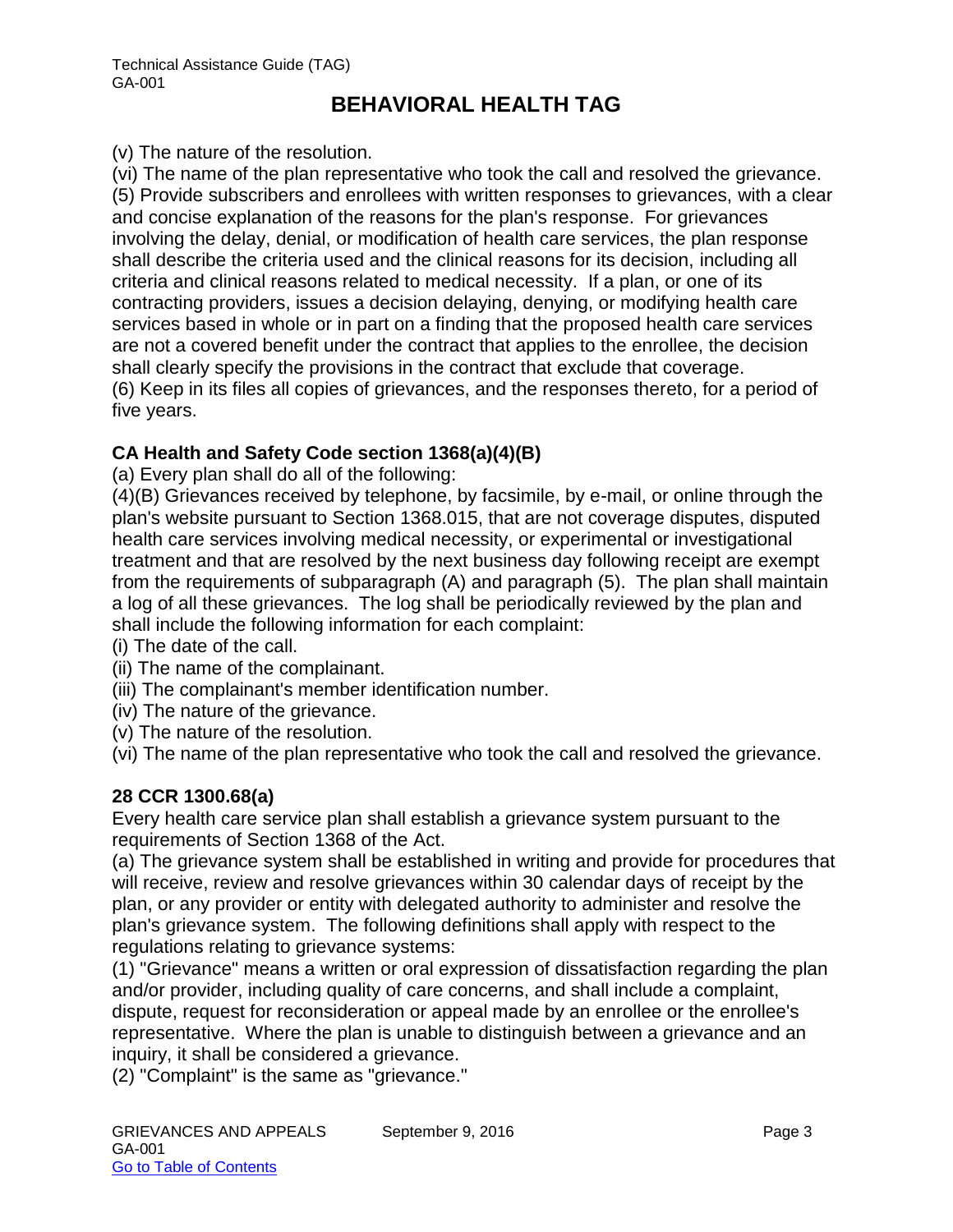(v) The nature of the resolution.

(vi) The name of the plan representative who took the call and resolved the grievance.

(5) Provide subscribers and enrollees with written responses to grievances, with a clear and concise explanation of the reasons for the plan's response. For grievances involving the delay, denial, or modification of health care services, the plan response shall describe the criteria used and the clinical reasons for its decision, including all criteria and clinical reasons related to medical necessity. If a plan, or one of its contracting providers, issues a decision delaying, denying, or modifying health care services based in whole or in part on a finding that the proposed health care services are not a covered benefit under the contract that applies to the enrollee, the decision shall clearly specify the provisions in the contract that exclude that coverage.

(6) Keep in its files all copies of grievances, and the responses thereto, for a period of five years.

**CA Health and Safety Code section 1368(a)(4)(B)**

(a) Every plan shall do all of the following:

(4)(B) Grievances received by telephone, by facsimile, by e-mail, or online through the plan's website pursuant to Section 1368.015, that are not coverage disputes, disputed health care services involving medical necessity, or experimental or investigational treatment and that are resolved by the next business day following receipt are exempt from the requirements of subparagraph (A) and paragraph (5). The plan shall maintain a log of all these grievances. The log shall be periodically reviewed by the plan and shall include the following information for each complaint:

(i) The date of the call.

(ii) The name of the complainant.

(iii) The complainant's member identification number.

(iv) The nature of the grievance.

(v) The nature of the resolution.

(vi) The name of the plan representative who took the call and resolved the grievance.

**28 CCR 1300.68(a)**

Every health care service plan shall establish a grievance system pursuant to the requirements of Section 1368 of the Act.

(a) The grievance system shall be established in writing and provide for procedures that will receive, review and resolve grievances within 30 calendar days of receipt by the plan, or any provider or entity with delegated authority to administer and resolve the plan's grievance system. The following definitions shall apply with respect to the regulations relating to grievance systems:

(1) "Grievance" means a written or oral expression of dissatisfaction regarding the plan and/or provider, including quality of care concerns, and shall include a complaint, dispute, request for reconsideration or appeal made by an enrollee or the enrollee's representative. Where the plan is unable to distinguish between a grievance and an inquiry, it shall be considered a grievance.

(2) "Complaint" is the same as "grievance."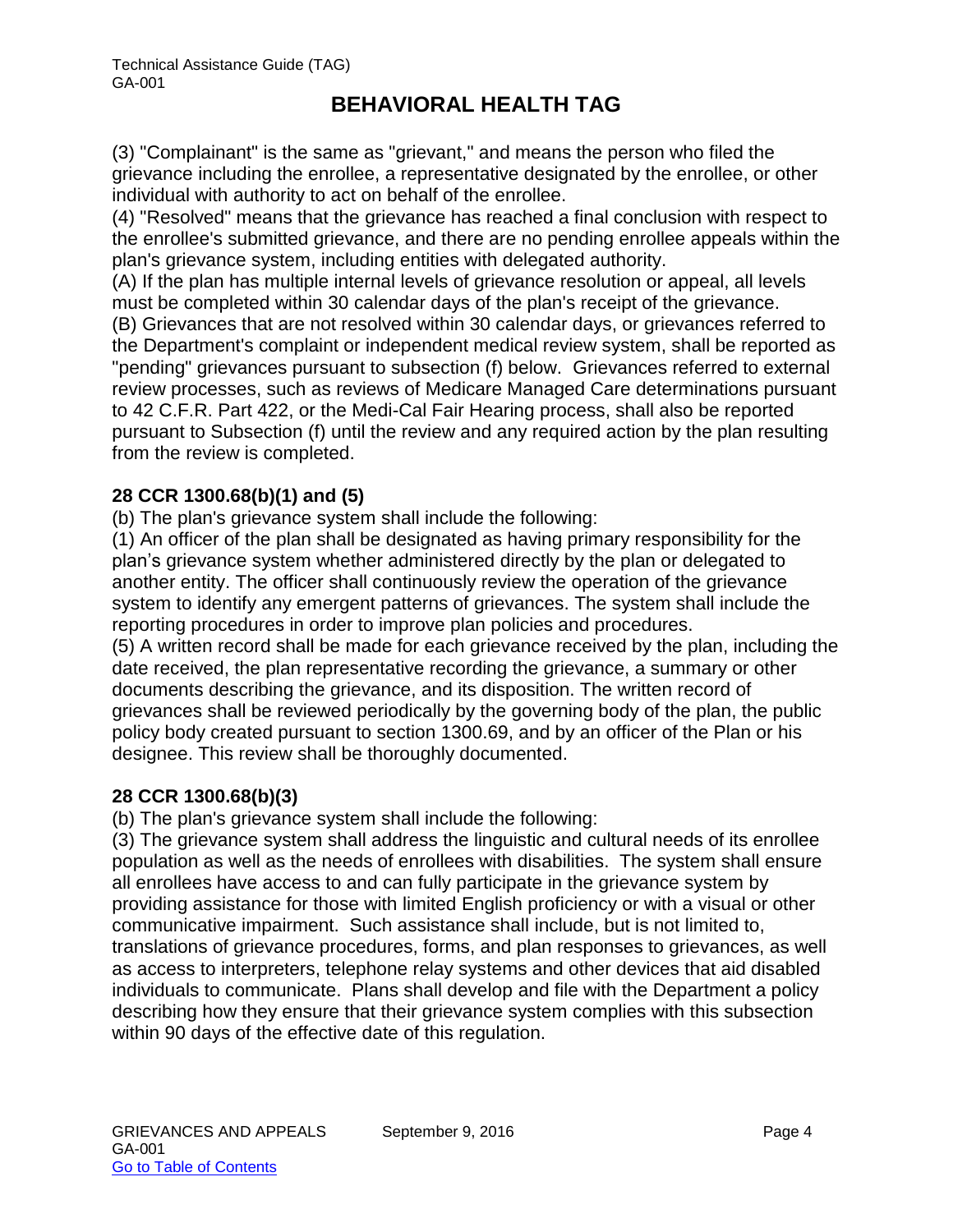(3) "Complainant" is the same as "grievant," and means the person who filed the grievance including the enrollee, a representative designated by the enrollee, or other individual with authority to act on behalf of the enrollee.

(4) "Resolved" means that the grievance has reached a final conclusion with respect to the enrollee's submitted grievance, and there are no pending enrollee appeals within the plan's grievance system, including entities with delegated authority.

(A) If the plan has multiple internal levels of grievance resolution or appeal, all levels must be completed within 30 calendar days of the plan's receipt of the grievance.

(B) Grievances that are not resolved within 30 calendar days, or grievances referred to the Department's complaint or independent medical review system, shall be reported as "pending" grievances pursuant to subsection (f) below. Grievances referred to external review processes, such as reviews of Medicare Managed Care determinations pursuant to 42 C.F.R. Part 422, or the Medi-Cal Fair Hearing process, shall also be reported pursuant to Subsection (f) until the review and any required action by the plan resulting from the review is completed.

### 28 CCR 1300.68(b)(1) and (5)

(b) The plan's grievance system shall include the following:

(1) An officer of the plan shall be designated as having primary responsibility for the plan's grievance system whether administered directly by the plan or delegated to another entity. The officer shall continuously review the operation of the grievance system to identify any emergent patterns of grievances. The system shall include the reporting procedures in order to improve plan policies and procedures.

(5) A written record shall be made for each grievance received by the plan, including the date received, the plan representative recording the grievance, a summary or other documents describing the grievance, and its disposition. The written record of grievances shall be reviewed periodically by the governing body of the plan, the public policy body created pursuant to section 1300.69, and by an officer of the Plan or his designee. This review shall be thoroughly documented.

### 28 CCR 1300.68(b)(3)

(b) The plan's grievance system shall include the following:

(3) The grievance system shall address the linguistic and cultural needs of its enrollee population as well as the needs of enrollees with disabilities. The system shall ensure all enrollees have access to and can fully participate in the grievance system by providing assistance for those with limited English proficiency or with a visual or other communicative impairment. Such assistance shall include, but is not limited to, translations of grievance procedures, forms, and plan responses to grievances, as well as access to interpreters, telephone relay systems and other devices that aid disabled individuals to communicate. Plans shall develop and file with the Department a policy describing how they ensure that their grievance system complies with this subsection within 90 days of the effective date of this regulation.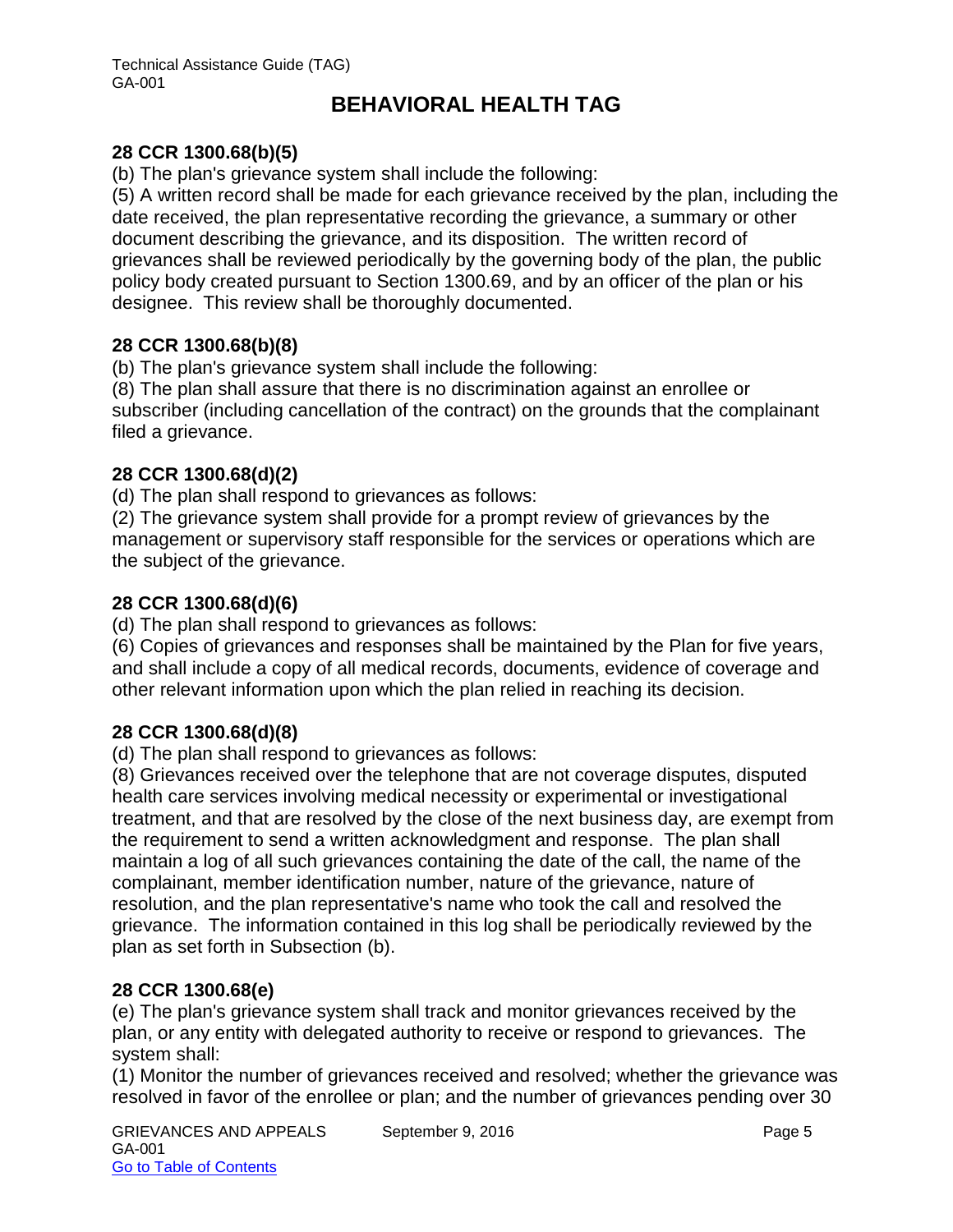**28 CCR 1300.68(b)(5)**

(b) The plan's grievance system shall include the following:

(5) A written record shall be made for each grievance received by the plan, including the date received, the plan representative recording the grievance, a summary or other document describing the grievance, and its disposition. The written record of grievances shall be reviewed periodically by the governing body of the plan, the public policy body created pursuant to Section 1300.69, and by an officer of the plan or his designee. This review shall be thoroughly documented.

**28 CCR 1300.68(b)(8)**

(b) The plan's grievance system shall include the following:

(8) The plan shall assure that there is no discrimination against an enrollee or subscriber (including cancellation of the contract) on the grounds that the complainant filed a grievance.

**28 CCR 1300.68(d)(2)**

(d) The plan shall respond to grievances as follows:

(2) The grievance system shall provide for a prompt review of grievances by the management or supervisory staff responsible for the services or operations which are the subject of the grievance.

**28 CCR 1300.68(d)(6)**

(d) The plan shall respond to grievances as follows:

(6) Copies of grievances and responses shall be maintained by the Plan for five years, and shall include a copy of all medical records, documents, evidence of coverage and other relevant information upon which the plan relied in reaching its decision.

**28 CCR 1300.68(d)(8)**

(d) The plan shall respond to grievances as follows:

(8) Grievances received over the telephone that are not coverage disputes, disputed health care services involving medical necessity or experimental or investigational treatment, and that are resolved by the close of the next business day, are exempt from the requirement to send a written acknowledgment and response. The plan shall maintain a log of all such grievances containing the date of the call, the name of the complainant, member identification number, nature of the grievance, nature of resolution, and the plan representative's name who took the call and resolved the grievance. The information contained in this log shall be periodically reviewed by the plan as set forth in Subsection (b).

**28 CCR 1300.68(e)**

(e) The plan's grievance system shall track and monitor grievances received by the plan, or any entity with delegated authority to receive or respond to grievances. The system shall:

(1) Monitor the number of grievances received and resolved; whether the grievance was resolved in favor of the enrollee or plan; and the number of grievances pending over 30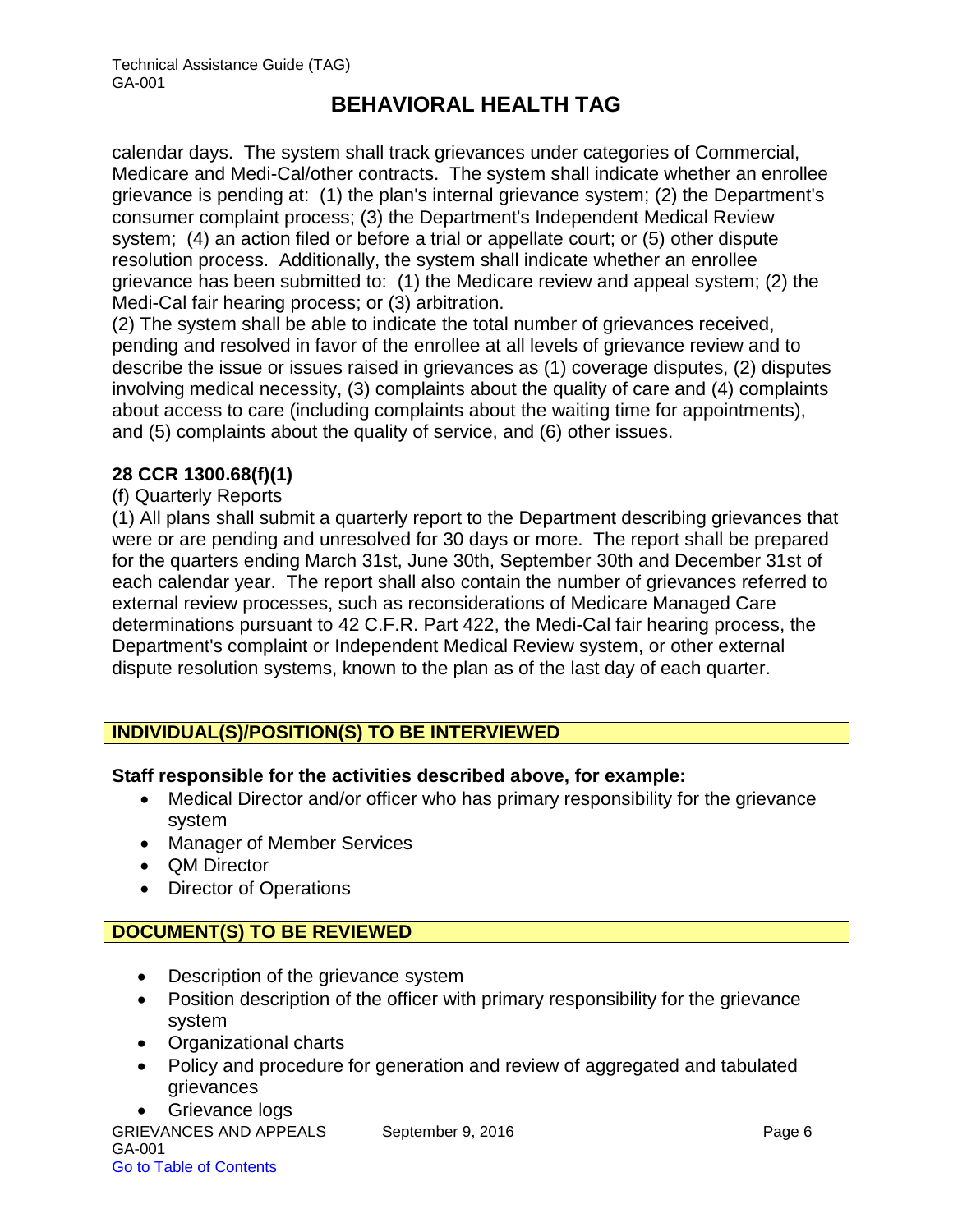calendar days. The system shall track grievances under categories of Commercial, Medicare and Medi-Cal/other contracts. The system shall indicate whether an enrollee grievance is pending at: (1) the plan's internal grievance system; (2) the Department's consumer complaint process; (3) the Department's Independent Medical Review system; (4) an action filed or before a trial or appellate court; or (5) other dispute resolution process. Additionally, the system shall indicate whether an enrollee grievance has been submitted to: (1) the Medicare review and appeal system; (2) the Medi-Cal fair hearing process; or (3) arbitration.

(2) The system shall be able to indicate the total number of grievances received, pending and resolved in favor of the enrollee at all levels of grievance review and to describe the issue or issues raised in grievances as (1) coverage disputes, (2) disputes involving medical necessity, (3) complaints about the quality of care and (4) complaints about access to care (including complaints about the waiting time for appointments), and (5) complaints about the quality of service, and (6) other issues.

**28 CCR 1300.68(f)(1)**

(f) Quarterly Reports

(1) All plans shall submit a quarterly report to the Department describing grievances that were or are pending and unresolved for 30 days or more. The report shall be prepared for the quarters ending March 31st, June 30th, September 30th and December 31st of each calendar year. The report shall also contain the number of grievances referred to external review processes, such as reconsiderations of Medicare Managed Care determinations pursuant to 42 C.F.R. Part 422, the Medi-Cal fair hearing process, the Department's complaint or Independent Medical Review system, or other external dispute resolution systems, known to the plan as of the last day of each quarter.

## INDIVIDUAL(S)/POSITION(S) TO BE INTERVIEWED

**Staff responsible for the activities described above, for example:**

- Medical Director and/or officer who has primary responsibility for the grievance system
- Manager of Member Services
- QM Director
- Director of Operations

## DOCUMENT(S) TO BE REVIEWED

- Description of the grievance system
- Position description of the officer with primary responsibility for the grievance system
- Organizational charts
- Policy and procedure for generation and review of aggregated and tabulated grievances
- Grievance logs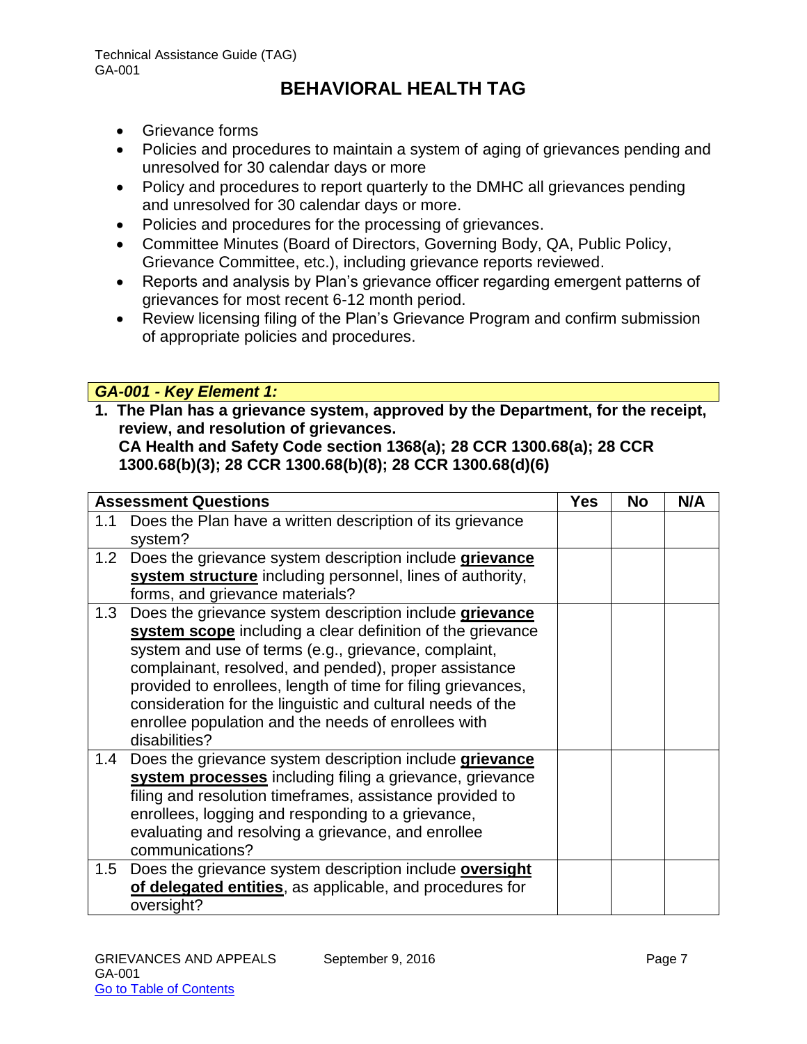- Grievance forms
- Policies and procedures to maintain a system of aging of grievances pending and unresolved for 30 calendar days or more
- Policy and procedures to report quarterly to the DMHC all grievances pending and unresolved for 30 calendar days or more.
- Policies and procedures for the processing of grievances.
- Committee Minutes (Board of Directors, Governing Body, QA, Public Policy, Grievance Committee, etc.), including grievance reports reviewed.
- Reports and analysis by Plan's grievance officer regarding emergent patterns of grievances for most recent 6-12 month period.
- Review licensing filing of the Plan's Grievance Program and confirm submission of appropriate policies and procedures.

### *GA-001 - Key Element 1:*

**1. The Plan has a grievance system, approved by the Department, for the receipt, review, and resolution of grievances.**
**CA Health and Safety Code section 1368(a); 28 CCR 1300.68(a); 28 CCR 1300.68(b)(3); 28 CCR 1300.68(b)(8); 28 CCR 1300.68(d)(6)**

| **Assessment Questions** | **Yes** | **No** | **N/A** |
|---|---|---|---|
| 1.1 Does the Plan have a written description of its grievance system? | | | |
| 1.2 Does the grievance system description include **grievance system structure** including personnel, lines of authority, forms, and grievance materials? | | | |
| 1.3 Does the grievance system description include **grievance system scope** including a clear definition of the grievance system and use of terms (e.g., grievance, complaint, complainant, resolved, and pended), proper assistance provided to enrollees, length of time for filing grievances, consideration for the linguistic and cultural needs of the enrollee population and the needs of enrollees with disabilities? | | | |
| 1.4 Does the grievance system description include **grievance system processes** including filing a grievance, grievance filing and resolution timeframes, assistance provided to enrollees, logging and responding to a grievance, evaluating and resolving a grievance, and enrollee communications? | | | |
| 1.5 Does the grievance system description include **oversight of delegated entities**, as applicable, and procedures for oversight? | | | |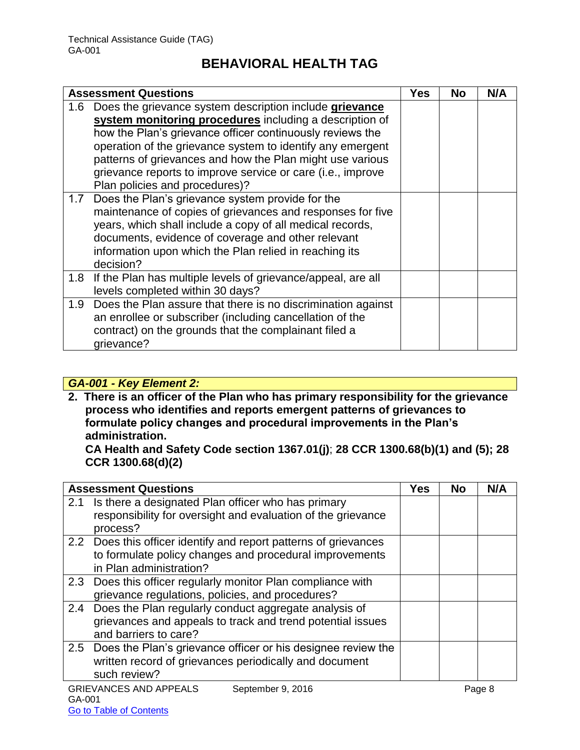| Assessment Questions | Yes | No | N/A |
|---|---|---|---|
| 1.6 Does the grievance system description include **grievance system monitoring procedures** including a description of how the Plan's grievance officer continuously reviews the operation of the grievance system to identify any emergent patterns of grievances and how the Plan might use various grievance reports to improve service or care (i.e., improve Plan policies and procedures)? | | | |
| 1.7 Does the Plan's grievance system provide for the maintenance of copies of grievances and responses for five years, which shall include a copy of all medical records, documents, evidence of coverage and other relevant information upon which the Plan relied in reaching its decision? | | | |
| 1.8 If the Plan has multiple levels of grievance/appeal, are all levels completed within 30 days? | | | |
| 1.9 Does the Plan assure that there is no discrimination against an enrollee or subscriber (including cancellation of the contract) on the grounds that the complainant filed a grievance? | | | |

### *GA-001 - Key Element 2:*

**2. There is an officer of the Plan who has primary responsibility for the grievance process who identifies and reports emergent patterns of grievances to formulate policy changes and procedural improvements in the Plan's administration.**
**CA Health and Safety Code section 1367.01(j); 28 CCR 1300.68(b)(1) and (5); 28 CCR 1300.68(d)(2)**

| Assessment Questions | Yes | No | N/A |
|---|---|---|---|
| 2.1 Is there a designated Plan officer who has primary responsibility for oversight and evaluation of the grievance process? | | | |
| 2.2 Does this officer identify and report patterns of grievances to formulate policy changes and procedural improvements in Plan administration? | | | |
| 2.3 Does this officer regularly monitor Plan compliance with grievance regulations, policies, and procedures? | | | |
| 2.4 Does the Plan regularly conduct aggregate analysis of grievances and appeals to track and trend potential issues and barriers to care? | | | |
| 2.5 Does the Plan's grievance officer or his designee review the written record of grievances periodically and document such review? | | | |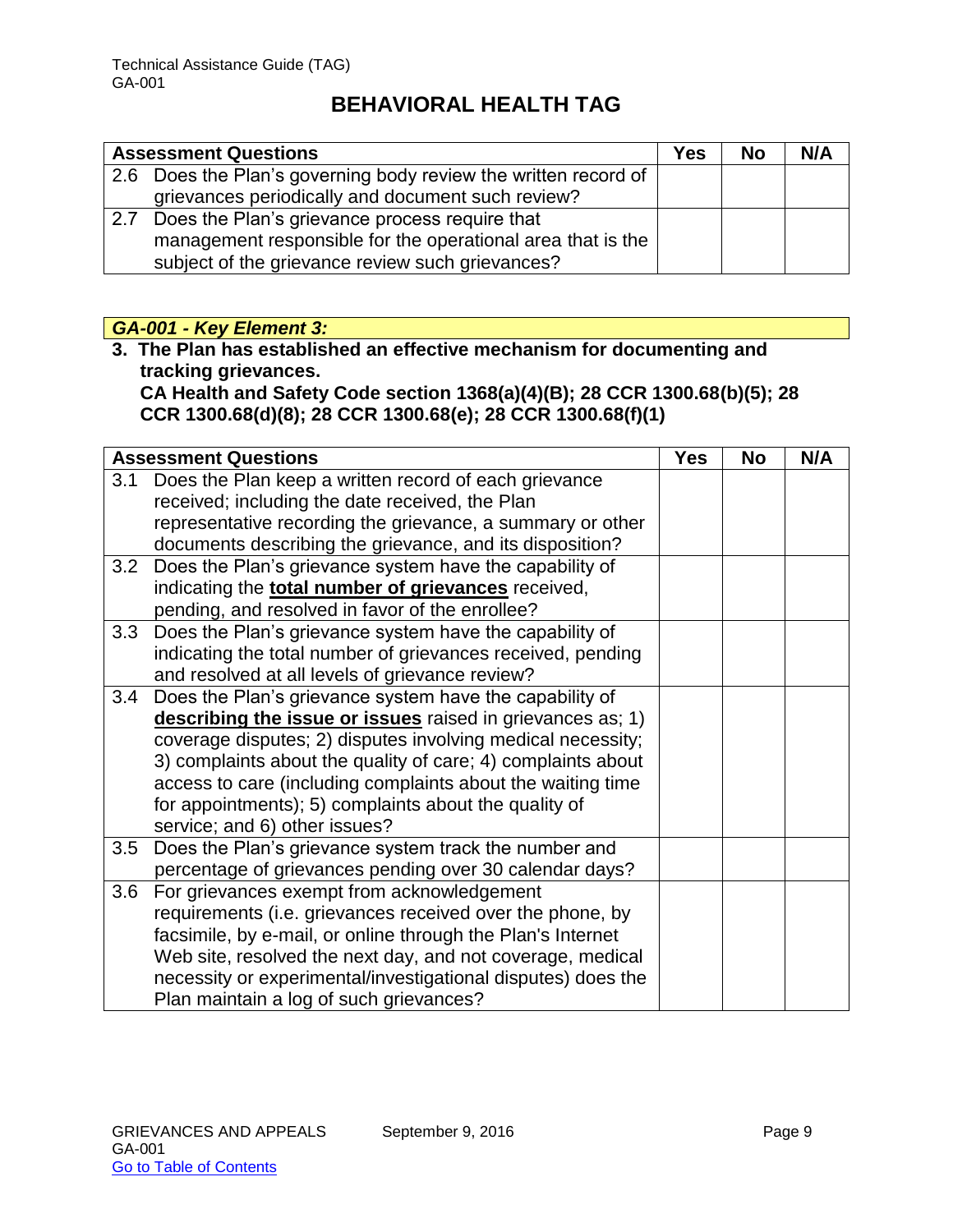| Assessment Questions | Yes | No | N/A |
|---|---|---|---|
| 2.6 Does the Plan's governing body review the written record of grievances periodically and document such review? | | | |
| 2.7 Does the Plan's grievance process require that management responsible for the operational area that is the subject of the grievance review such grievances? | | | |

***GA-001 - Key Element 3:***

**3. The Plan has established an effective mechanism for documenting and tracking grievances.**
**CA Health and Safety Code section 1368(a)(4)(B); 28 CCR 1300.68(b)(5); 28 CCR 1300.68(d)(8); 28 CCR 1300.68(e); 28 CCR 1300.68(f)(1)**

| Assessment Questions | Yes | No | N/A |
|---|---|---|---|
| 3.1 Does the Plan keep a written record of each grievance received; including the date received, the Plan representative recording the grievance, a summary or other documents describing the grievance, and its disposition? | | | |
| 3.2 Does the Plan's grievance system have the capability of indicating the **total number of grievances** received, pending, and resolved in favor of the enrollee? | | | |
| 3.3 Does the Plan's grievance system have the capability of indicating the total number of grievances received, pending and resolved at all levels of grievance review? | | | |
| 3.4 Does the Plan's grievance system have the capability of **describing the issue or issues** raised in grievances as; 1) coverage disputes; 2) disputes involving medical necessity; 3) complaints about the quality of care; 4) complaints about access to care (including complaints about the waiting time for appointments); 5) complaints about the quality of service; and 6) other issues? | | | |
| 3.5 Does the Plan's grievance system track the number and percentage of grievances pending over 30 calendar days? | | | |
| 3.6 For grievances exempt from acknowledgement requirements (i.e. grievances received over the phone, by facsimile, by e-mail, or online through the Plan's Internet Web site, resolved the next day, and not coverage, medical necessity or experimental/investigational disputes) does the Plan maintain a log of such grievances? | | | |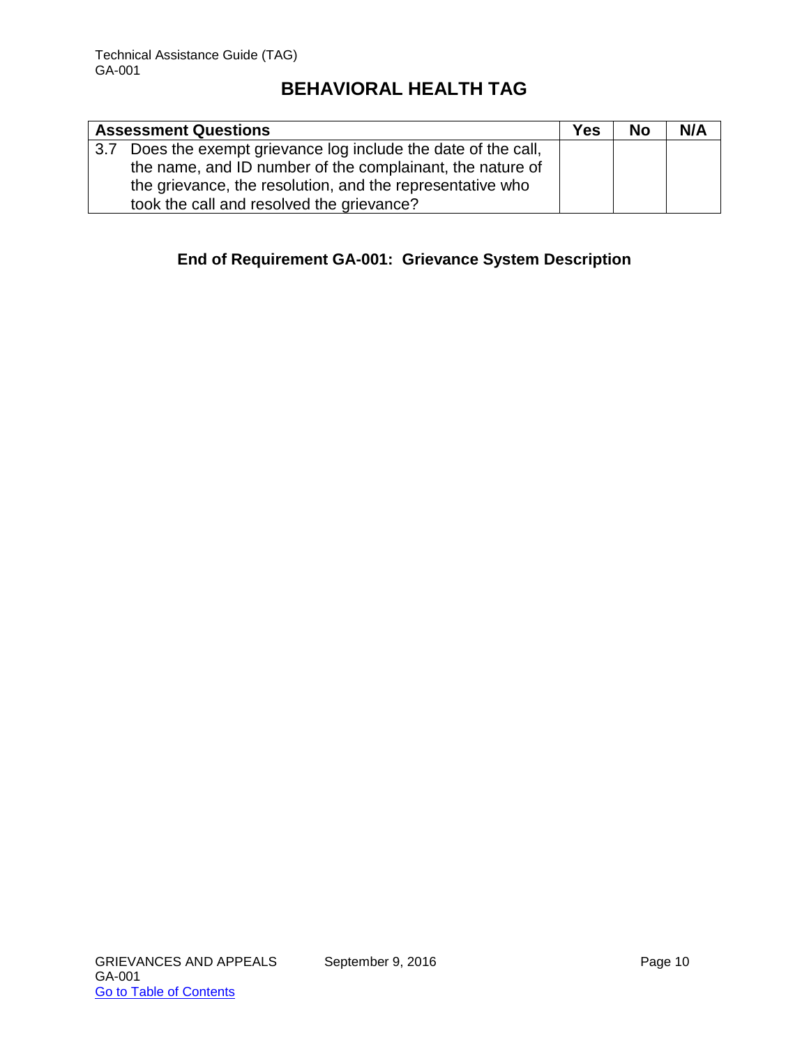| Assessment Questions | Yes | No | N/A |
|---|---|---|---|
| 3.7 Does the exempt grievance log include the date of the call, the name, and ID number of the complainant, the nature of the grievance, the resolution, and the representative who took the call and resolved the grievance? | | | |

**End of Requirement GA-001: Grievance System Description**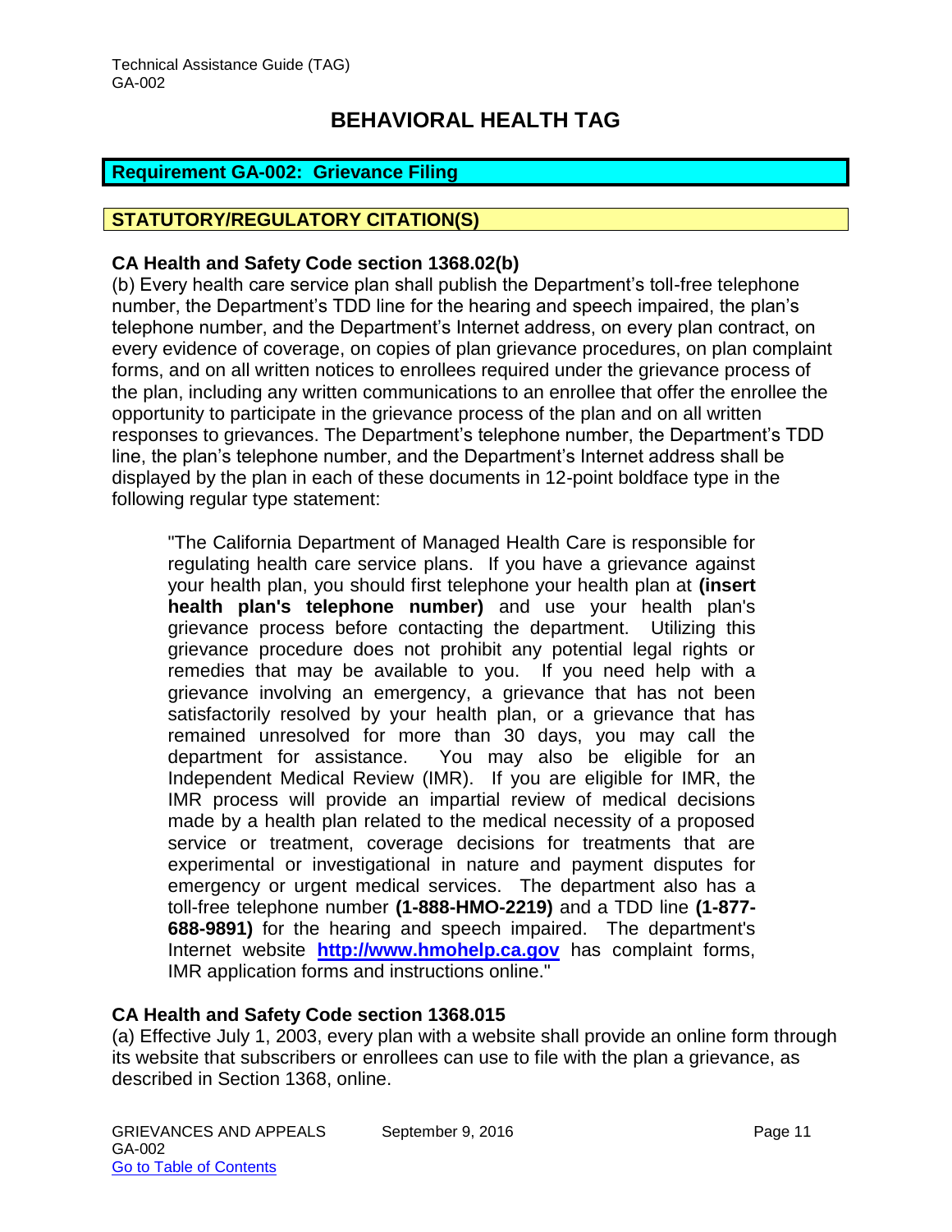# BEHAVIORAL HEALTH TAG

## Requirement GA-002: Grievance Filing

## STATUTORY/REGULATORY CITATION(S)

### CA Health and Safety Code section 1368.02(b)

(b) Every health care service plan shall publish the Department's toll-free telephone number, the Department's TDD line for the hearing and speech impaired, the plan's telephone number, and the Department's Internet address, on every plan contract, on every evidence of coverage, on copies of plan grievance procedures, on plan complaint forms, and on all written notices to enrollees required under the grievance process of the plan, including any written communications to an enrollee that offer the enrollee the opportunity to participate in the grievance process of the plan and on all written responses to grievances. The Department's telephone number, the Department's TDD line, the plan's telephone number, and the Department's Internet address shall be displayed by the plan in each of these documents in 12-point boldface type in the following regular type statement:

> "The California Department of Managed Health Care is responsible for regulating health care service plans. If you have a grievance against your health plan, you should first telephone your health plan at **(insert health plan's telephone number)** and use your health plan's grievance process before contacting the department. Utilizing this grievance procedure does not prohibit any potential legal rights or remedies that may be available to you. If you need help with a grievance involving an emergency, a grievance that has not been satisfactorily resolved by your health plan, or a grievance that has remained unresolved for more than 30 days, you may call the department for assistance. You may also be eligible for an Independent Medical Review (IMR). If you are eligible for IMR, the IMR process will provide an impartial review of medical decisions made by a health plan related to the medical necessity of a proposed service or treatment, coverage decisions for treatments that are experimental or investigational in nature and payment disputes for emergency or urgent medical services. The department also has a toll-free telephone number **(1-888-HMO-2219)** and a TDD line **(1-877-688-9891)** for the hearing and speech impaired. The department's Internet website **[http://www.hmohelp.ca.gov](http://www.hmohelp.ca.gov)** has complaint forms, IMR application forms and instructions online."

### CA Health and Safety Code section 1368.015

(a) Effective July 1, 2003, every plan with a website shall provide an online form through its website that subscribers or enrollees can use to file with the plan a grievance, as described in Section 1368, online.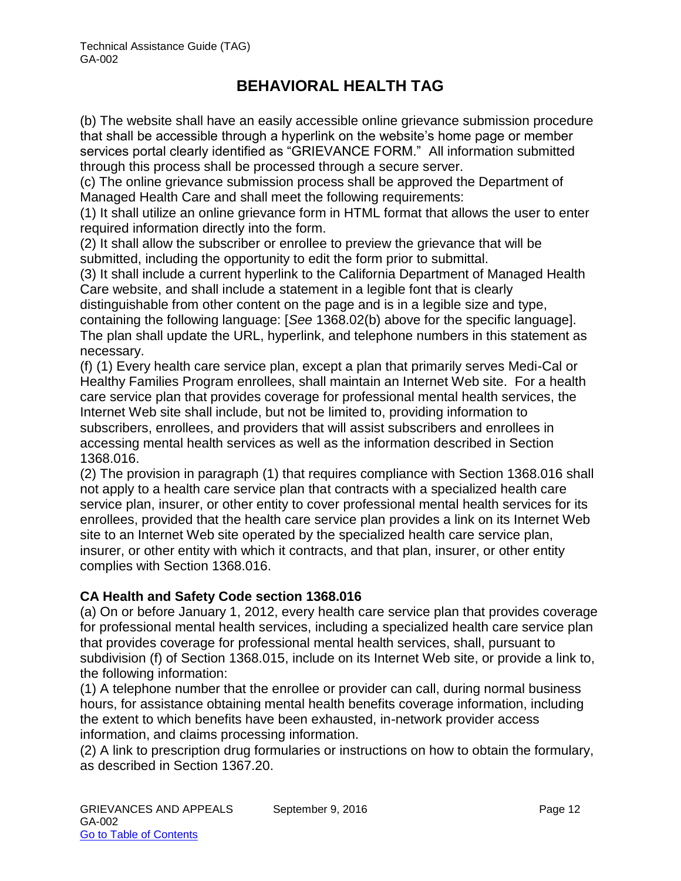(b) The website shall have an easily accessible online grievance submission procedure that shall be accessible through a hyperlink on the website's home page or member services portal clearly identified as "GRIEVANCE FORM." All information submitted through this process shall be processed through a secure server.

(c) The online grievance submission process shall be approved the Department of Managed Health Care and shall meet the following requirements:

(1) It shall utilize an online grievance form in HTML format that allows the user to enter required information directly into the form.

(2) It shall allow the subscriber or enrollee to preview the grievance that will be submitted, including the opportunity to edit the form prior to submittal.

(3) It shall include a current hyperlink to the California Department of Managed Health Care website, and shall include a statement in a legible font that is clearly distinguishable from other content on the page and is in a legible size and type, containing the following language: [*See* 1368.02(b) above for the specific language]. The plan shall update the URL, hyperlink, and telephone numbers in this statement as necessary.

(f) (1) Every health care service plan, except a plan that primarily serves Medi-Cal or Healthy Families Program enrollees, shall maintain an Internet Web site. For a health care service plan that provides coverage for professional mental health services, the Internet Web site shall include, but not be limited to, providing information to subscribers, enrollees, and providers that will assist subscribers and enrollees in accessing mental health services as well as the information described in Section 1368.016.

(2) The provision in paragraph (1) that requires compliance with Section 1368.016 shall not apply to a health care service plan that contracts with a specialized health care service plan, insurer, or other entity to cover professional mental health services for its enrollees, provided that the health care service plan provides a link on its Internet Web site to an Internet Web site operated by the specialized health care service plan, insurer, or other entity with which it contracts, and that plan, insurer, or other entity complies with Section 1368.016.

**CA Health and Safety Code section 1368.016**

(a) On or before January 1, 2012, every health care service plan that provides coverage for professional mental health services, including a specialized health care service plan that provides coverage for professional mental health services, shall, pursuant to subdivision (f) of Section 1368.015, include on its Internet Web site, or provide a link to, the following information:

(1) A telephone number that the enrollee or provider can call, during normal business hours, for assistance obtaining mental health benefits coverage information, including the extent to which benefits have been exhausted, in-network provider access information, and claims processing information.

(2) A link to prescription drug formularies or instructions on how to obtain the formulary, as described in Section 1367.20.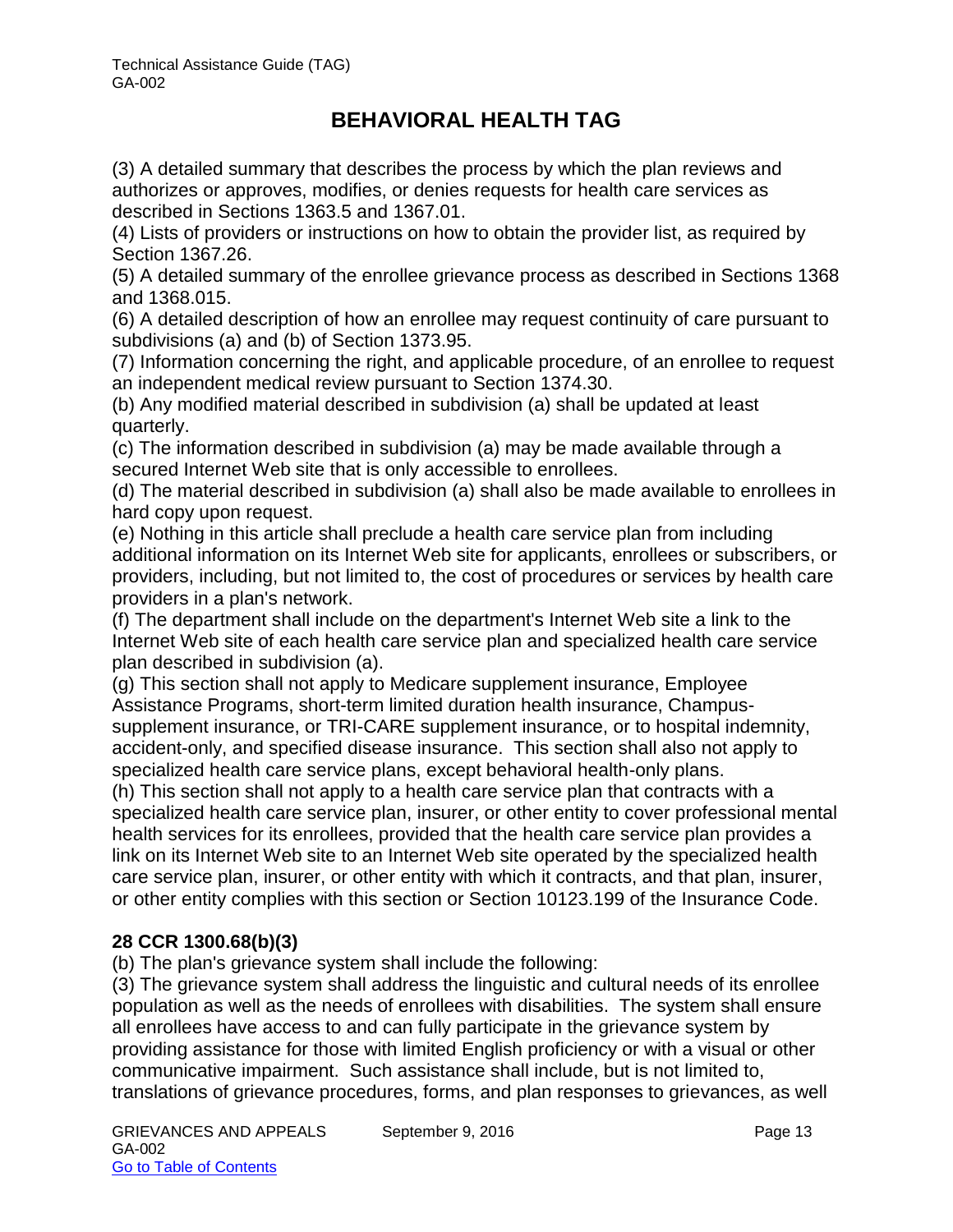(3) A detailed summary that describes the process by which the plan reviews and authorizes or approves, modifies, or denies requests for health care services as described in Sections 1363.5 and 1367.01.
(4) Lists of providers or instructions on how to obtain the provider list, as required by Section 1367.26.
(5) A detailed summary of the enrollee grievance process as described in Sections 1368 and 1368.015.
(6) A detailed description of how an enrollee may request continuity of care pursuant to subdivisions (a) and (b) of Section 1373.95.
(7) Information concerning the right, and applicable procedure, of an enrollee to request an independent medical review pursuant to Section 1374.30.
(b) Any modified material described in subdivision (a) shall be updated at least quarterly.
(c) The information described in subdivision (a) may be made available through a secured Internet Web site that is only accessible to enrollees.
(d) The material described in subdivision (a) shall also be made available to enrollees in hard copy upon request.
(e) Nothing in this article shall preclude a health care service plan from including additional information on its Internet Web site for applicants, enrollees or subscribers, or providers, including, but not limited to, the cost of procedures or services by health care providers in a plan's network.
(f) The department shall include on the department's Internet Web site a link to the Internet Web site of each health care service plan and specialized health care service plan described in subdivision (a).
(g) This section shall not apply to Medicare supplement insurance, Employee Assistance Programs, short-term limited duration health insurance, Champus-supplement insurance, or TRI-CARE supplement insurance, or to hospital indemnity, accident-only, and specified disease insurance. This section shall also not apply to specialized health care service plans, except behavioral health-only plans.
(h) This section shall not apply to a health care service plan that contracts with a specialized health care service plan, insurer, or other entity to cover professional mental health services for its enrollees, provided that the health care service plan provides a link on its Internet Web site to an Internet Web site operated by the specialized health care service plan, insurer, or other entity with which it contracts, and that plan, insurer, or other entity complies with this section or Section 10123.199 of the Insurance Code.

**28 CCR 1300.68(b)(3)**

(b) The plan's grievance system shall include the following:
(3) The grievance system shall address the linguistic and cultural needs of its enrollee population as well as the needs of enrollees with disabilities. The system shall ensure all enrollees have access to and can fully participate in the grievance system by providing assistance for those with limited English proficiency or with a visual or other communicative impairment. Such assistance shall include, but is not limited to, translations of grievance procedures, forms, and plan responses to grievances, as well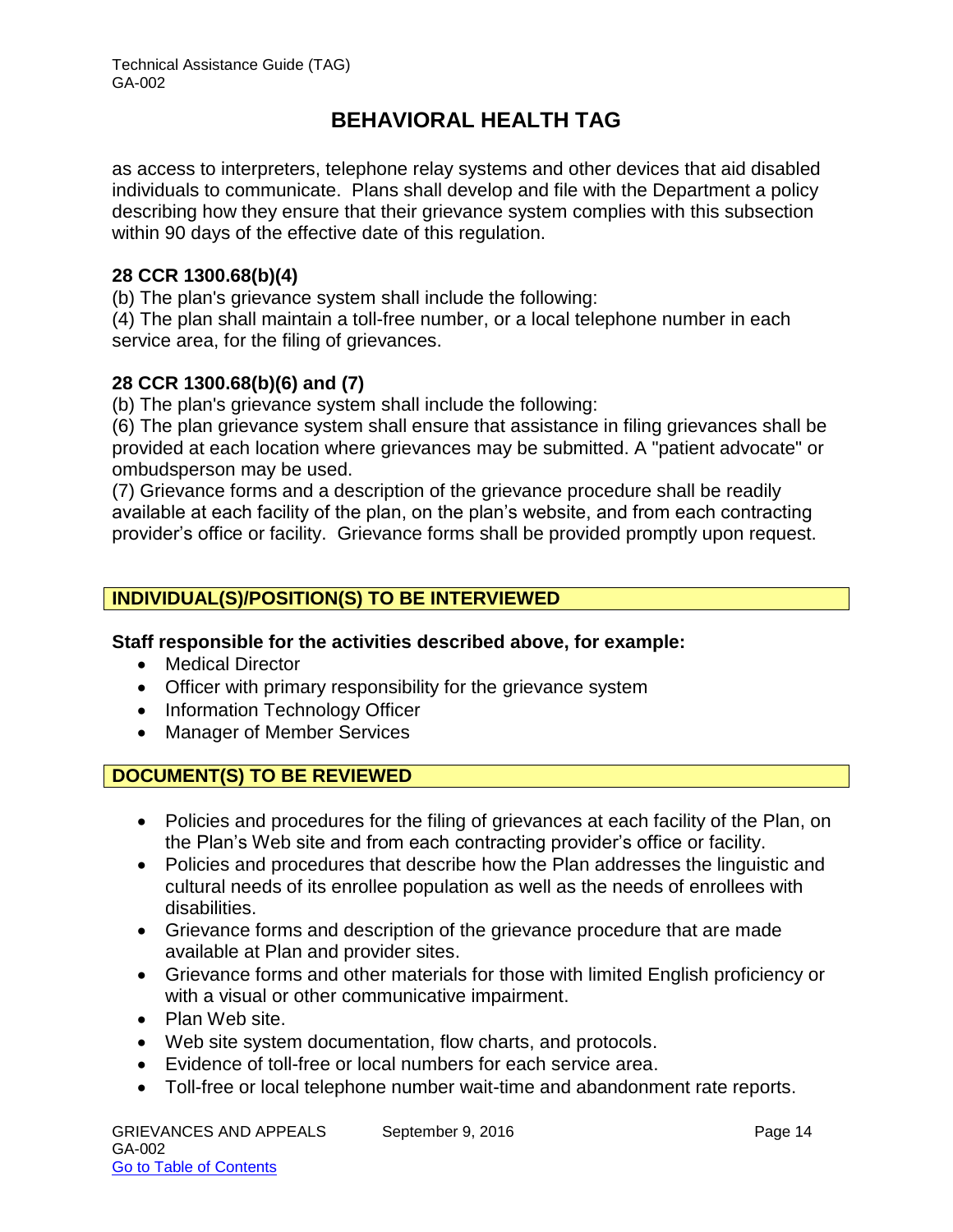as access to interpreters, telephone relay systems and other devices that aid disabled individuals to communicate. Plans shall develop and file with the Department a policy describing how they ensure that their grievance system complies with this subsection within 90 days of the effective date of this regulation.

**28 CCR 1300.68(b)(4)**

(b) The plan's grievance system shall include the following:

(4) The plan shall maintain a toll-free number, or a local telephone number in each service area, for the filing of grievances.

**28 CCR 1300.68(b)(6) and (7)**

(b) The plan's grievance system shall include the following:

(6) The plan grievance system shall ensure that assistance in filing grievances shall be provided at each location where grievances may be submitted. A "patient advocate" or ombudsperson may be used.

(7) Grievance forms and a description of the grievance procedure shall be readily available at each facility of the plan, on the plan's website, and from each contracting provider's office or facility. Grievance forms shall be provided promptly upon request.

## INDIVIDUAL(S)/POSITION(S) TO BE INTERVIEWED

**Staff responsible for the activities described above, for example:**

- Medical Director
- Officer with primary responsibility for the grievance system
- Information Technology Officer
- Manager of Member Services

## DOCUMENT(S) TO BE REVIEWED

- Policies and procedures for the filing of grievances at each facility of the Plan, on the Plan's Web site and from each contracting provider's office or facility.
- Policies and procedures that describe how the Plan addresses the linguistic and cultural needs of its enrollee population as well as the needs of enrollees with disabilities.
- Grievance forms and description of the grievance procedure that are made available at Plan and provider sites.
- Grievance forms and other materials for those with limited English proficiency or with a visual or other communicative impairment.
- Plan Web site.
- Web site system documentation, flow charts, and protocols.
- Evidence of toll-free or local numbers for each service area.
- Toll-free or local telephone number wait-time and abandonment rate reports.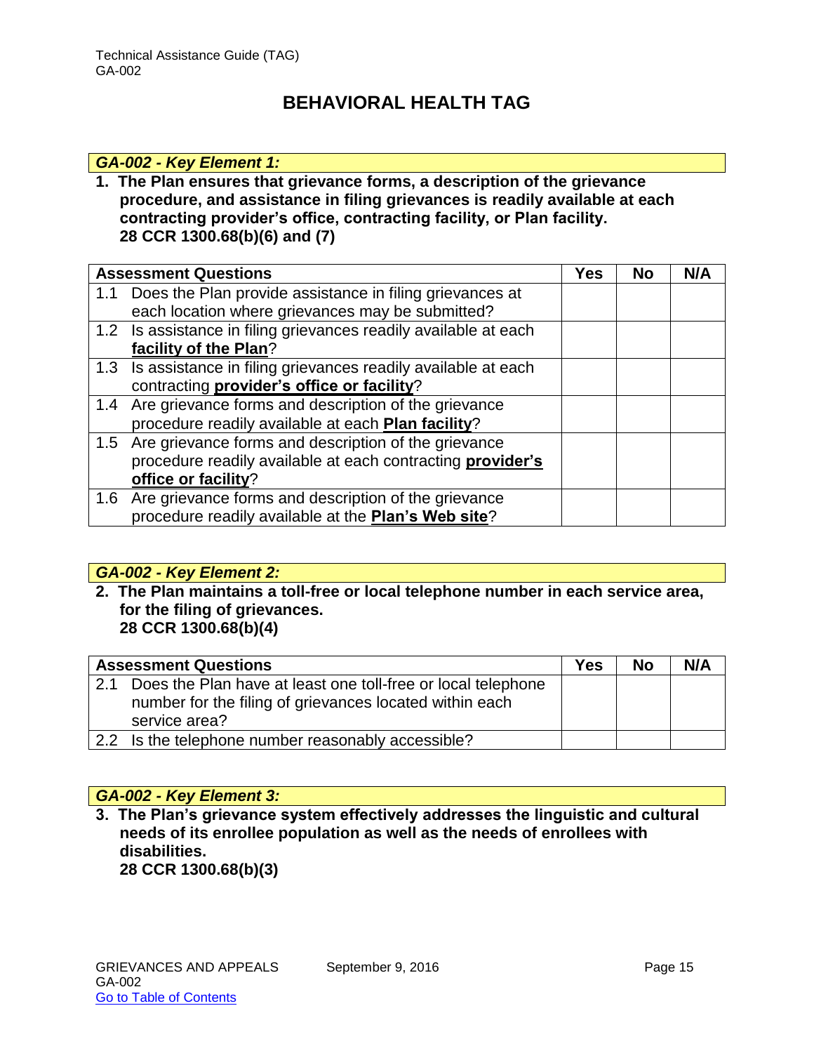# BEHAVIORAL HEALTH TAG

### *GA-002 - Key Element 1:*

**1. The Plan ensures that grievance forms, a description of the grievance procedure, and assistance in filing grievances is readily available at each contracting provider's office, contracting facility, or Plan facility.**
**28 CCR 1300.68(b)(6) and (7)**

| Assessment Questions | Yes | No | N/A |
|---|---|---|---|
| 1.1 Does the Plan provide assistance in filing grievances at each location where grievances may be submitted? | | | |
| 1.2 Is assistance in filing grievances readily available at each **facility of the Plan**? | | | |
| 1.3 Is assistance in filing grievances readily available at each contracting **provider's office or facility**? | | | |
| 1.4 Are grievance forms and description of the grievance procedure readily available at each **Plan facility**? | | | |
| 1.5 Are grievance forms and description of the grievance procedure readily available at each contracting **provider's office or facility**? | | | |
| 1.6 Are grievance forms and description of the grievance procedure readily available at the **Plan's Web site**? | | | |

### *GA-002 - Key Element 2:*

**2. The Plan maintains a toll-free or local telephone number in each service area, for the filing of grievances.**
**28 CCR 1300.68(b)(4)**

| Assessment Questions | Yes | No | N/A |
|---|---|---|---|
| 2.1 Does the Plan have at least one toll-free or local telephone number for the filing of grievances located within each service area? | | | |
| 2.2 Is the telephone number reasonably accessible? | | | |

### *GA-002 - Key Element 3:*

**3. The Plan's grievance system effectively addresses the linguistic and cultural needs of its enrollee population as well as the needs of enrollees with disabilities.**
**28 CCR 1300.68(b)(3)**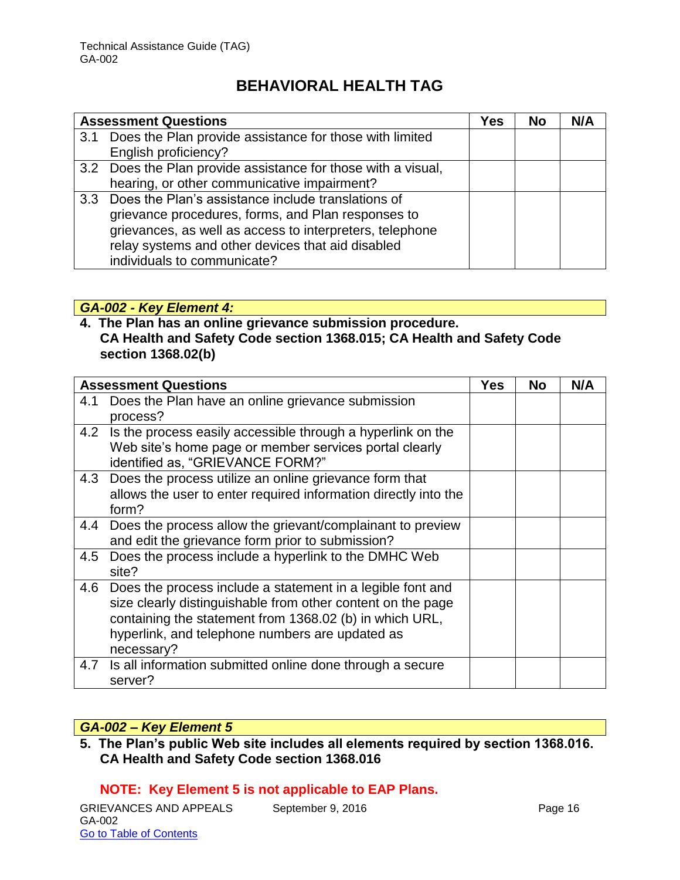# BEHAVIORAL HEALTH TAG

| Assessment Questions | Yes | No | N/A |
|---|---|---|---|
| 3.1 Does the Plan provide assistance for those with limited English proficiency? | | | |
| 3.2 Does the Plan provide assistance for those with a visual, hearing, or other communicative impairment? | | | |
| 3.3 Does the Plan's assistance include translations of grievance procedures, forms, and Plan responses to grievances, as well as access to interpreters, telephone relay systems and other devices that aid disabled individuals to communicate? | | | |

***GA-002 - Key Element 4:***

**4. The Plan has an online grievance submission procedure.**
**CA Health and Safety Code section 1368.015; CA Health and Safety Code section 1368.02(b)**

| Assessment Questions | Yes | No | N/A |
|---|---|---|---|
| 4.1 Does the Plan have an online grievance submission process? | | | |
| 4.2 Is the process easily accessible through a hyperlink on the Web site's home page or member services portal clearly identified as, "GRIEVANCE FORM?" | | | |
| 4.3 Does the process utilize an online grievance form that allows the user to enter required information directly into the form? | | | |
| 4.4 Does the process allow the grievant/complainant to preview and edit the grievance form prior to submission? | | | |
| 4.5 Does the process include a hyperlink to the DMHC Web site? | | | |
| 4.6 Does the process include a statement in a legible font and size clearly distinguishable from other content on the page containing the statement from 1368.02 (b) in which URL, hyperlink, and telephone numbers are updated as necessary? | | | |
| 4.7 Is all information submitted online done through a secure server? | | | |

***GA-002 – Key Element 5***

**5. The Plan's public Web site includes all elements required by section 1368.016.**
**CA Health and Safety Code section 1368.016**

**NOTE: Key Element 5 is not applicable to EAP Plans.**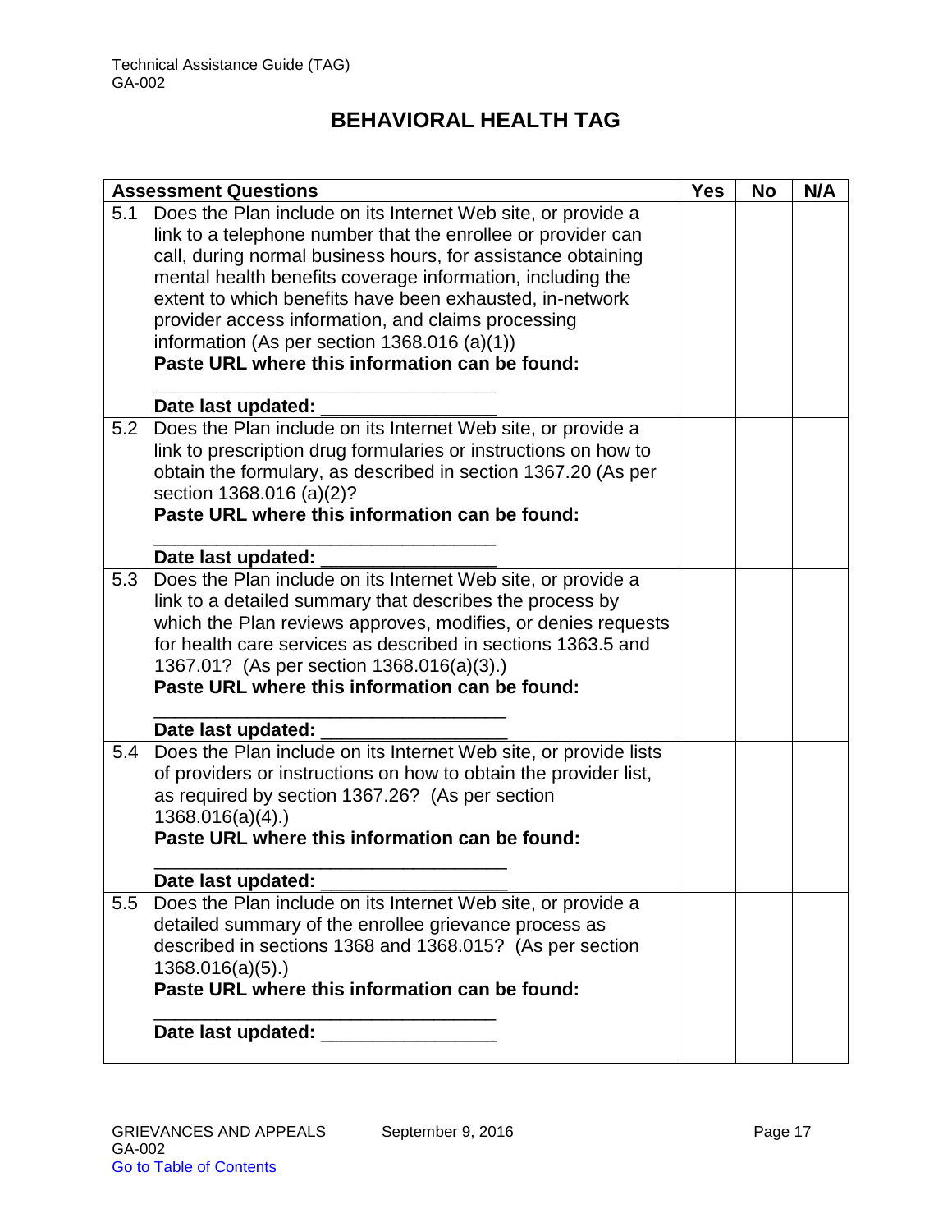## BEHAVIORAL HEALTH TAG

| Assessment Questions | Yes | No | N/A |
|---|---|---|---|
| 5.1 Does the Plan include on its Internet Web site, or provide a link to a telephone number that the enrollee or provider can call, during normal business hours, for assistance obtaining mental health benefits coverage information, including the extent to which benefits have been exhausted, in-network provider access information, and claims processing information (As per section 1368.016 (a)(1))<br>**Paste URL where this information can be found:**<br>______________________________<br>**Date last updated:** _______________ | | | |
| 5.2 Does the Plan include on its Internet Web site, or provide a link to prescription drug formularies or instructions on how to obtain the formulary, as described in section 1367.20 (As per section 1368.016 (a)(2)?<br>**Paste URL where this information can be found:**<br>______________________________<br>**Date last updated:** _______________ | | | |
| 5.3 Does the Plan include on its Internet Web site, or provide a link to a detailed summary that describes the process by which the Plan reviews approves, modifies, or denies requests for health care services as described in sections 1363.5 and 1367.01? (As per section 1368.016(a)(3).)<br>**Paste URL where this information can be found:**<br>______________________________<br>**Date last updated:** _______________ | | | |
| 5.4 Does the Plan include on its Internet Web site, or provide lists of providers or instructions on how to obtain the provider list, as required by section 1367.26? (As per section 1368.016(a)(4).)<br>**Paste URL where this information can be found:**<br>______________________________<br>**Date last updated:** _______________ | | | |
| 5.5 Does the Plan include on its Internet Web site, or provide a detailed summary of the enrollee grievance process as described in sections 1368 and 1368.015? (As per section 1368.016(a)(5).)<br>**Paste URL where this information can be found:**<br>______________________________<br>**Date last updated:** _______________ | | | |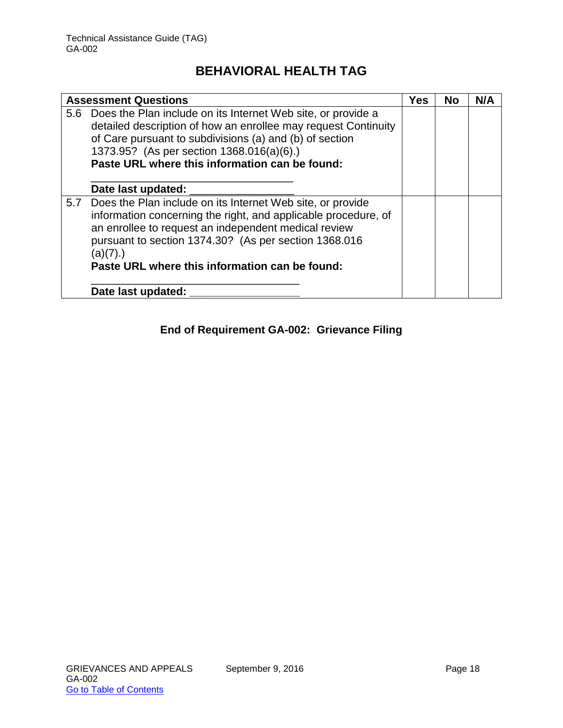# BEHAVIORAL HEALTH TAG

| Assessment Questions | Yes | No | N/A |
|---|---|---|---|
| 5.6 Does the Plan include on its Internet Web site, or provide a detailed description of how an enrollee may request Continuity of Care pursuant to subdivisions (a) and (b) of section 1373.95? (As per section 1368.016(a)(6).)<br>**Paste URL where this information can be found:**<br>_________________________________<br>**Date last updated:** ________________ | | | |
| 5.7 Does the Plan include on its Internet Web site, or provide information concerning the right, and applicable procedure, of an enrollee to request an independent medical review pursuant to section 1374.30? (As per section 1368.016 (a)(7).)<br>**Paste URL where this information can be found:**<br>_________________________________<br>**Date last updated:** ________________ | | | |

**End of Requirement GA-002: Grievance Filing**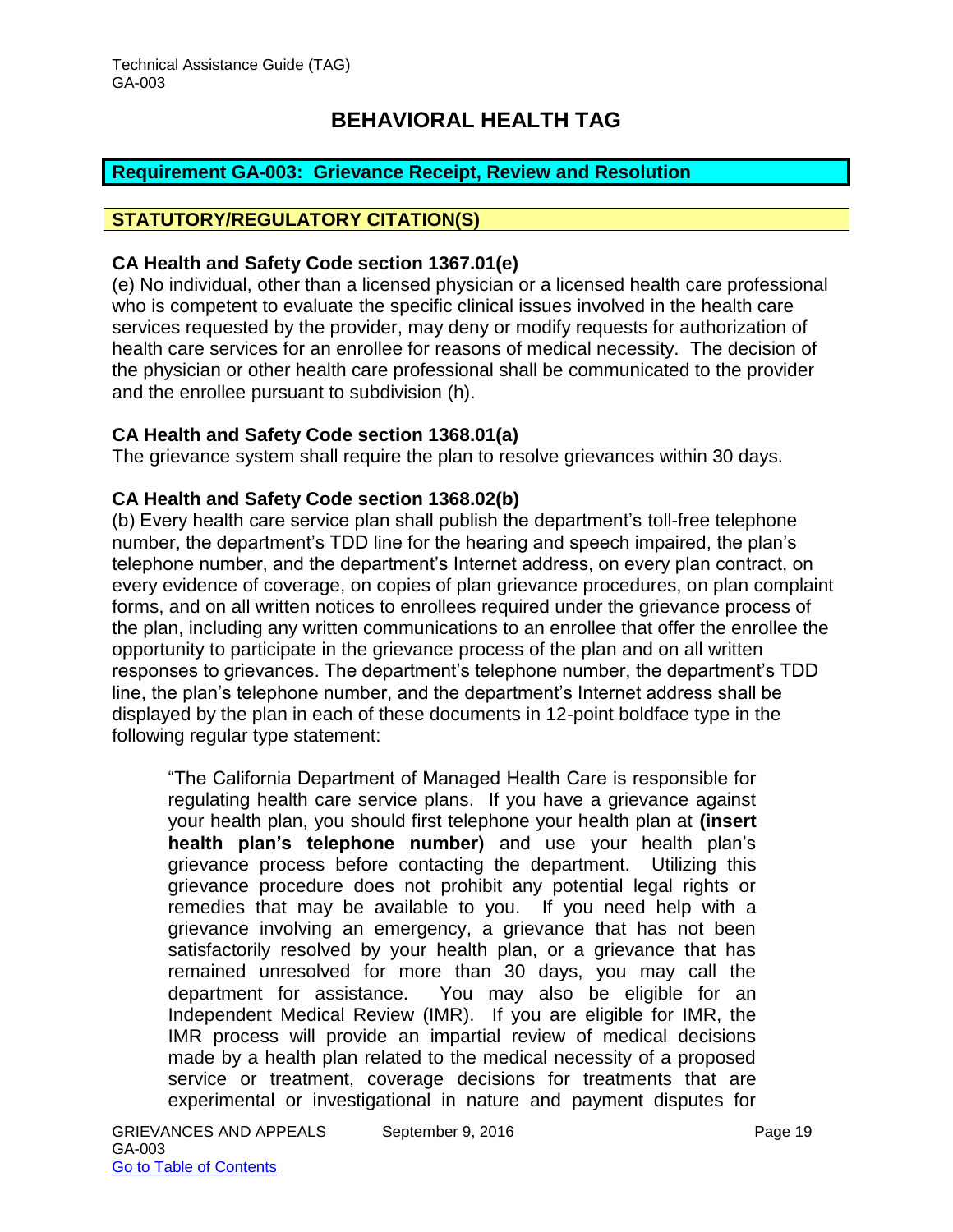# BEHAVIORAL HEALTH TAG

## Requirement GA-003: Grievance Receipt, Review and Resolution

### STATUTORY/REGULATORY CITATION(S)

**CA Health and Safety Code section 1367.01(e)**
(e) No individual, other than a licensed physician or a licensed health care professional who is competent to evaluate the specific clinical issues involved in the health care services requested by the provider, may deny or modify requests for authorization of health care services for an enrollee for reasons of medical necessity. The decision of the physician or other health care professional shall be communicated to the provider and the enrollee pursuant to subdivision (h).

**CA Health and Safety Code section 1368.01(a)**
The grievance system shall require the plan to resolve grievances within 30 days.

**CA Health and Safety Code section 1368.02(b)**
(b) Every health care service plan shall publish the department's toll-free telephone number, the department's TDD line for the hearing and speech impaired, the plan's telephone number, and the department's Internet address, on every plan contract, on every evidence of coverage, on copies of plan grievance procedures, on plan complaint forms, and on all written notices to enrollees required under the grievance process of the plan, including any written communications to an enrollee that offer the enrollee the opportunity to participate in the grievance process of the plan and on all written responses to grievances. The department's telephone number, the department's TDD line, the plan's telephone number, and the department's Internet address shall be displayed by the plan in each of these documents in 12-point boldface type in the following regular type statement:

> "The California Department of Managed Health Care is responsible for regulating health care service plans. If you have a grievance against your health plan, you should first telephone your health plan at **(insert health plan's telephone number)** and use your health plan's grievance process before contacting the department. Utilizing this grievance procedure does not prohibit any potential legal rights or remedies that may be available to you. If you need help with a grievance involving an emergency, a grievance that has not been satisfactorily resolved by your health plan, or a grievance that has remained unresolved for more than 30 days, you may call the department for assistance. You may also be eligible for an Independent Medical Review (IMR). If you are eligible for IMR, the IMR process will provide an impartial review of medical decisions made by a health plan related to the medical necessity of a proposed service or treatment, coverage decisions for treatments that are experimental or investigational in nature and payment disputes for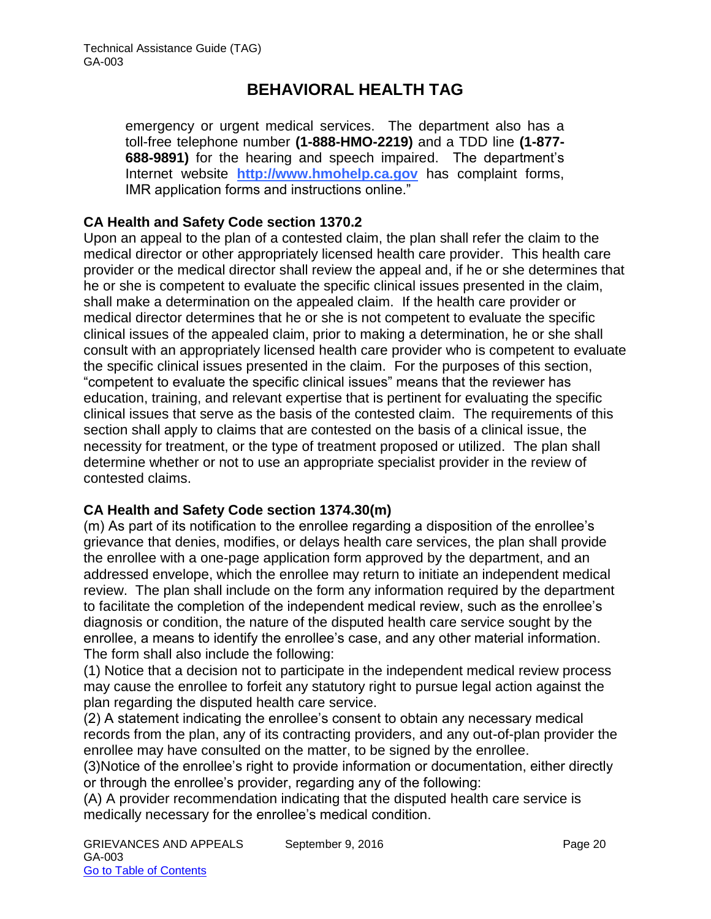emergency or urgent medical services. The department also has a toll-free telephone number **(1-888-HMO-2219)** and a TDD line **(1-877-688-9891)** for the hearing and speech impaired. The department's Internet website **[http://www.hmohelp.ca.gov](http://www.hmohelp.ca.gov)** has complaint forms, IMR application forms and instructions online."

**CA Health and Safety Code section 1370.2**

Upon an appeal to the plan of a contested claim, the plan shall refer the claim to the medical director or other appropriately licensed health care provider. This health care provider or the medical director shall review the appeal and, if he or she determines that he or she is competent to evaluate the specific clinical issues presented in the claim, shall make a determination on the appealed claim. If the health care provider or medical director determines that he or she is not competent to evaluate the specific clinical issues of the appealed claim, prior to making a determination, he or she shall consult with an appropriately licensed health care provider who is competent to evaluate the specific clinical issues presented in the claim. For the purposes of this section, "competent to evaluate the specific clinical issues" means that the reviewer has education, training, and relevant expertise that is pertinent for evaluating the specific clinical issues that serve as the basis of the contested claim. The requirements of this section shall apply to claims that are contested on the basis of a clinical issue, the necessity for treatment, or the type of treatment proposed or utilized. The plan shall determine whether or not to use an appropriate specialist provider in the review of contested claims.

**CA Health and Safety Code section 1374.30(m)**

(m) As part of its notification to the enrollee regarding a disposition of the enrollee's grievance that denies, modifies, or delays health care services, the plan shall provide the enrollee with a one-page application form approved by the department, and an addressed envelope, which the enrollee may return to initiate an independent medical review. The plan shall include on the form any information required by the department to facilitate the completion of the independent medical review, such as the enrollee's diagnosis or condition, the nature of the disputed health care service sought by the enrollee, a means to identify the enrollee's case, and any other material information. The form shall also include the following:

(1) Notice that a decision not to participate in the independent medical review process may cause the enrollee to forfeit any statutory right to pursue legal action against the plan regarding the disputed health care service.

(2) A statement indicating the enrollee's consent to obtain any necessary medical records from the plan, any of its contracting providers, and any out-of-plan provider the enrollee may have consulted on the matter, to be signed by the enrollee.

(3)Notice of the enrollee's right to provide information or documentation, either directly or through the enrollee's provider, regarding any of the following:

(A) A provider recommendation indicating that the disputed health care service is medically necessary for the enrollee's medical condition.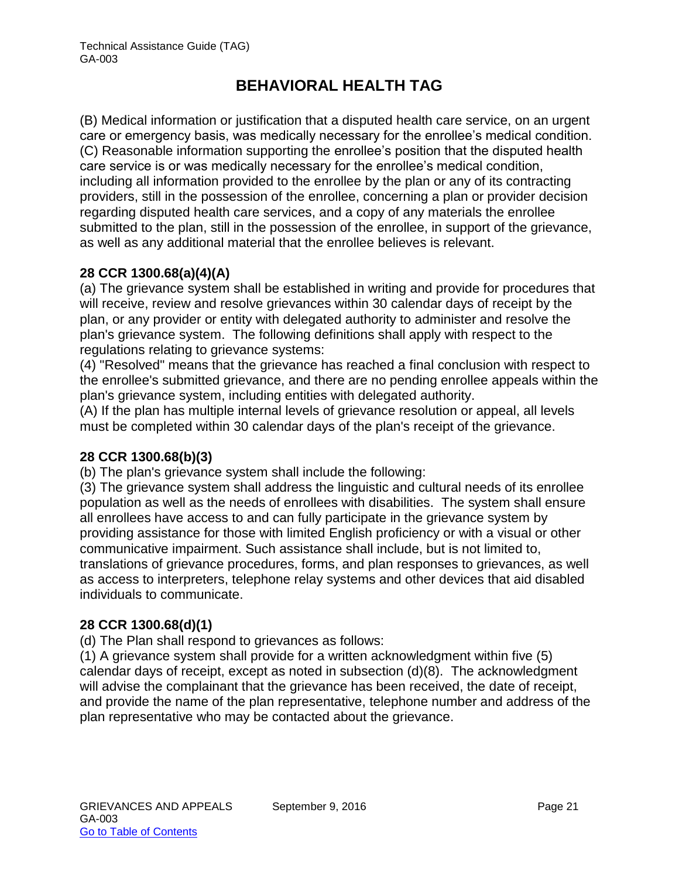(B) Medical information or justification that a disputed health care service, on an urgent care or emergency basis, was medically necessary for the enrollee's medical condition.
(C) Reasonable information supporting the enrollee's position that the disputed health care service is or was medically necessary for the enrollee's medical condition, including all information provided to the enrollee by the plan or any of its contracting providers, still in the possession of the enrollee, concerning a plan or provider decision regarding disputed health care services, and a copy of any materials the enrollee submitted to the plan, still in the possession of the enrollee, in support of the grievance, as well as any additional material that the enrollee believes is relevant.

**28 CCR 1300.68(a)(4)(A)**
(a) The grievance system shall be established in writing and provide for procedures that will receive, review and resolve grievances within 30 calendar days of receipt by the plan, or any provider or entity with delegated authority to administer and resolve the plan's grievance system. The following definitions shall apply with respect to the regulations relating to grievance systems:
(4) "Resolved" means that the grievance has reached a final conclusion with respect to the enrollee's submitted grievance, and there are no pending enrollee appeals within the plan's grievance system, including entities with delegated authority.
(A) If the plan has multiple internal levels of grievance resolution or appeal, all levels must be completed within 30 calendar days of the plan's receipt of the grievance.

**28 CCR 1300.68(b)(3)**
(b) The plan's grievance system shall include the following:
(3) The grievance system shall address the linguistic and cultural needs of its enrollee population as well as the needs of enrollees with disabilities. The system shall ensure all enrollees have access to and can fully participate in the grievance system by providing assistance for those with limited English proficiency or with a visual or other communicative impairment. Such assistance shall include, but is not limited to, translations of grievance procedures, forms, and plan responses to grievances, as well as access to interpreters, telephone relay systems and other devices that aid disabled individuals to communicate.

**28 CCR 1300.68(d)(1)**
(d) The Plan shall respond to grievances as follows:
(1) A grievance system shall provide for a written acknowledgment within five (5) calendar days of receipt, except as noted in subsection (d)(8). The acknowledgment will advise the complainant that the grievance has been received, the date of receipt, and provide the name of the plan representative, telephone number and address of the plan representative who may be contacted about the grievance.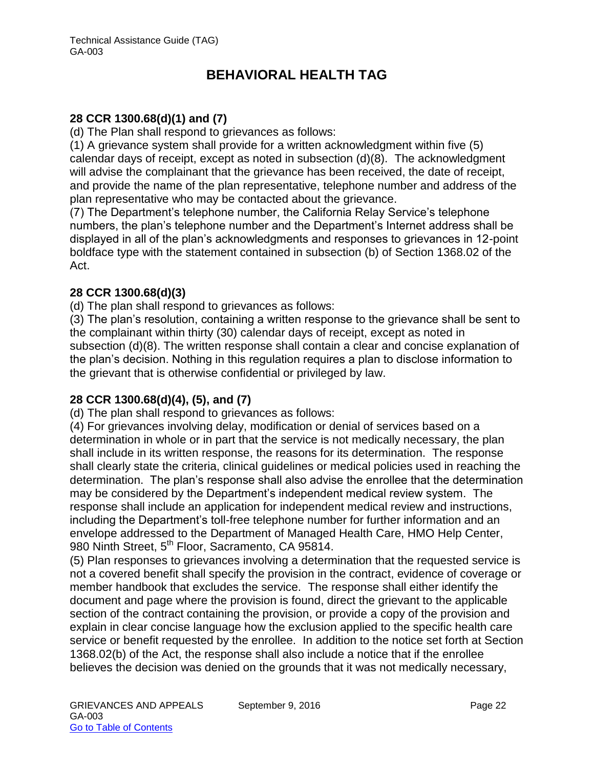## BEHAVIORAL HEALTH TAG

**28 CCR 1300.68(d)(1) and (7)**

(d) The Plan shall respond to grievances as follows:

(1) A grievance system shall provide for a written acknowledgment within five (5) calendar days of receipt, except as noted in subsection (d)(8). The acknowledgment will advise the complainant that the grievance has been received, the date of receipt, and provide the name of the plan representative, telephone number and address of the plan representative who may be contacted about the grievance.

(7) The Department's telephone number, the California Relay Service's telephone numbers, the plan's telephone number and the Department's Internet address shall be displayed in all of the plan's acknowledgments and responses to grievances in 12-point boldface type with the statement contained in subsection (b) of Section 1368.02 of the Act.

**28 CCR 1300.68(d)(3)**

(d) The plan shall respond to grievances as follows:

(3) The plan's resolution, containing a written response to the grievance shall be sent to the complainant within thirty (30) calendar days of receipt, except as noted in subsection (d)(8). The written response shall contain a clear and concise explanation of the plan's decision. Nothing in this regulation requires a plan to disclose information to the grievant that is otherwise confidential or privileged by law.

**28 CCR 1300.68(d)(4), (5), and (7)**

(d) The plan shall respond to grievances as follows:

(4) For grievances involving delay, modification or denial of services based on a determination in whole or in part that the service is not medically necessary, the plan shall include in its written response, the reasons for its determination. The response shall clearly state the criteria, clinical guidelines or medical policies used in reaching the determination. The plan's response shall also advise the enrollee that the determination may be considered by the Department's independent medical review system. The response shall include an application for independent medical review and instructions, including the Department's toll-free telephone number for further information and an envelope addressed to the Department of Managed Health Care, HMO Help Center, 980 Ninth Street, 5th Floor, Sacramento, CA 95814.

(5) Plan responses to grievances involving a determination that the requested service is not a covered benefit shall specify the provision in the contract, evidence of coverage or member handbook that excludes the service. The response shall either identify the document and page where the provision is found, direct the grievant to the applicable section of the contract containing the provision, or provide a copy of the provision and explain in clear concise language how the exclusion applied to the specific health care service or benefit requested by the enrollee. In addition to the notice set forth at Section 1368.02(b) of the Act, the response shall also include a notice that if the enrollee believes the decision was denied on the grounds that it was not medically necessary,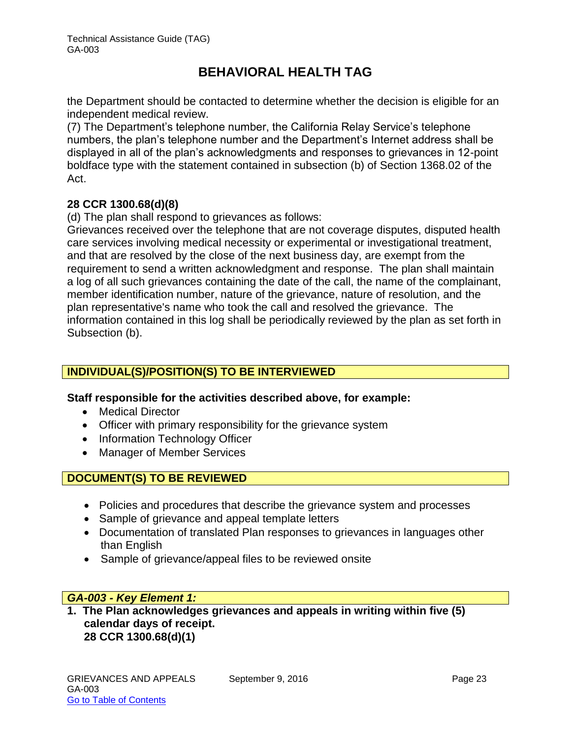the Department should be contacted to determine whether the decision is eligible for an independent medical review.

(7) The Department's telephone number, the California Relay Service's telephone numbers, the plan's telephone number and the Department's Internet address shall be displayed in all of the plan's acknowledgments and responses to grievances in 12-point boldface type with the statement contained in subsection (b) of Section 1368.02 of the Act.

**28 CCR 1300.68(d)(8)**

(d) The plan shall respond to grievances as follows:

Grievances received over the telephone that are not coverage disputes, disputed health care services involving medical necessity or experimental or investigational treatment, and that are resolved by the close of the next business day, are exempt from the requirement to send a written acknowledgment and response. The plan shall maintain a log of all such grievances containing the date of the call, the name of the complainant, member identification number, nature of the grievance, nature of resolution, and the plan representative's name who took the call and resolved the grievance. The information contained in this log shall be periodically reviewed by the plan as set forth in Subsection (b).

## INDIVIDUAL(S)/POSITION(S) TO BE INTERVIEWED

**Staff responsible for the activities described above, for example:**

- Medical Director
- Officer with primary responsibility for the grievance system
- Information Technology Officer
- Manager of Member Services

## DOCUMENT(S) TO BE REVIEWED

- Policies and procedures that describe the grievance system and processes
- Sample of grievance and appeal template letters
- Documentation of translated Plan responses to grievances in languages other than English
- Sample of grievance/appeal files to be reviewed onsite

## *GA-003 - Key Element 1:*

**1. The Plan acknowledges grievances and appeals in writing within five (5) calendar days of receipt.**
**28 CCR 1300.68(d)(1)**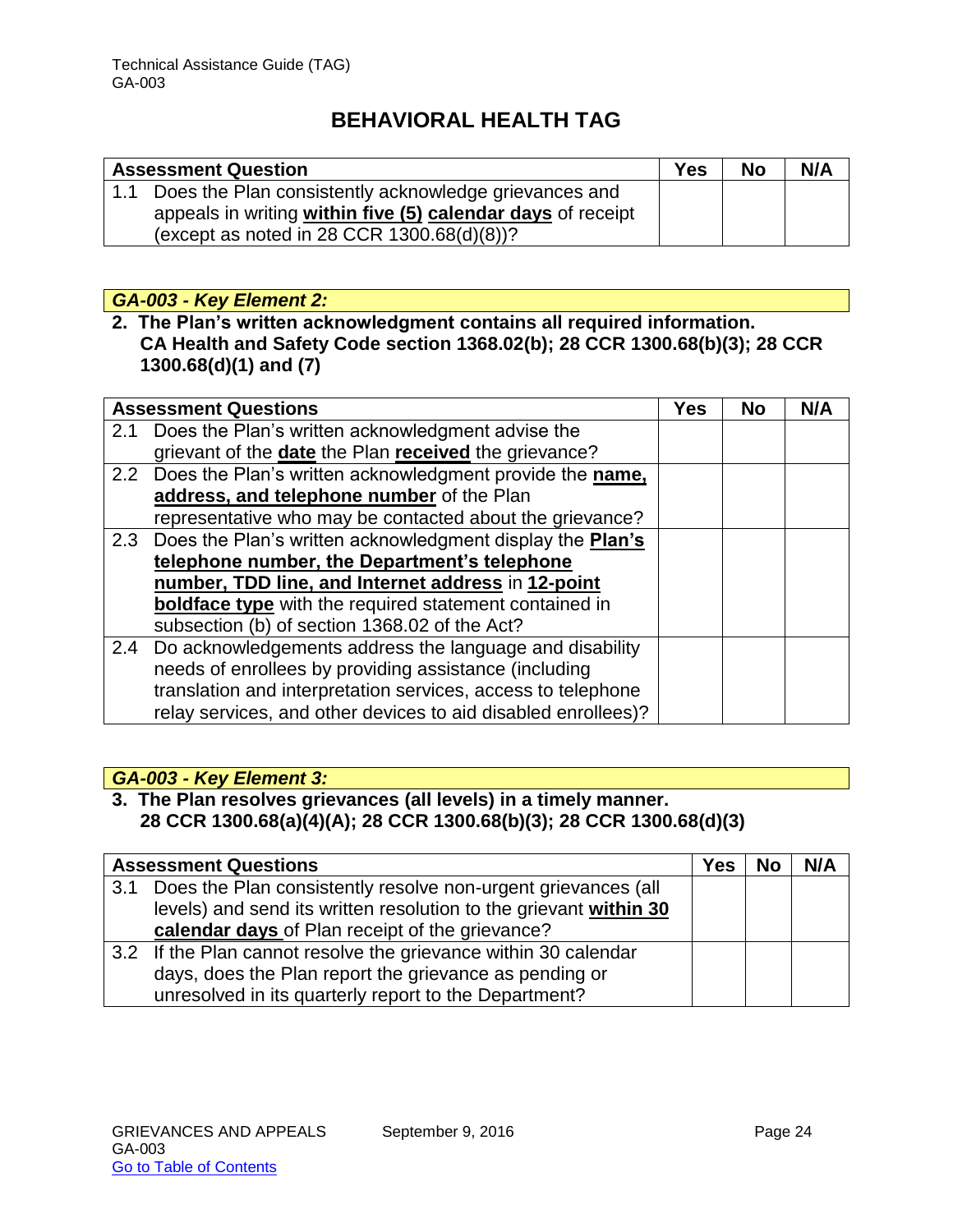# BEHAVIORAL HEALTH TAG

| Assessment Question | Yes | No | N/A |
|---|---|---|---|
| 1.1 Does the Plan consistently acknowledge grievances and appeals in writing **within five (5) calendar days** of receipt (except as noted in 28 CCR 1300.68(d)(8))? | | | |

### *GA-003 - Key Element 2:*

**2. The Plan's written acknowledgment contains all required information. CA Health and Safety Code section 1368.02(b); 28 CCR 1300.68(b)(3); 28 CCR 1300.68(d)(1) and (7)**

| Assessment Questions | Yes | No | N/A |
|---|---|---|---|
| 2.1 Does the Plan's written acknowledgment advise the grievant of the **date** the Plan **received** the grievance? | | | |
| 2.2 Does the Plan's written acknowledgment provide the **name, address, and telephone number** of the Plan representative who may be contacted about the grievance? | | | |
| 2.3 Does the Plan's written acknowledgment display the **Plan's telephone number, the Department's telephone number, TDD line, and Internet address** in **12-point boldface type** with the required statement contained in subsection (b) of section 1368.02 of the Act? | | | |
| 2.4 Do acknowledgements address the language and disability needs of enrollees by providing assistance (including translation and interpretation services, access to telephone relay services, and other devices to aid disabled enrollees)? | | | |

### *GA-003 - Key Element 3:*

**3. The Plan resolves grievances (all levels) in a timely manner. 28 CCR 1300.68(a)(4)(A); 28 CCR 1300.68(b)(3); 28 CCR 1300.68(d)(3)**

| Assessment Questions | Yes | No | N/A |
|---|---|---|---|
| 3.1 Does the Plan consistently resolve non-urgent grievances (all levels) and send its written resolution to the grievant **within 30 calendar days** of Plan receipt of the grievance? | | | |
| 3.2 If the Plan cannot resolve the grievance within 30 calendar days, does the Plan report the grievance as pending or unresolved in its quarterly report to the Department? | | | |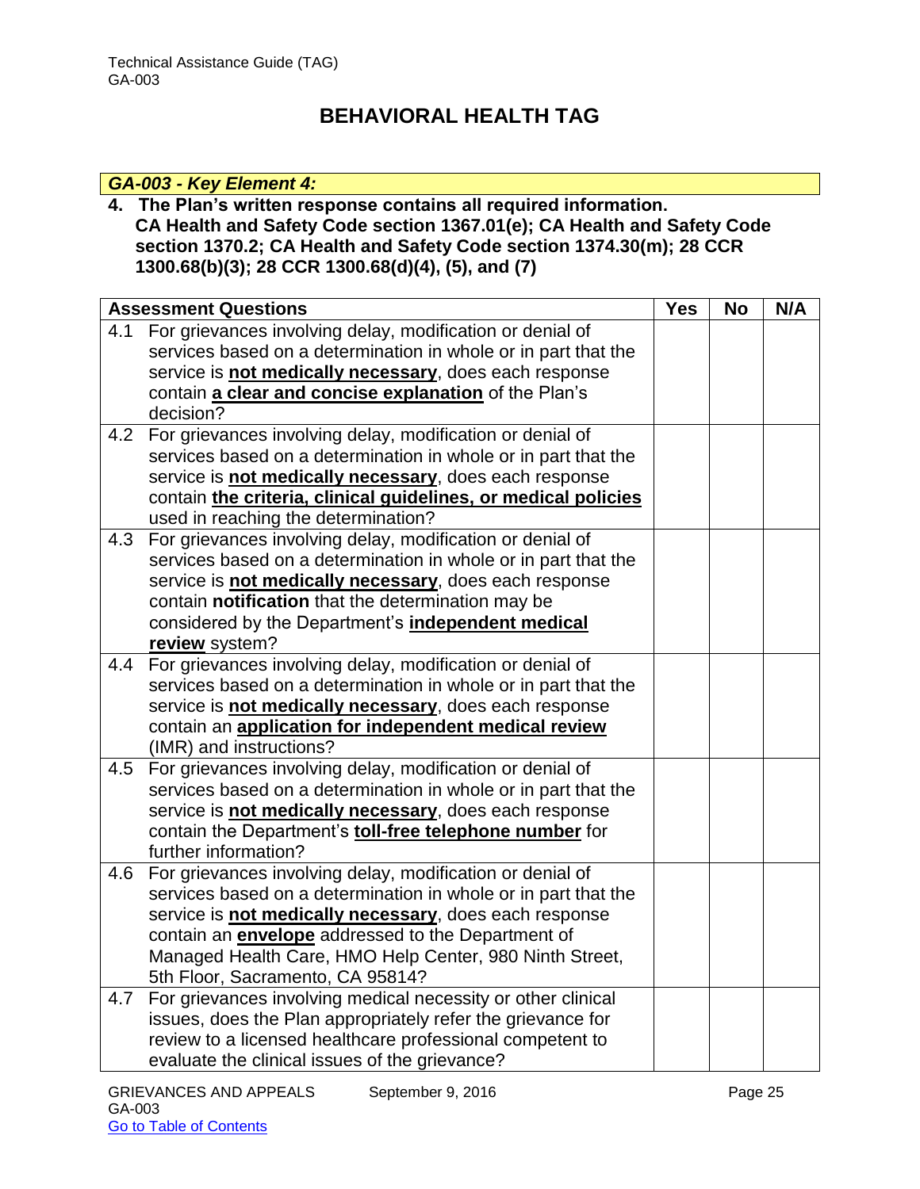# BEHAVIORAL HEALTH TAG

***GA-003 - Key Element 4:***

**4. The Plan's written response contains all required information. CA Health and Safety Code section 1367.01(e); CA Health and Safety Code section 1370.2; CA Health and Safety Code section 1374.30(m); 28 CCR 1300.68(b)(3); 28 CCR 1300.68(d)(4), (5), and (7)**

| **Assessment Questions** | **Yes** | **No** | **N/A** |
|---|---|---|---|
| 4.1 For grievances involving delay, modification or denial of services based on a determination in whole or in part that the service is **not medically necessary**, does each response contain **a clear and concise explanation** of the Plan's decision? | | | |
| 4.2 For grievances involving delay, modification or denial of services based on a determination in whole or in part that the service is **not medically necessary**, does each response contain **the criteria, clinical guidelines, or medical policies** used in reaching the determination? | | | |
| 4.3 For grievances involving delay, modification or denial of services based on a determination in whole or in part that the service is **not medically necessary**, does each response contain **notification** that the determination may be considered by the Department's **independent medical review** system? | | | |
| 4.4 For grievances involving delay, modification or denial of services based on a determination in whole or in part that the service is **not medically necessary**, does each response contain an **application for independent medical review** (IMR) and instructions? | | | |
| 4.5 For grievances involving delay, modification or denial of services based on a determination in whole or in part that the service is **not medically necessary**, does each response contain the Department's **toll-free telephone number** for further information? | | | |
| 4.6 For grievances involving delay, modification or denial of services based on a determination in whole or in part that the service is **not medically necessary**, does each response contain an **envelope** addressed to the Department of Managed Health Care, HMO Help Center, 980 Ninth Street, 5th Floor, Sacramento, CA 95814? | | | |
| 4.7 For grievances involving medical necessity or other clinical issues, does the Plan appropriately refer the grievance for review to a licensed healthcare professional competent to evaluate the clinical issues of the grievance? | | | |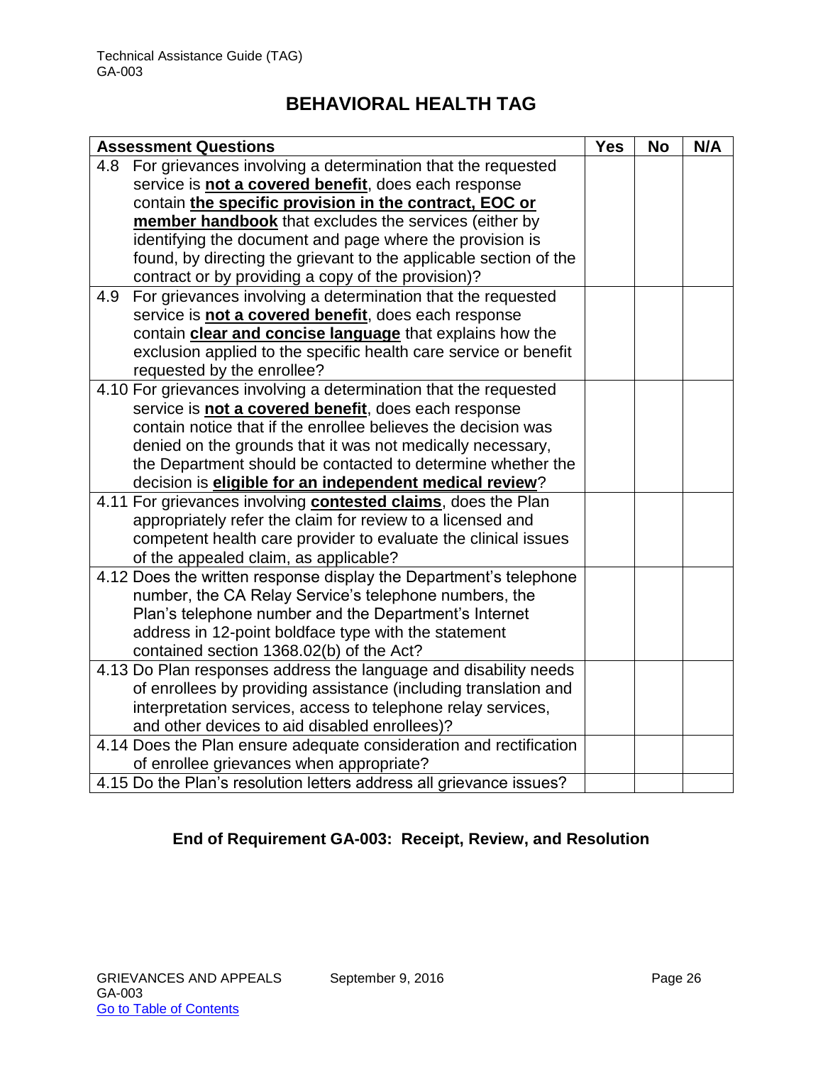# BEHAVIORAL HEALTH TAG

| Assessment Questions | Yes | No | N/A |
|---|---|---|---|
| 4.8 For grievances involving a determination that the requested service is **not a covered benefit**, does each response contain **the specific provision in the contract, EOC or member handbook** that excludes the services (either by identifying the document and page where the provision is found, by directing the grievant to the applicable section of the contract or by providing a copy of the provision)? | | | |
| 4.9 For grievances involving a determination that the requested service is **not a covered benefit**, does each response contain **clear and concise language** that explains how the exclusion applied to the specific health care service or benefit requested by the enrollee? | | | |
| 4.10 For grievances involving a determination that the requested service is **not a covered benefit**, does each response contain notice that if the enrollee believes the decision was denied on the grounds that it was not medically necessary, the Department should be contacted to determine whether the decision is **eligible for an independent medical review**? | | | |
| 4.11 For grievances involving **contested claims**, does the Plan appropriately refer the claim for review to a licensed and competent health care provider to evaluate the clinical issues of the appealed claim, as applicable? | | | |
| 4.12 Does the written response display the Department's telephone number, the CA Relay Service's telephone numbers, the Plan's telephone number and the Department's Internet address in 12-point boldface type with the statement contained section 1368.02(b) of the Act? | | | |
| 4.13 Do Plan responses address the language and disability needs of enrollees by providing assistance (including translation and interpretation services, access to telephone relay services, and other devices to aid disabled enrollees)? | | | |
| 4.14 Does the Plan ensure adequate consideration and rectification of enrollee grievances when appropriate? | | | |
| 4.15 Do the Plan's resolution letters address all grievance issues? | | | |

**End of Requirement GA-003: Receipt, Review, and Resolution**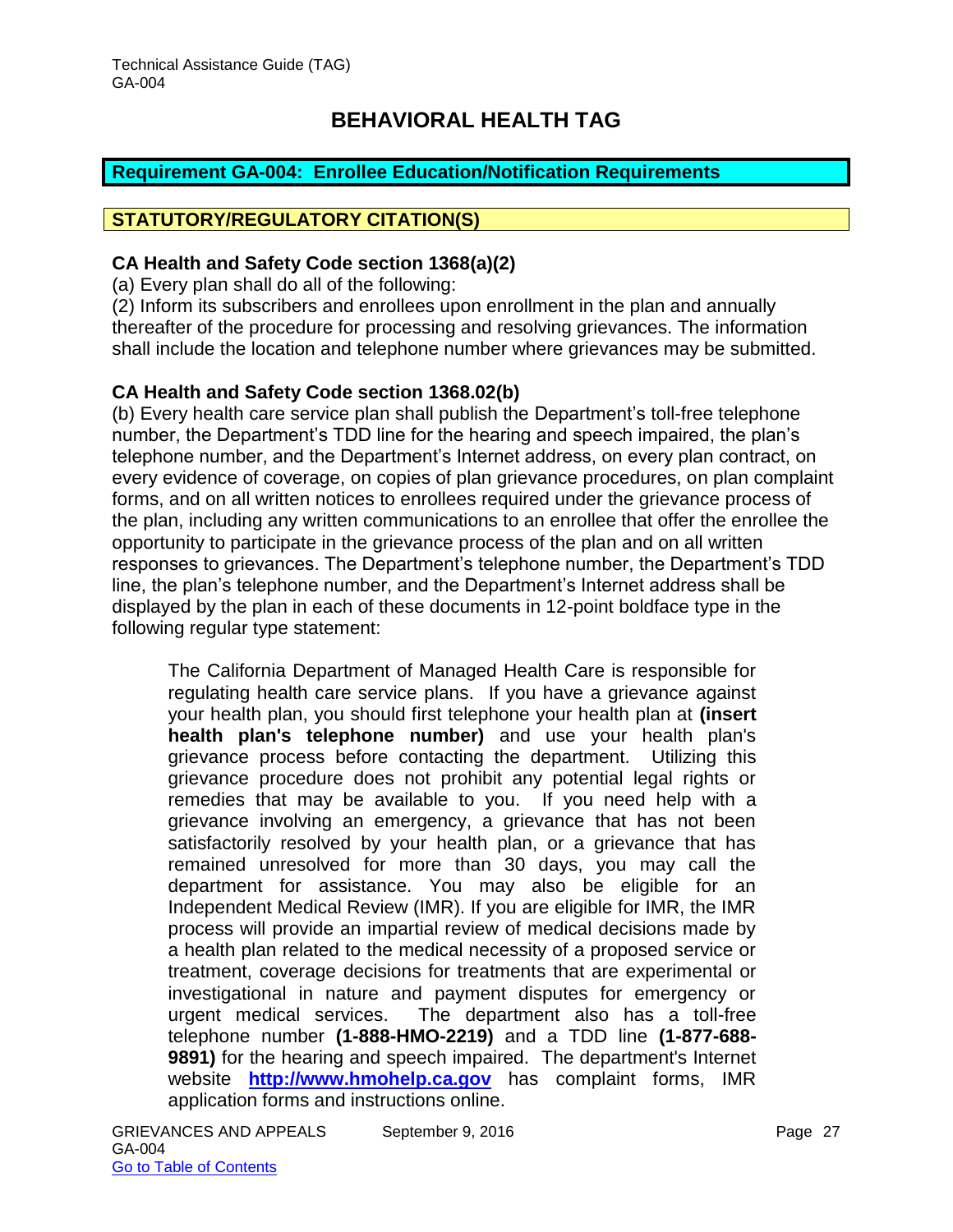# BEHAVIORAL HEALTH TAG

## Requirement GA-004: Enrollee Education/Notification Requirements

## STATUTORY/REGULATORY CITATION(S)

**CA Health and Safety Code section 1368(a)(2)**

(a) Every plan shall do all of the following:

(2) Inform its subscribers and enrollees upon enrollment in the plan and annually thereafter of the procedure for processing and resolving grievances. The information shall include the location and telephone number where grievances may be submitted.

**CA Health and Safety Code section 1368.02(b)**

(b) Every health care service plan shall publish the Department's toll-free telephone number, the Department's TDD line for the hearing and speech impaired, the plan's telephone number, and the Department's Internet address, on every plan contract, on every evidence of coverage, on copies of plan grievance procedures, on plan complaint forms, and on all written notices to enrollees required under the grievance process of the plan, including any written communications to an enrollee that offer the enrollee the opportunity to participate in the grievance process of the plan and on all written responses to grievances. The Department's telephone number, the Department's TDD line, the plan's telephone number, and the Department's Internet address shall be displayed by the plan in each of these documents in 12-point boldface type in the following regular type statement:

> The California Department of Managed Health Care is responsible for regulating health care service plans. If you have a grievance against your health plan, you should first telephone your health plan at **(insert health plan's telephone number)** and use your health plan's grievance process before contacting the department. Utilizing this grievance procedure does not prohibit any potential legal rights or remedies that may be available to you. If you need help with a grievance involving an emergency, a grievance that has not been satisfactorily resolved by your health plan, or a grievance that has remained unresolved for more than 30 days, you may call the department for assistance. You may also be eligible for an Independent Medical Review (IMR). If you are eligible for IMR, the IMR process will provide an impartial review of medical decisions made by a health plan related to the medical necessity of a proposed service or treatment, coverage decisions for treatments that are experimental or investigational in nature and payment disputes for emergency or urgent medical services. The department also has a toll-free telephone number **(1-888-HMO-2219)** and a TDD line **(1-877-688-9891)** for the hearing and speech impaired. The department's Internet website **[http://www.hmohelp.ca.gov](http://www.hmohelp.ca.gov)** has complaint forms, IMR application forms and instructions online.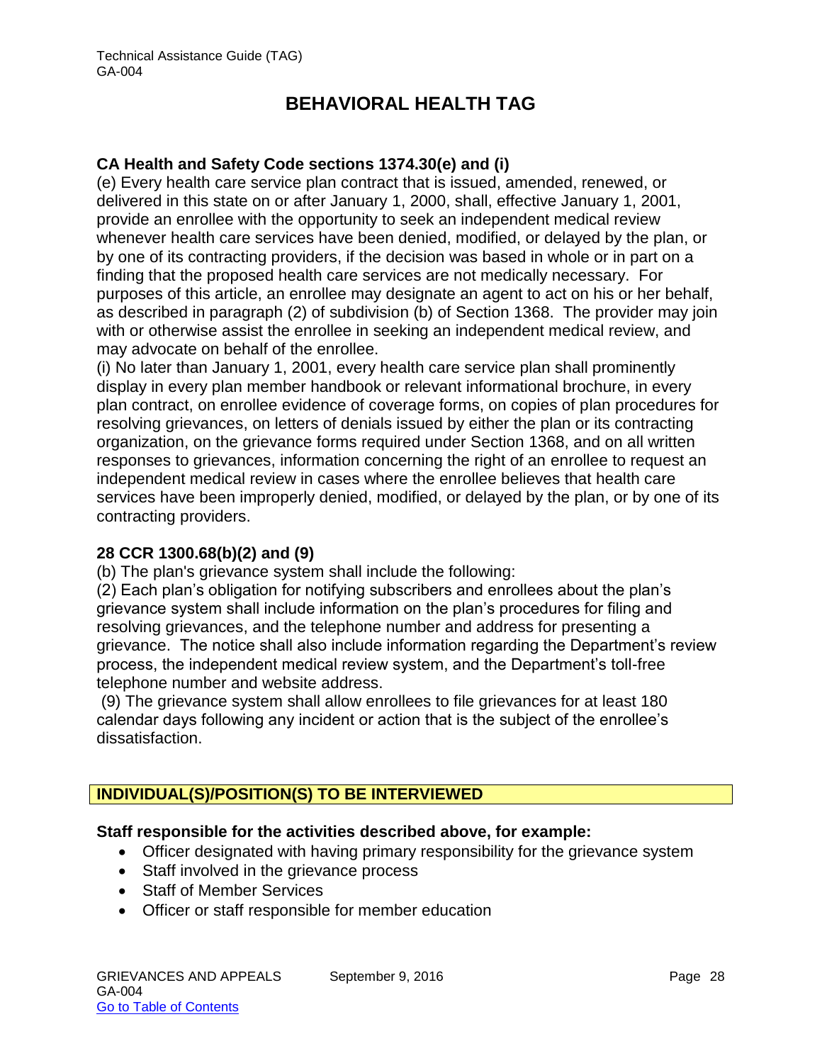# BEHAVIORAL HEALTH TAG

**CA Health and Safety Code sections 1374.30(e) and (i)**

(e) Every health care service plan contract that is issued, amended, renewed, or delivered in this state on or after January 1, 2000, shall, effective January 1, 2001, provide an enrollee with the opportunity to seek an independent medical review whenever health care services have been denied, modified, or delayed by the plan, or by one of its contracting providers, if the decision was based in whole or in part on a finding that the proposed health care services are not medically necessary. For purposes of this article, an enrollee may designate an agent to act on his or her behalf, as described in paragraph (2) of subdivision (b) of Section 1368. The provider may join with or otherwise assist the enrollee in seeking an independent medical review, and may advocate on behalf of the enrollee.

(i) No later than January 1, 2001, every health care service plan shall prominently display in every plan member handbook or relevant informational brochure, in every plan contract, on enrollee evidence of coverage forms, on copies of plan procedures for resolving grievances, on letters of denials issued by either the plan or its contracting organization, on the grievance forms required under Section 1368, and on all written responses to grievances, information concerning the right of an enrollee to request an independent medical review in cases where the enrollee believes that health care services have been improperly denied, modified, or delayed by the plan, or by one of its contracting providers.

**28 CCR 1300.68(b)(2) and (9)**

(b) The plan's grievance system shall include the following:

(2) Each plan's obligation for notifying subscribers and enrollees about the plan's grievance system shall include information on the plan's procedures for filing and resolving grievances, and the telephone number and address for presenting a grievance. The notice shall also include information regarding the Department's review process, the independent medical review system, and the Department's toll-free telephone number and website address.

(9) The grievance system shall allow enrollees to file grievances for at least 180 calendar days following any incident or action that is the subject of the enrollee's dissatisfaction.

## INDIVIDUAL(S)/POSITION(S) TO BE INTERVIEWED

**Staff responsible for the activities described above, for example:**

- Officer designated with having primary responsibility for the grievance system
- Staff involved in the grievance process
- Staff of Member Services
- Officer or staff responsible for member education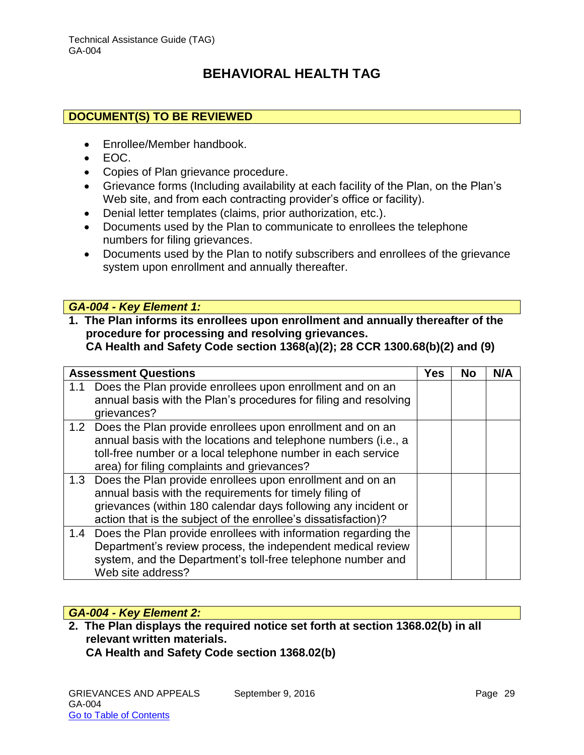# BEHAVIORAL HEALTH TAG

## DOCUMENT(S) TO BE REVIEWED

- Enrollee/Member handbook.
- EOC.
- Copies of Plan grievance procedure.
- Grievance forms (Including availability at each facility of the Plan, on the Plan's Web site, and from each contracting provider's office or facility).
- Denial letter templates (claims, prior authorization, etc.).
- Documents used by the Plan to communicate to enrollees the telephone numbers for filing grievances.
- Documents used by the Plan to notify subscribers and enrollees of the grievance system upon enrollment and annually thereafter.

## *GA-004 - Key Element 1:*

**1. The Plan informs its enrollees upon enrollment and annually thereafter of the procedure for processing and resolving grievances.**
**CA Health and Safety Code section 1368(a)(2); 28 CCR 1300.68(b)(2) and (9)**

| Assessment Questions | Yes | No | N/A |
|---|---|---|---|
| 1.1 Does the Plan provide enrollees upon enrollment and on an annual basis with the Plan's procedures for filing and resolving grievances? | | | |
| 1.2 Does the Plan provide enrollees upon enrollment and on an annual basis with the locations and telephone numbers (i.e., a toll-free number or a local telephone number in each service area) for filing complaints and grievances? | | | |
| 1.3 Does the Plan provide enrollees upon enrollment and on an annual basis with the requirements for timely filing of grievances (within 180 calendar days following any incident or action that is the subject of the enrollee's dissatisfaction)? | | | |
| 1.4 Does the Plan provide enrollees with information regarding the Department's review process, the independent medical review system, and the Department's toll-free telephone number and Web site address? | | | |

## *GA-004 - Key Element 2:*

**2. The Plan displays the required notice set forth at section 1368.02(b) in all relevant written materials.**
**CA Health and Safety Code section 1368.02(b)**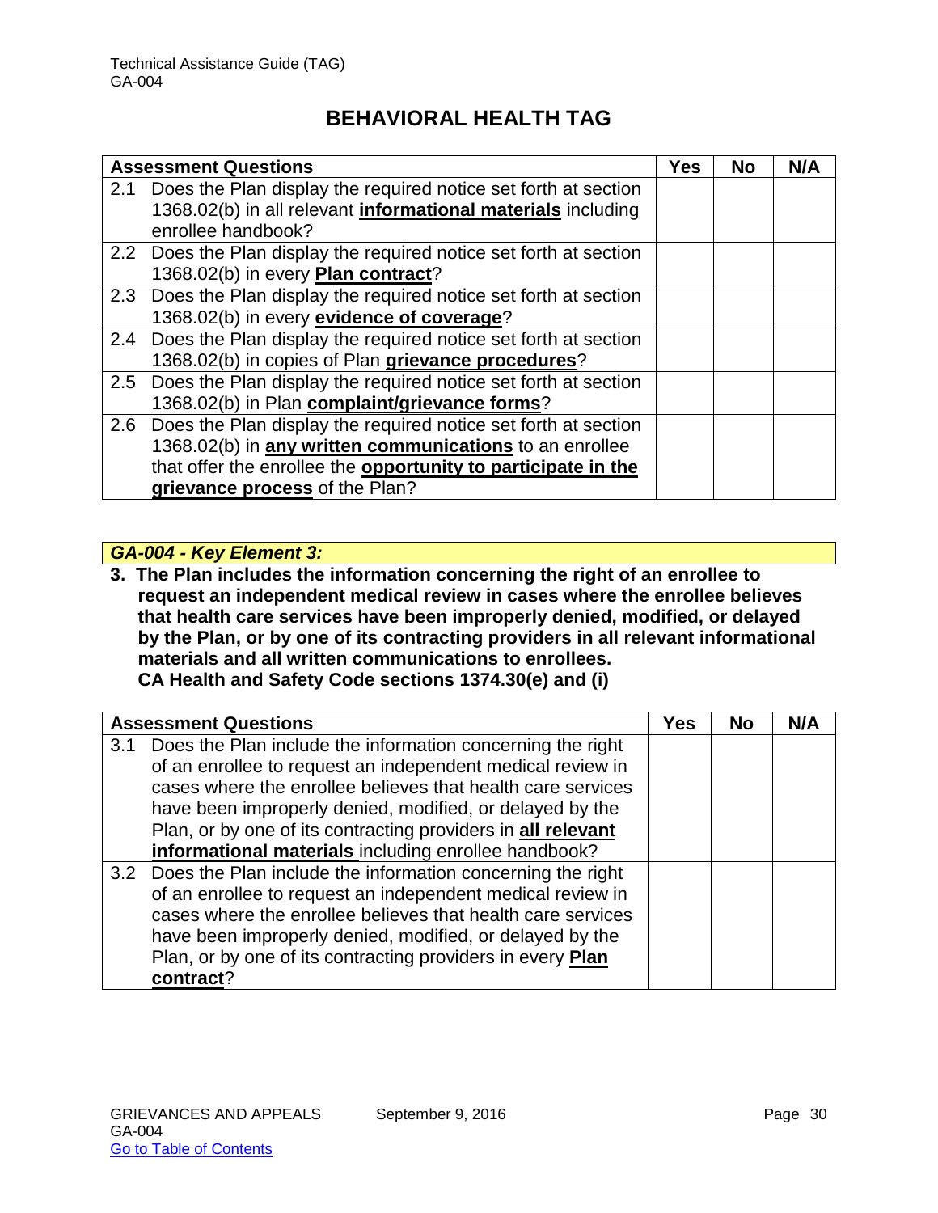# BEHAVIORAL HEALTH TAG

| Assessment Questions | Yes | No | N/A |
|---|---|---|---|
| 2.1 Does the Plan display the required notice set forth at section 1368.02(b) in all relevant **informational materials** including enrollee handbook? | | | |
| 2.2 Does the Plan display the required notice set forth at section 1368.02(b) in every **Plan contract**? | | | |
| 2.3 Does the Plan display the required notice set forth at section 1368.02(b) in every **evidence of coverage**? | | | |
| 2.4 Does the Plan display the required notice set forth at section 1368.02(b) in copies of Plan **grievance procedures**? | | | |
| 2.5 Does the Plan display the required notice set forth at section 1368.02(b) in Plan **complaint/grievance forms**? | | | |
| 2.6 Does the Plan display the required notice set forth at section 1368.02(b) in **any written communications** to an enrollee that offer the enrollee the **opportunity to participate in the grievance process** of the Plan? | | | |

***GA-004 - Key Element 3:***

**3. The Plan includes the information concerning the right of an enrollee to request an independent medical review in cases where the enrollee believes that health care services have been improperly denied, modified, or delayed by the Plan, or by one of its contracting providers in all relevant informational materials and all written communications to enrollees.**
**CA Health and Safety Code sections 1374.30(e) and (i)**

| Assessment Questions | Yes | No | N/A |
|---|---|---|---|
| 3.1 Does the Plan include the information concerning the right of an enrollee to request an independent medical review in cases where the enrollee believes that health care services have been improperly denied, modified, or delayed by the Plan, or by one of its contracting providers in **all relevant informational materials** including enrollee handbook? | | | |
| 3.2 Does the Plan include the information concerning the right of an enrollee to request an independent medical review in cases where the enrollee believes that health care services have been improperly denied, modified, or delayed by the Plan, or by one of its contracting providers in every **Plan contract**? | | | |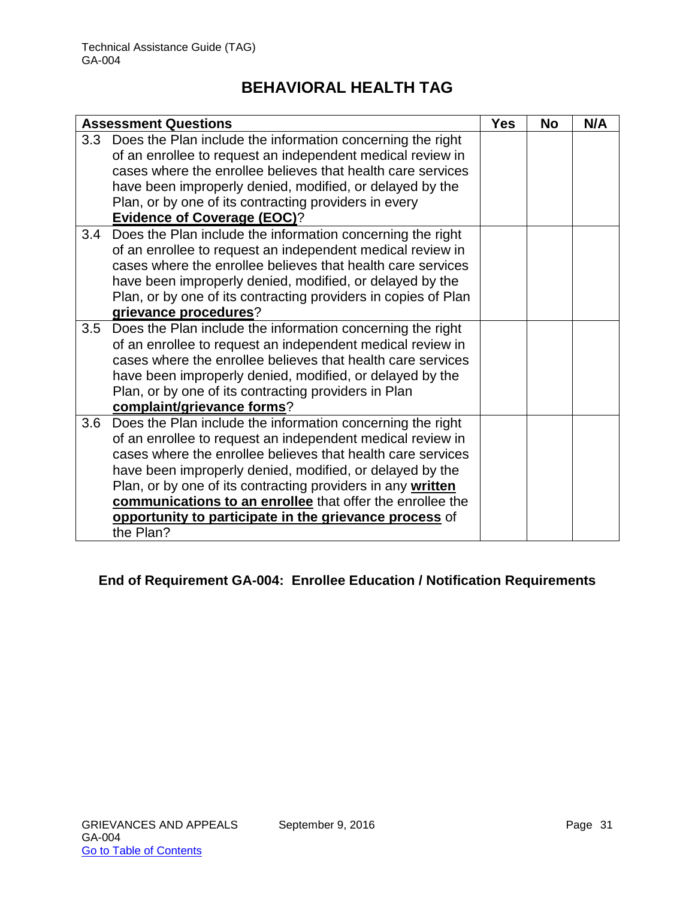# BEHAVIORAL HEALTH TAG

| Assessment Questions | Yes | No | N/A |
|---|---|---|---|
| 3.3 Does the Plan include the information concerning the right of an enrollee to request an independent medical review in cases where the enrollee believes that health care services have been improperly denied, modified, or delayed by the Plan, or by one of its contracting providers in every **Evidence of Coverage (EOC)**? | | | |
| 3.4 Does the Plan include the information concerning the right of an enrollee to request an independent medical review in cases where the enrollee believes that health care services have been improperly denied, modified, or delayed by the Plan, or by one of its contracting providers in copies of Plan **grievance procedures**? | | | |
| 3.5 Does the Plan include the information concerning the right of an enrollee to request an independent medical review in cases where the enrollee believes that health care services have been improperly denied, modified, or delayed by the Plan, or by one of its contracting providers in Plan **complaint/grievance forms**? | | | |
| 3.6 Does the Plan include the information concerning the right of an enrollee to request an independent medical review in cases where the enrollee believes that health care services have been improperly denied, modified, or delayed by the Plan, or by one of its contracting providers in any **written communications to an enrollee** that offer the enrollee the **opportunity to participate in the grievance process** of the Plan? | | | |

**End of Requirement GA-004: Enrollee Education / Notification Requirements**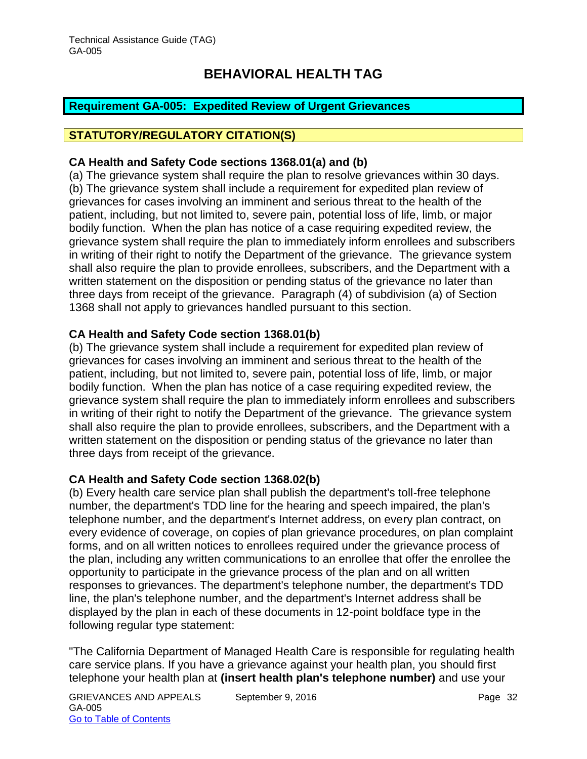# BEHAVIORAL HEALTH TAG

## Requirement GA-005: Expedited Review of Urgent Grievances

### STATUTORY/REGULATORY CITATION(S)

**CA Health and Safety Code sections 1368.01(a) and (b)**

(a) The grievance system shall require the plan to resolve grievances within 30 days.
(b) The grievance system shall include a requirement for expedited plan review of grievances for cases involving an imminent and serious threat to the health of the patient, including, but not limited to, severe pain, potential loss of life, limb, or major bodily function. When the plan has notice of a case requiring expedited review, the grievance system shall require the plan to immediately inform enrollees and subscribers in writing of their right to notify the Department of the grievance. The grievance system shall also require the plan to provide enrollees, subscribers, and the Department with a written statement on the disposition or pending status of the grievance no later than three days from receipt of the grievance. Paragraph (4) of subdivision (a) of Section 1368 shall not apply to grievances handled pursuant to this section.

**CA Health and Safety Code section 1368.01(b)**

(b) The grievance system shall include a requirement for expedited plan review of grievances for cases involving an imminent and serious threat to the health of the patient, including, but not limited to, severe pain, potential loss of life, limb, or major bodily function. When the plan has notice of a case requiring expedited review, the grievance system shall require the plan to immediately inform enrollees and subscribers in writing of their right to notify the Department of the grievance. The grievance system shall also require the plan to provide enrollees, subscribers, and the Department with a written statement on the disposition or pending status of the grievance no later than three days from receipt of the grievance.

**CA Health and Safety Code section 1368.02(b)**

(b) Every health care service plan shall publish the department's toll-free telephone number, the department's TDD line for the hearing and speech impaired, the plan's telephone number, and the department's Internet address, on every plan contract, on every evidence of coverage, on copies of plan grievance procedures, on plan complaint forms, and on all written notices to enrollees required under the grievance process of the plan, including any written communications to an enrollee that offer the enrollee the opportunity to participate in the grievance process of the plan and on all written responses to grievances. The department's telephone number, the department's TDD line, the plan's telephone number, and the department's Internet address shall be displayed by the plan in each of these documents in 12-point boldface type in the following regular type statement:

"The California Department of Managed Health Care is responsible for regulating health care service plans. If you have a grievance against your health plan, you should first telephone your health plan at **(insert health plan's telephone number)** and use your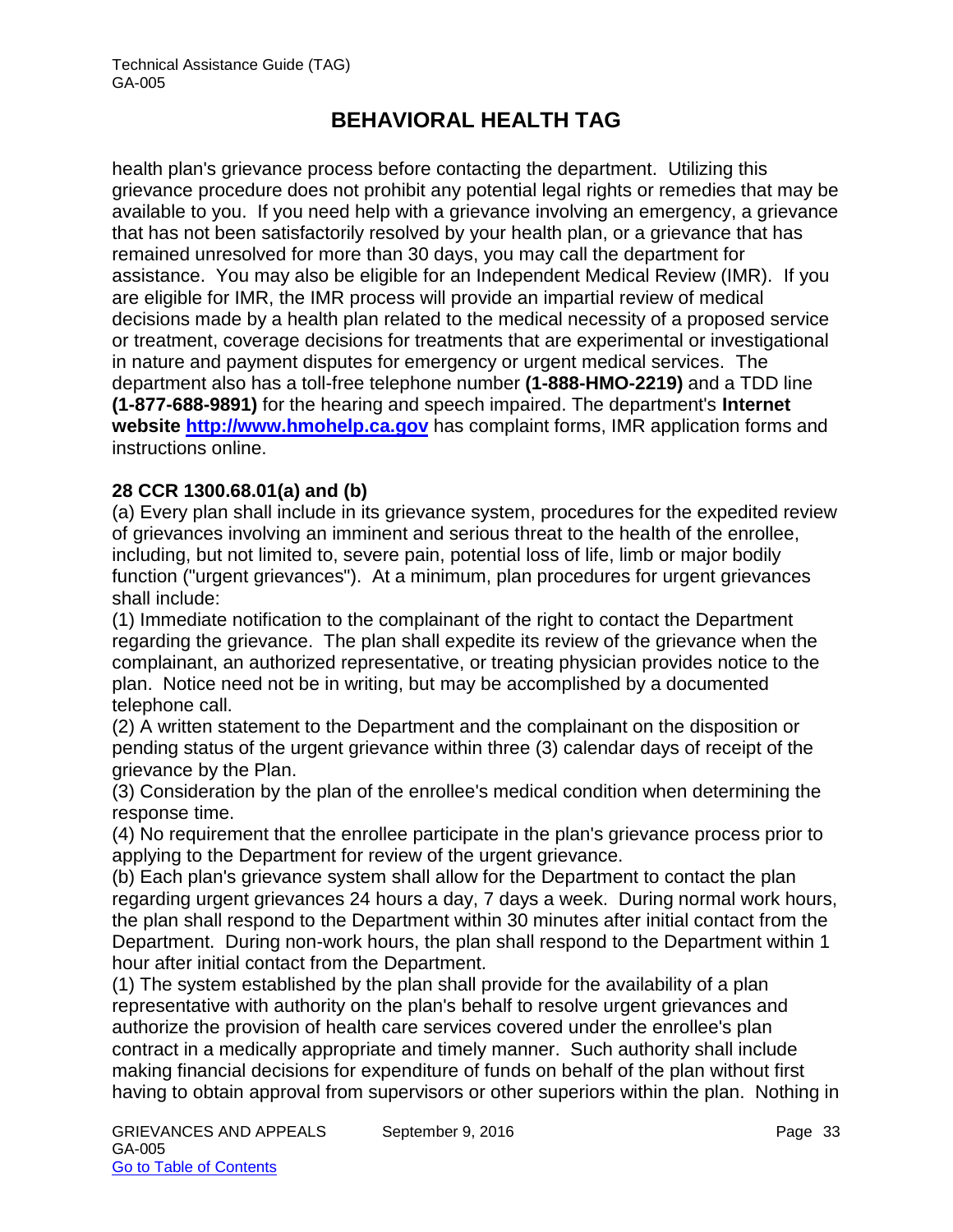health plan's grievance process before contacting the department. Utilizing this grievance procedure does not prohibit any potential legal rights or remedies that may be available to you. If you need help with a grievance involving an emergency, a grievance that has not been satisfactorily resolved by your health plan, or a grievance that has remained unresolved for more than 30 days, you may call the department for assistance. You may also be eligible for an Independent Medical Review (IMR). If you are eligible for IMR, the IMR process will provide an impartial review of medical decisions made by a health plan related to the medical necessity of a proposed service or treatment, coverage decisions for treatments that are experimental or investigational in nature and payment disputes for emergency or urgent medical services. The department also has a toll-free telephone number **(1-888-HMO-2219)** and a TDD line **(1-877-688-9891)** for the hearing and speech impaired. The department's **Internet website [http://www.hmohelp.ca.gov](http://www.hmohelp.ca.gov)** has complaint forms, IMR application forms and instructions online.

**28 CCR 1300.68.01(a) and (b)**

(a) Every plan shall include in its grievance system, procedures for the expedited review of grievances involving an imminent and serious threat to the health of the enrollee, including, but not limited to, severe pain, potential loss of life, limb or major bodily function ("urgent grievances"). At a minimum, plan procedures for urgent grievances shall include:

(1) Immediate notification to the complainant of the right to contact the Department regarding the grievance. The plan shall expedite its review of the grievance when the complainant, an authorized representative, or treating physician provides notice to the plan. Notice need not be in writing, but may be accomplished by a documented telephone call.

(2) A written statement to the Department and the complainant on the disposition or pending status of the urgent grievance within three (3) calendar days of receipt of the grievance by the Plan.

(3) Consideration by the plan of the enrollee's medical condition when determining the response time.

(4) No requirement that the enrollee participate in the plan's grievance process prior to applying to the Department for review of the urgent grievance.

(b) Each plan's grievance system shall allow for the Department to contact the plan regarding urgent grievances 24 hours a day, 7 days a week. During normal work hours, the plan shall respond to the Department within 30 minutes after initial contact from the Department. During non-work hours, the plan shall respond to the Department within 1 hour after initial contact from the Department.

(1) The system established by the plan shall provide for the availability of a plan representative with authority on the plan's behalf to resolve urgent grievances and authorize the provision of health care services covered under the enrollee's plan contract in a medically appropriate and timely manner. Such authority shall include making financial decisions for expenditure of funds on behalf of the plan without first having to obtain approval from supervisors or other superiors within the plan. Nothing in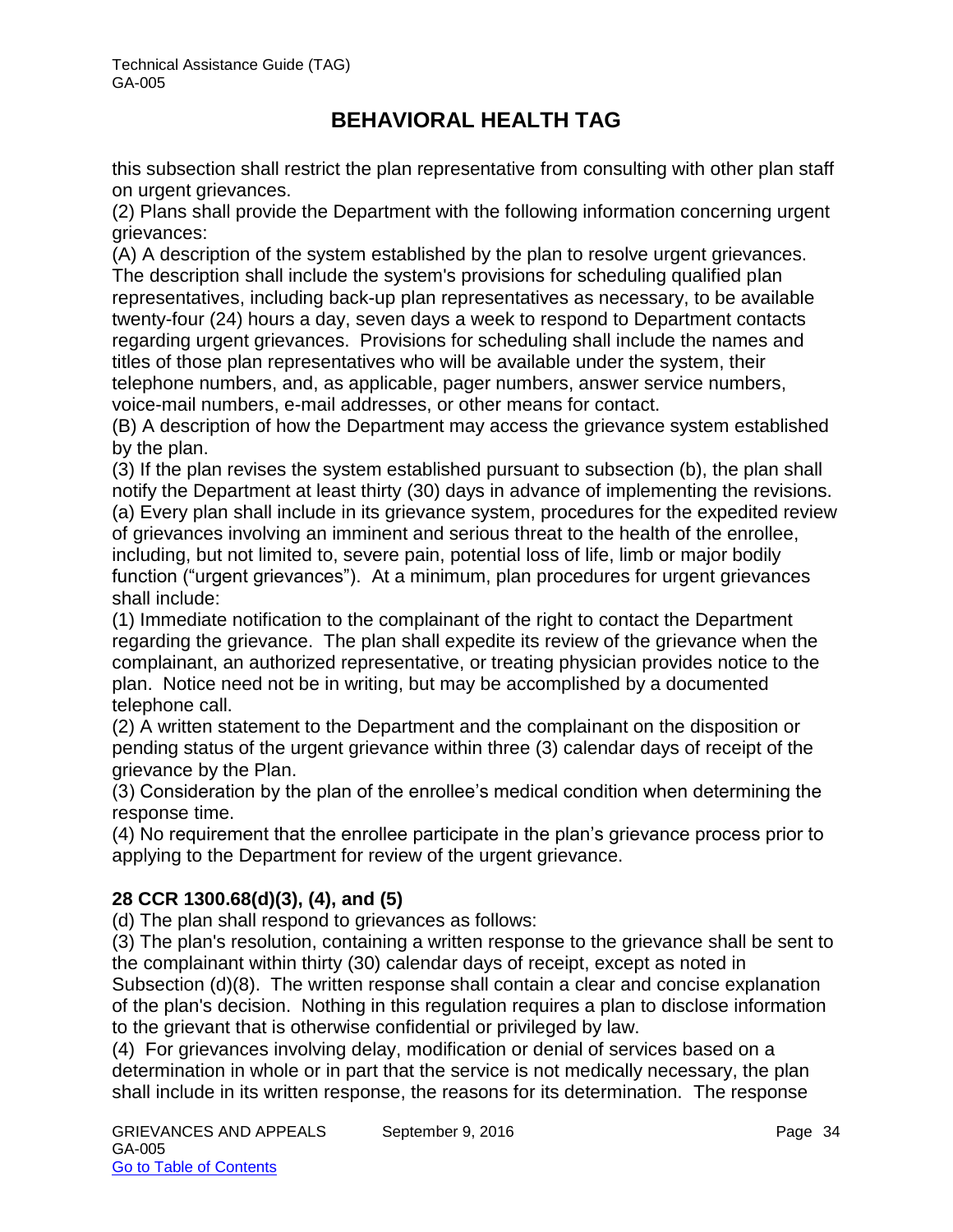this subsection shall restrict the plan representative from consulting with other plan staff on urgent grievances.

(2) Plans shall provide the Department with the following information concerning urgent grievances:

(A) A description of the system established by the plan to resolve urgent grievances. The description shall include the system's provisions for scheduling qualified plan representatives, including back-up plan representatives as necessary, to be available twenty-four (24) hours a day, seven days a week to respond to Department contacts regarding urgent grievances. Provisions for scheduling shall include the names and titles of those plan representatives who will be available under the system, their telephone numbers, and, as applicable, pager numbers, answer service numbers, voice-mail numbers, e-mail addresses, or other means for contact.

(B) A description of how the Department may access the grievance system established by the plan.

(3) If the plan revises the system established pursuant to subsection (b), the plan shall notify the Department at least thirty (30) days in advance of implementing the revisions.

(a) Every plan shall include in its grievance system, procedures for the expedited review of grievances involving an imminent and serious threat to the health of the enrollee, including, but not limited to, severe pain, potential loss of life, limb or major bodily function ("urgent grievances"). At a minimum, plan procedures for urgent grievances shall include:

(1) Immediate notification to the complainant of the right to contact the Department regarding the grievance. The plan shall expedite its review of the grievance when the complainant, an authorized representative, or treating physician provides notice to the plan. Notice need not be in writing, but may be accomplished by a documented telephone call.

(2) A written statement to the Department and the complainant on the disposition or pending status of the urgent grievance within three (3) calendar days of receipt of the grievance by the Plan.

(3) Consideration by the plan of the enrollee's medical condition when determining the response time.

(4) No requirement that the enrollee participate in the plan's grievance process prior to applying to the Department for review of the urgent grievance.

**28 CCR 1300.68(d)(3), (4), and (5)**

(d) The plan shall respond to grievances as follows:

(3) The plan's resolution, containing a written response to the grievance shall be sent to the complainant within thirty (30) calendar days of receipt, except as noted in Subsection (d)(8). The written response shall contain a clear and concise explanation of the plan's decision. Nothing in this regulation requires a plan to disclose information to the grievant that is otherwise confidential or privileged by law.

(4) For grievances involving delay, modification or denial of services based on a determination in whole or in part that the service is not medically necessary, the plan shall include in its written response, the reasons for its determination. The response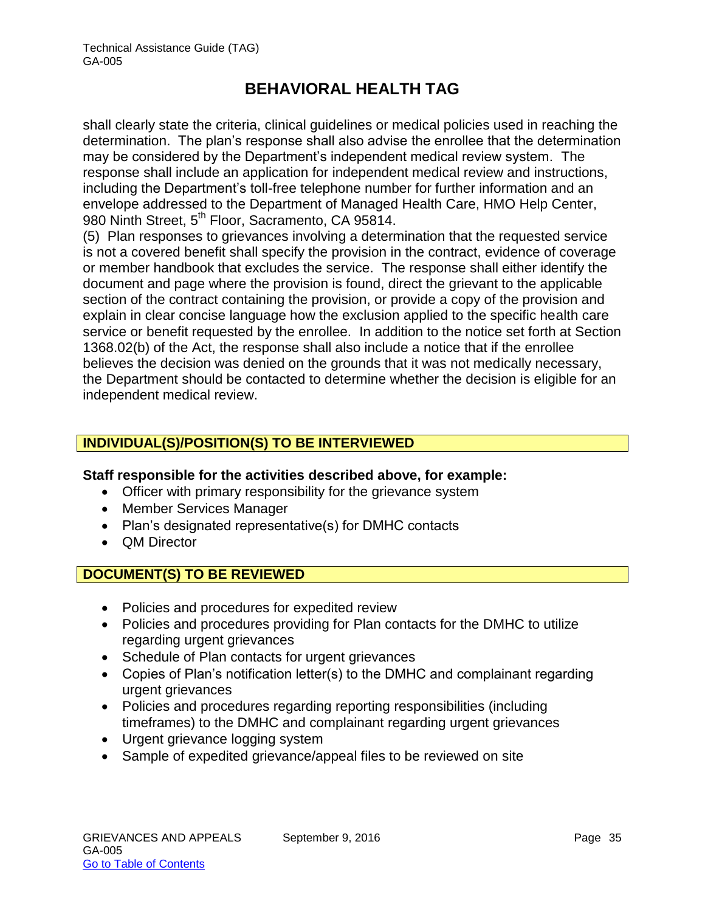shall clearly state the criteria, clinical guidelines or medical policies used in reaching the determination. The plan's response shall also advise the enrollee that the determination may be considered by the Department's independent medical review system. The response shall include an application for independent medical review and instructions, including the Department's toll-free telephone number for further information and an envelope addressed to the Department of Managed Health Care, HMO Help Center, 980 Ninth Street, 5th Floor, Sacramento, CA 95814.

(5) Plan responses to grievances involving a determination that the requested service is not a covered benefit shall specify the provision in the contract, evidence of coverage or member handbook that excludes the service. The response shall either identify the document and page where the provision is found, direct the grievant to the applicable section of the contract containing the provision, or provide a copy of the provision and explain in clear concise language how the exclusion applied to the specific health care service or benefit requested by the enrollee. In addition to the notice set forth at Section 1368.02(b) of the Act, the response shall also include a notice that if the enrollee believes the decision was denied on the grounds that it was not medically necessary, the Department should be contacted to determine whether the decision is eligible for an independent medical review.

## INDIVIDUAL(S)/POSITION(S) TO BE INTERVIEWED

**Staff responsible for the activities described above, for example:**

- Officer with primary responsibility for the grievance system
- Member Services Manager
- Plan's designated representative(s) for DMHC contacts
- QM Director

## DOCUMENT(S) TO BE REVIEWED

- Policies and procedures for expedited review
- Policies and procedures providing for Plan contacts for the DMHC to utilize regarding urgent grievances
- Schedule of Plan contacts for urgent grievances
- Copies of Plan's notification letter(s) to the DMHC and complainant regarding urgent grievances
- Policies and procedures regarding reporting responsibilities (including timeframes) to the DMHC and complainant regarding urgent grievances
- Urgent grievance logging system
- Sample of expedited grievance/appeal files to be reviewed on site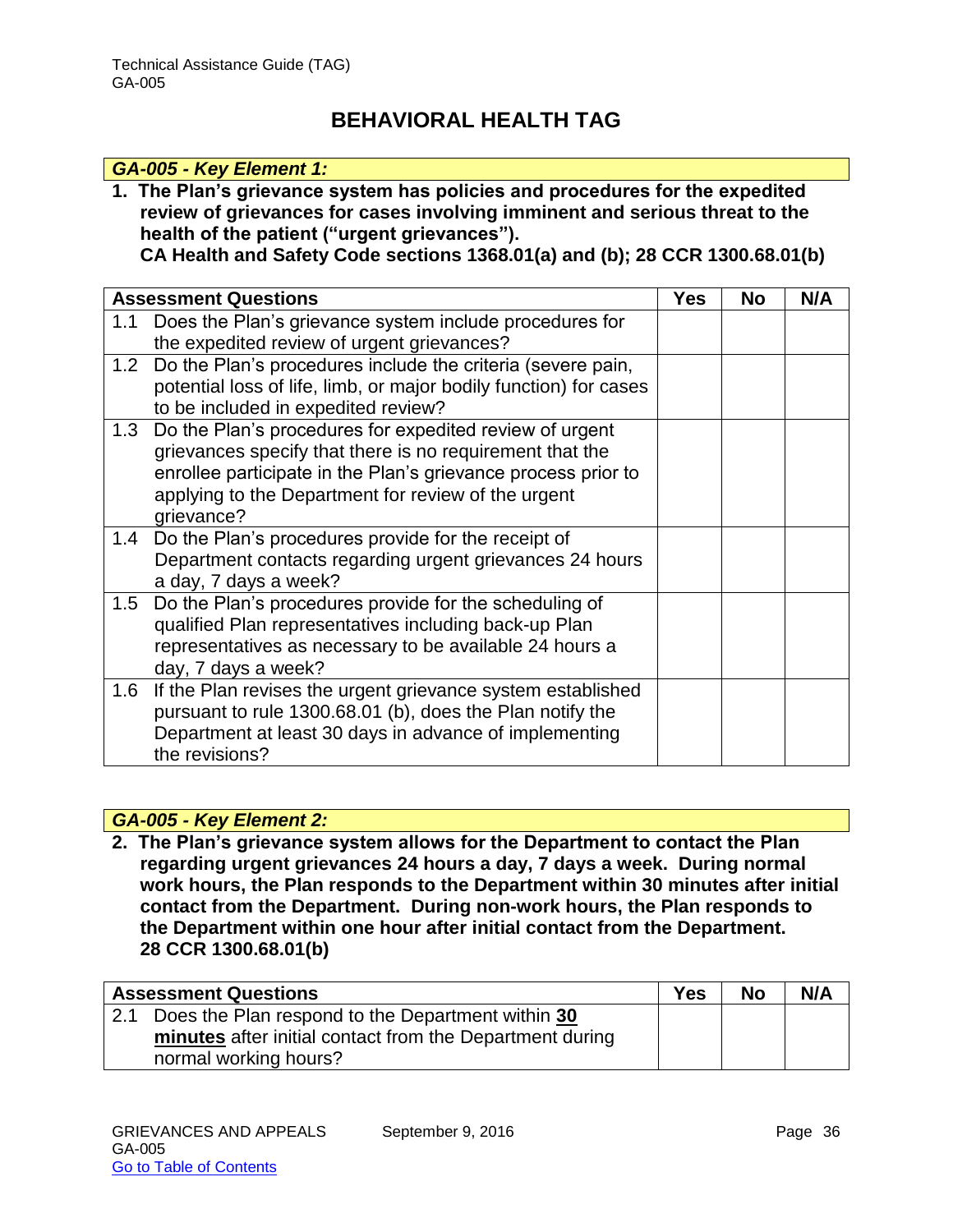# BEHAVIORAL HEALTH TAG

### *GA-005 - Key Element 1:*

**1. The Plan's grievance system has policies and procedures for the expedited review of grievances for cases involving imminent and serious threat to the health of the patient ("urgent grievances").**
**CA Health and Safety Code sections 1368.01(a) and (b); 28 CCR 1300.68.01(b)**

| Assessment Questions | Yes | No | N/A |
|---|---|---|---|
| 1.1 Does the Plan's grievance system include procedures for the expedited review of urgent grievances? | | | |
| 1.2 Do the Plan's procedures include the criteria (severe pain, potential loss of life, limb, or major bodily function) for cases to be included in expedited review? | | | |
| 1.3 Do the Plan's procedures for expedited review of urgent grievances specify that there is no requirement that the enrollee participate in the Plan's grievance process prior to applying to the Department for review of the urgent grievance? | | | |
| 1.4 Do the Plan's procedures provide for the receipt of Department contacts regarding urgent grievances 24 hours a day, 7 days a week? | | | |
| 1.5 Do the Plan's procedures provide for the scheduling of qualified Plan representatives including back-up Plan representatives as necessary to be available 24 hours a day, 7 days a week? | | | |
| 1.6 If the Plan revises the urgent grievance system established pursuant to rule 1300.68.01 (b), does the Plan notify the Department at least 30 days in advance of implementing the revisions? | | | |

### *GA-005 - Key Element 2:*

**2. The Plan's grievance system allows for the Department to contact the Plan regarding urgent grievances 24 hours a day, 7 days a week. During normal work hours, the Plan responds to the Department within 30 minutes after initial contact from the Department. During non-work hours, the Plan responds to the Department within one hour after initial contact from the Department.**
**28 CCR 1300.68.01(b)**

| Assessment Questions | Yes | No | N/A |
|---|---|---|---|
| 2.1 Does the Plan respond to the Department within **30 minutes** after initial contact from the Department during normal working hours? | | | |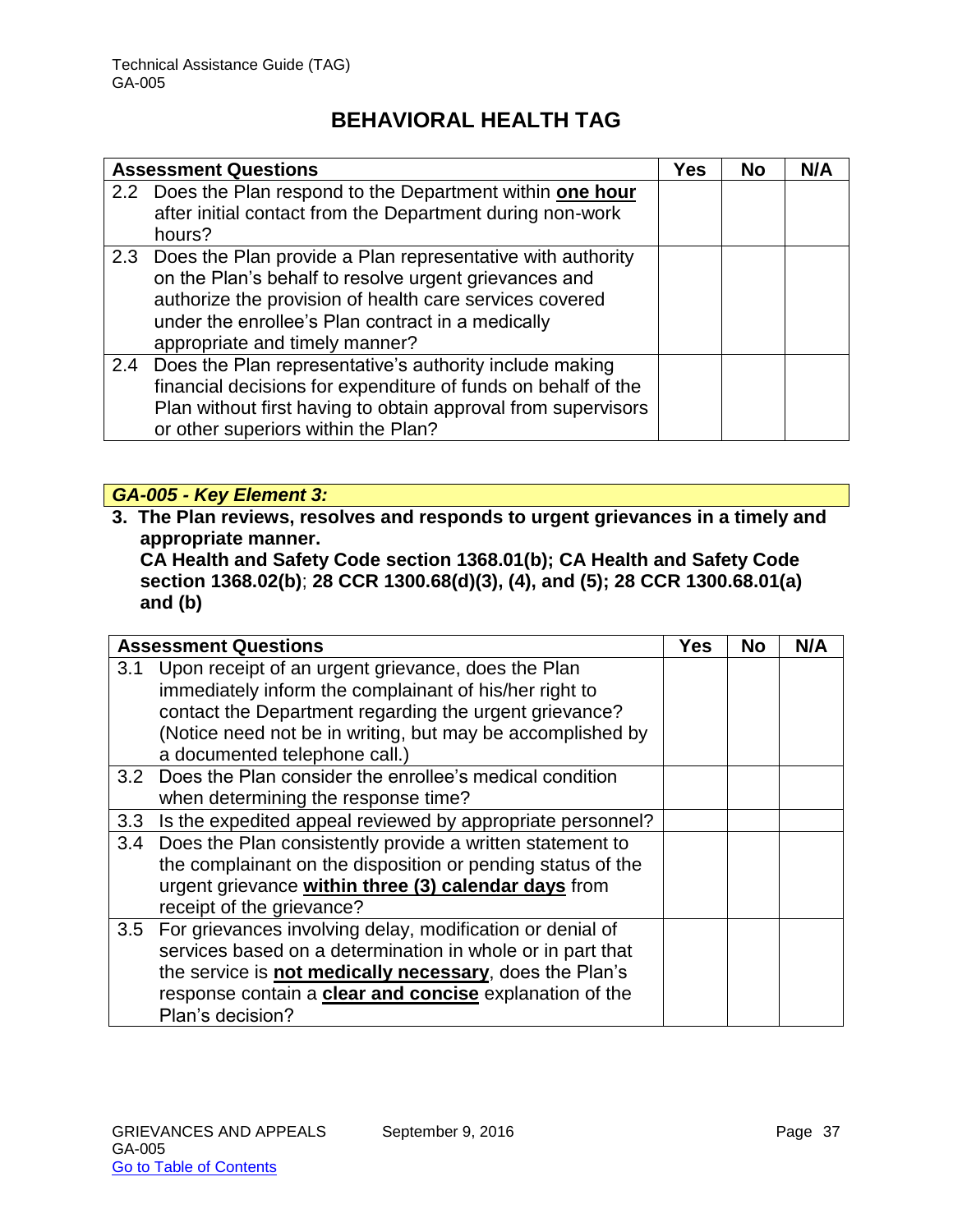## BEHAVIORAL HEALTH TAG

| Assessment Questions | Yes | No | N/A |
|---|---|---|---|
| 2.2 Does the Plan respond to the Department within **one hour** after initial contact from the Department during non-work hours? | | | |
| 2.3 Does the Plan provide a Plan representative with authority on the Plan's behalf to resolve urgent grievances and authorize the provision of health care services covered under the enrollee's Plan contract in a medically appropriate and timely manner? | | | |
| 2.4 Does the Plan representative's authority include making financial decisions for expenditure of funds on behalf of the Plan without first having to obtain approval from supervisors or other superiors within the Plan? | | | |

***GA-005 - Key Element 3:***

**3. The Plan reviews, resolves and responds to urgent grievances in a timely and appropriate manner.**
**CA Health and Safety Code section 1368.01(b); CA Health and Safety Code section 1368.02(b); 28 CCR 1300.68(d)(3), (4), and (5); 28 CCR 1300.68.01(a) and (b)**

| Assessment Questions | Yes | No | N/A |
|---|---|---|---|
| 3.1 Upon receipt of an urgent grievance, does the Plan immediately inform the complainant of his/her right to contact the Department regarding the urgent grievance? (Notice need not be in writing, but may be accomplished by a documented telephone call.) | | | |
| 3.2 Does the Plan consider the enrollee's medical condition when determining the response time? | | | |
| 3.3 Is the expedited appeal reviewed by appropriate personnel? | | | |
| 3.4 Does the Plan consistently provide a written statement to the complainant on the disposition or pending status of the urgent grievance **within three (3) calendar days** from receipt of the grievance? | | | |
| 3.5 For grievances involving delay, modification or denial of services based on a determination in whole or in part that the service is **not medically necessary**, does the Plan's response contain a **clear and concise** explanation of the Plan's decision? | | | |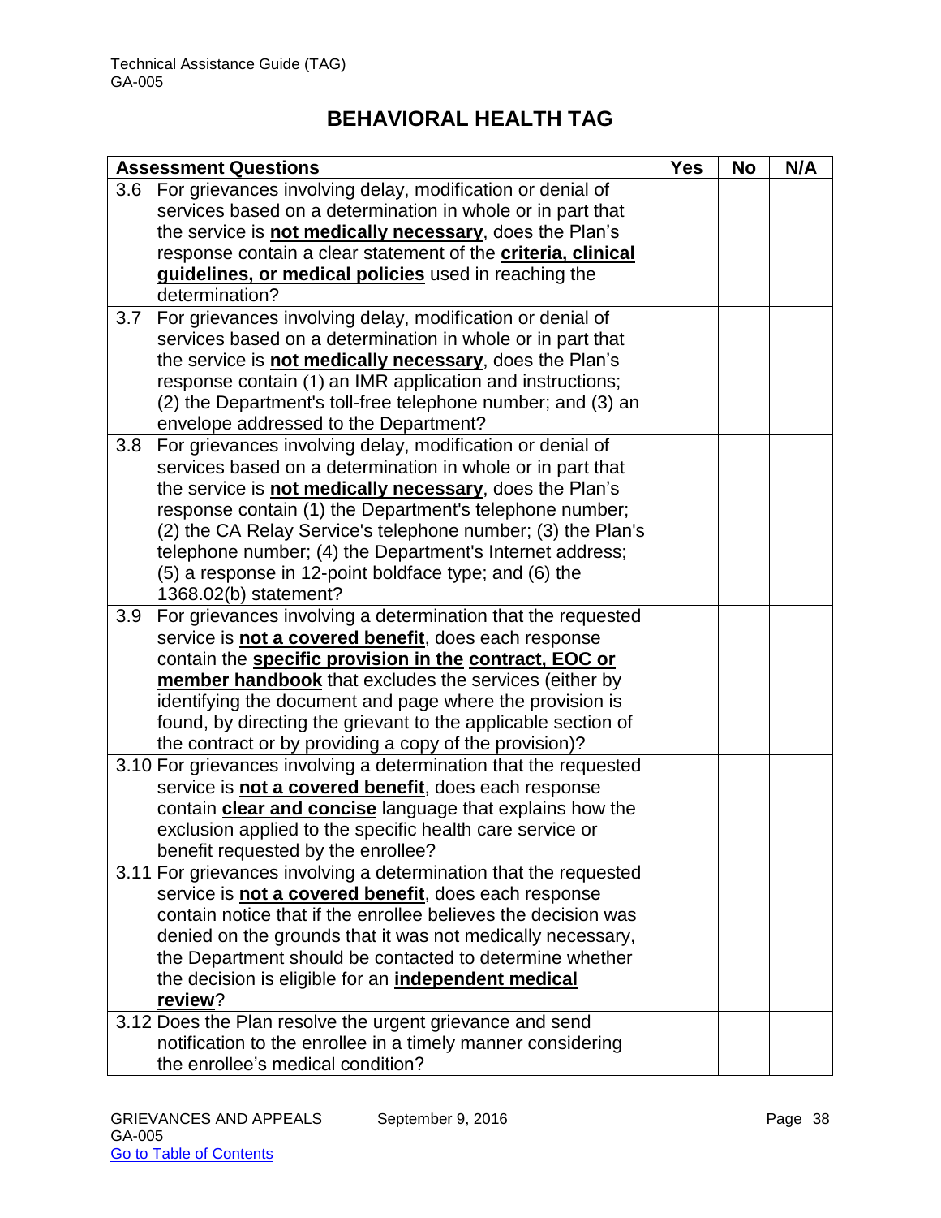# BEHAVIORAL HEALTH TAG

| Assessment Questions | Yes | No | N/A |
|---|---|---|---|
| 3.6 For grievances involving delay, modification or denial of services based on a determination in whole or in part that the service is **not medically necessary**, does the Plan's response contain a clear statement of the **criteria, clinical guidelines, or medical policies** used in reaching the determination? | | | |
| 3.7 For grievances involving delay, modification or denial of services based on a determination in whole or in part that the service is **not medically necessary**, does the Plan's response contain (1) an IMR application and instructions; (2) the Department's toll-free telephone number; and (3) an envelope addressed to the Department? | | | |
| 3.8 For grievances involving delay, modification or denial of services based on a determination in whole or in part that the service is **not medically necessary**, does the Plan's response contain (1) the Department's telephone number; (2) the CA Relay Service's telephone number; (3) the Plan's telephone number; (4) the Department's Internet address; (5) a response in 12-point boldface type; and (6) the 1368.02(b) statement? | | | |
| 3.9 For grievances involving a determination that the requested service is **not a covered benefit**, does each response contain the **specific provision in the contract, EOC or member handbook** that excludes the services (either by identifying the document and page where the provision is found, by directing the grievant to the applicable section of the contract or by providing a copy of the provision)? | | | |
| 3.10 For grievances involving a determination that the requested service is **not a covered benefit**, does each response contain **clear and concise** language that explains how the exclusion applied to the specific health care service or benefit requested by the enrollee? | | | |
| 3.11 For grievances involving a determination that the requested service is **not a covered benefit**, does each response contain notice that if the enrollee believes the decision was denied on the grounds that it was not medically necessary, the Department should be contacted to determine whether the decision is eligible for an **independent medical review**? | | | |
| 3.12 Does the Plan resolve the urgent grievance and send notification to the enrollee in a timely manner considering the enrollee's medical condition? | | | |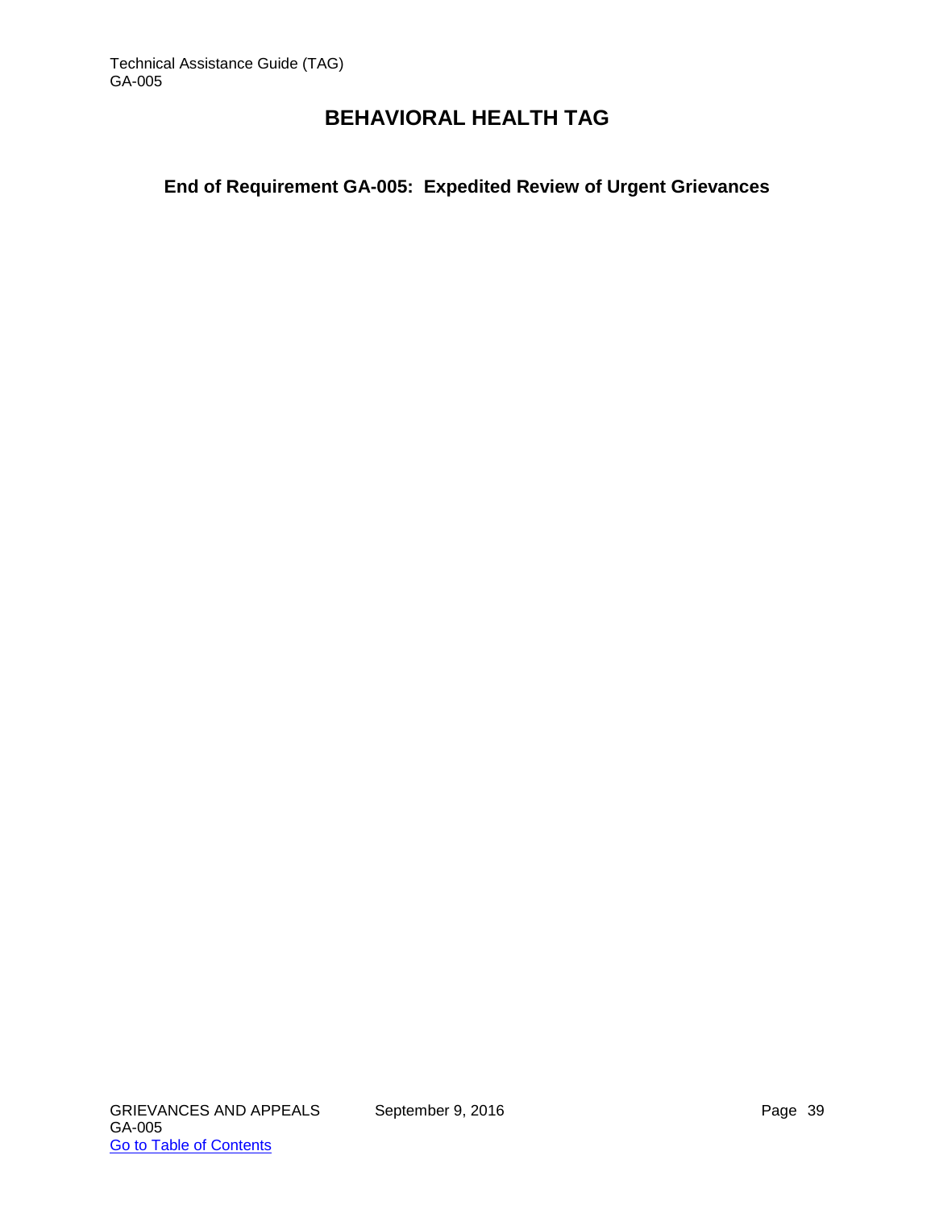# BEHAVIORAL HEALTH TAG

## End of Requirement GA-005: Expedited Review of Urgent Grievances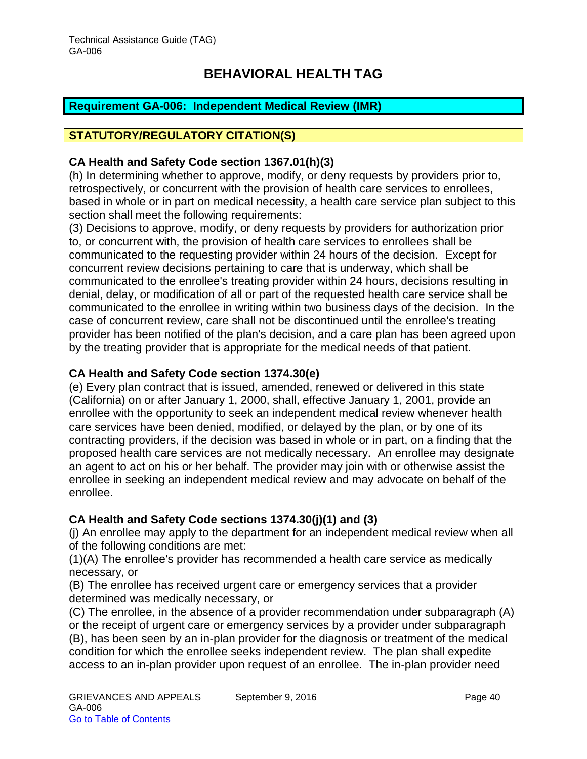## BEHAVIORAL HEALTH TAG

**Requirement GA-006: Independent Medical Review (IMR)**

**STATUTORY/REGULATORY CITATION(S)**

**CA Health and Safety Code section 1367.01(h)(3)**

(h) In determining whether to approve, modify, or deny requests by providers prior to, retrospectively, or concurrent with the provision of health care services to enrollees, based in whole or in part on medical necessity, a health care service plan subject to this section shall meet the following requirements:

(3) Decisions to approve, modify, or deny requests by providers for authorization prior to, or concurrent with, the provision of health care services to enrollees shall be communicated to the requesting provider within 24 hours of the decision. Except for concurrent review decisions pertaining to care that is underway, which shall be communicated to the enrollee's treating provider within 24 hours, decisions resulting in denial, delay, or modification of all or part of the requested health care service shall be communicated to the enrollee in writing within two business days of the decision. In the case of concurrent review, care shall not be discontinued until the enrollee's treating provider has been notified of the plan's decision, and a care plan has been agreed upon by the treating provider that is appropriate for the medical needs of that patient.

**CA Health and Safety Code section 1374.30(e)**

(e) Every plan contract that is issued, amended, renewed or delivered in this state (California) on or after January 1, 2000, shall, effective January 1, 2001, provide an enrollee with the opportunity to seek an independent medical review whenever health care services have been denied, modified, or delayed by the plan, or by one of its contracting providers, if the decision was based in whole or in part, on a finding that the proposed health care services are not medically necessary. An enrollee may designate an agent to act on his or her behalf. The provider may join with or otherwise assist the enrollee in seeking an independent medical review and may advocate on behalf of the enrollee.

**CA Health and Safety Code sections 1374.30(j)(1) and (3)**

(j) An enrollee may apply to the department for an independent medical review when all of the following conditions are met:

(1)(A) The enrollee's provider has recommended a health care service as medically necessary, or

(B) The enrollee has received urgent care or emergency services that a provider determined was medically necessary, or

(C) The enrollee, in the absence of a provider recommendation under subparagraph (A) or the receipt of urgent care or emergency services by a provider under subparagraph (B), has been seen by an in-plan provider for the diagnosis or treatment of the medical condition for which the enrollee seeks independent review. The plan shall expedite access to an in-plan provider upon request of an enrollee. The in-plan provider need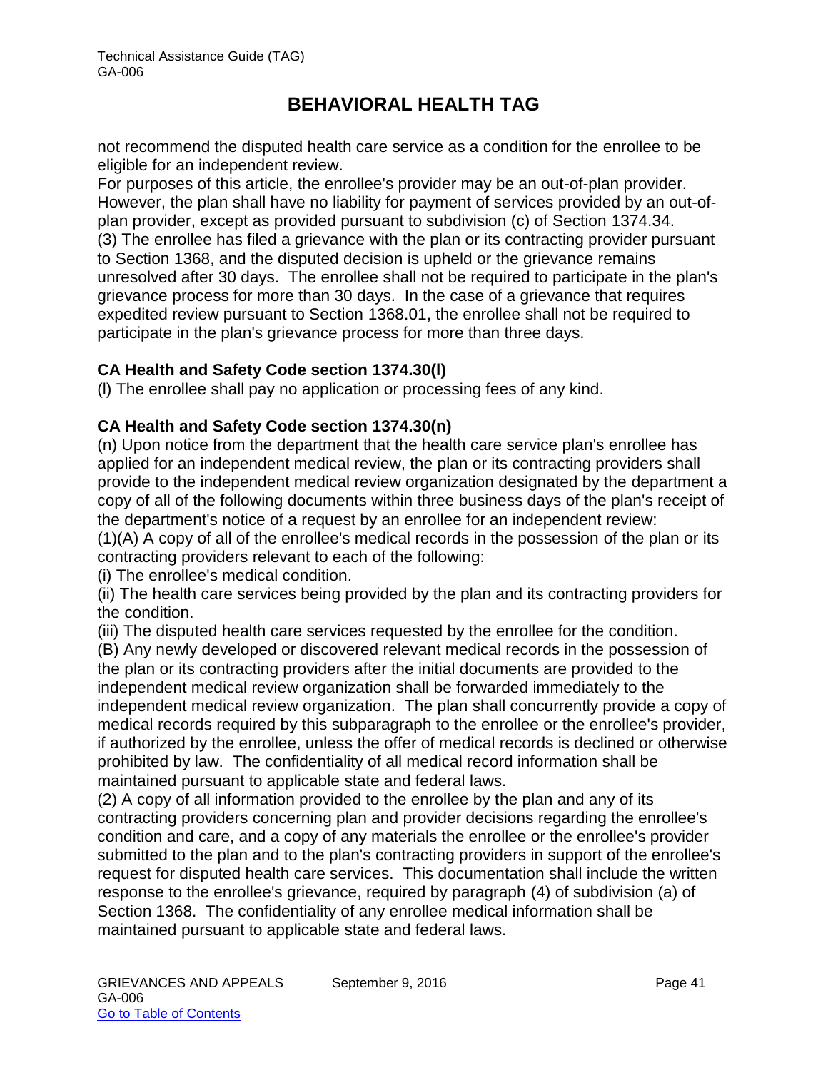not recommend the disputed health care service as a condition for the enrollee to be eligible for an independent review.

For purposes of this article, the enrollee's provider may be an out-of-plan provider. However, the plan shall have no liability for payment of services provided by an out-of-plan provider, except as provided pursuant to subdivision (c) of Section 1374.34.

(3) The enrollee has filed a grievance with the plan or its contracting provider pursuant to Section 1368, and the disputed decision is upheld or the grievance remains unresolved after 30 days. The enrollee shall not be required to participate in the plan's grievance process for more than 30 days. In the case of a grievance that requires expedited review pursuant to Section 1368.01, the enrollee shall not be required to participate in the plan's grievance process for more than three days.

**CA Health and Safety Code section 1374.30(l)**

(l) The enrollee shall pay no application or processing fees of any kind.

**CA Health and Safety Code section 1374.30(n)**

(n) Upon notice from the department that the health care service plan's enrollee has applied for an independent medical review, the plan or its contracting providers shall provide to the independent medical review organization designated by the department a copy of all of the following documents within three business days of the plan's receipt of the department's notice of a request by an enrollee for an independent review:

(1)(A) A copy of all of the enrollee's medical records in the possession of the plan or its contracting providers relevant to each of the following:

(i) The enrollee's medical condition.

(ii) The health care services being provided by the plan and its contracting providers for the condition.

(iii) The disputed health care services requested by the enrollee for the condition.

(B) Any newly developed or discovered relevant medical records in the possession of the plan or its contracting providers after the initial documents are provided to the independent medical review organization shall be forwarded immediately to the independent medical review organization. The plan shall concurrently provide a copy of medical records required by this subparagraph to the enrollee or the enrollee's provider, if authorized by the enrollee, unless the offer of medical records is declined or otherwise prohibited by law. The confidentiality of all medical record information shall be maintained pursuant to applicable state and federal laws.

(2) A copy of all information provided to the enrollee by the plan and any of its contracting providers concerning plan and provider decisions regarding the enrollee's condition and care, and a copy of any materials the enrollee or the enrollee's provider submitted to the plan and to the plan's contracting providers in support of the enrollee's request for disputed health care services. This documentation shall include the written response to the enrollee's grievance, required by paragraph (4) of subdivision (a) of Section 1368. The confidentiality of any enrollee medical information shall be maintained pursuant to applicable state and federal laws.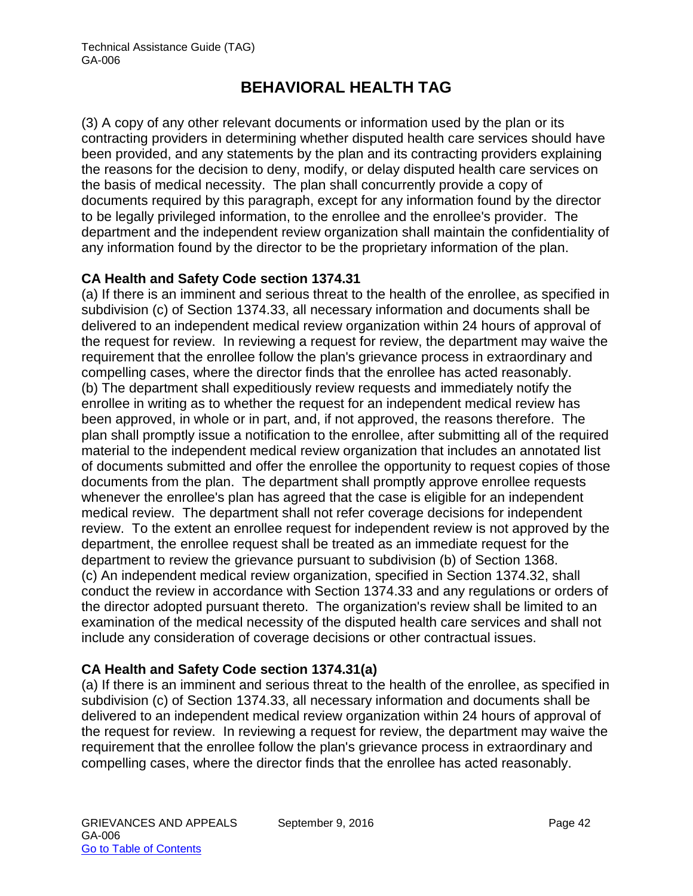(3) A copy of any other relevant documents or information used by the plan or its contracting providers in determining whether disputed health care services should have been provided, and any statements by the plan and its contracting providers explaining the reasons for the decision to deny, modify, or delay disputed health care services on the basis of medical necessity. The plan shall concurrently provide a copy of documents required by this paragraph, except for any information found by the director to be legally privileged information, to the enrollee and the enrollee's provider. The department and the independent review organization shall maintain the confidentiality of any information found by the director to be the proprietary information of the plan.

**CA Health and Safety Code section 1374.31**

(a) If there is an imminent and serious threat to the health of the enrollee, as specified in subdivision (c) of Section 1374.33, all necessary information and documents shall be delivered to an independent medical review organization within 24 hours of approval of the request for review. In reviewing a request for review, the department may waive the requirement that the enrollee follow the plan's grievance process in extraordinary and compelling cases, where the director finds that the enrollee has acted reasonably.
(b) The department shall expeditiously review requests and immediately notify the enrollee in writing as to whether the request for an independent medical review has been approved, in whole or in part, and, if not approved, the reasons therefore. The plan shall promptly issue a notification to the enrollee, after submitting all of the required material to the independent medical review organization that includes an annotated list of documents submitted and offer the enrollee the opportunity to request copies of those documents from the plan. The department shall promptly approve enrollee requests whenever the enrollee's plan has agreed that the case is eligible for an independent medical review. The department shall not refer coverage decisions for independent review. To the extent an enrollee request for independent review is not approved by the department, the enrollee request shall be treated as an immediate request for the department to review the grievance pursuant to subdivision (b) of Section 1368.
(c) An independent medical review organization, specified in Section 1374.32, shall conduct the review in accordance with Section 1374.33 and any regulations or orders of the director adopted pursuant thereto. The organization's review shall be limited to an examination of the medical necessity of the disputed health care services and shall not include any consideration of coverage decisions or other contractual issues.

**CA Health and Safety Code section 1374.31(a)**

(a) If there is an imminent and serious threat to the health of the enrollee, as specified in subdivision (c) of Section 1374.33, all necessary information and documents shall be delivered to an independent medical review organization within 24 hours of approval of the request for review. In reviewing a request for review, the department may waive the requirement that the enrollee follow the plan's grievance process in extraordinary and compelling cases, where the director finds that the enrollee has acted reasonably.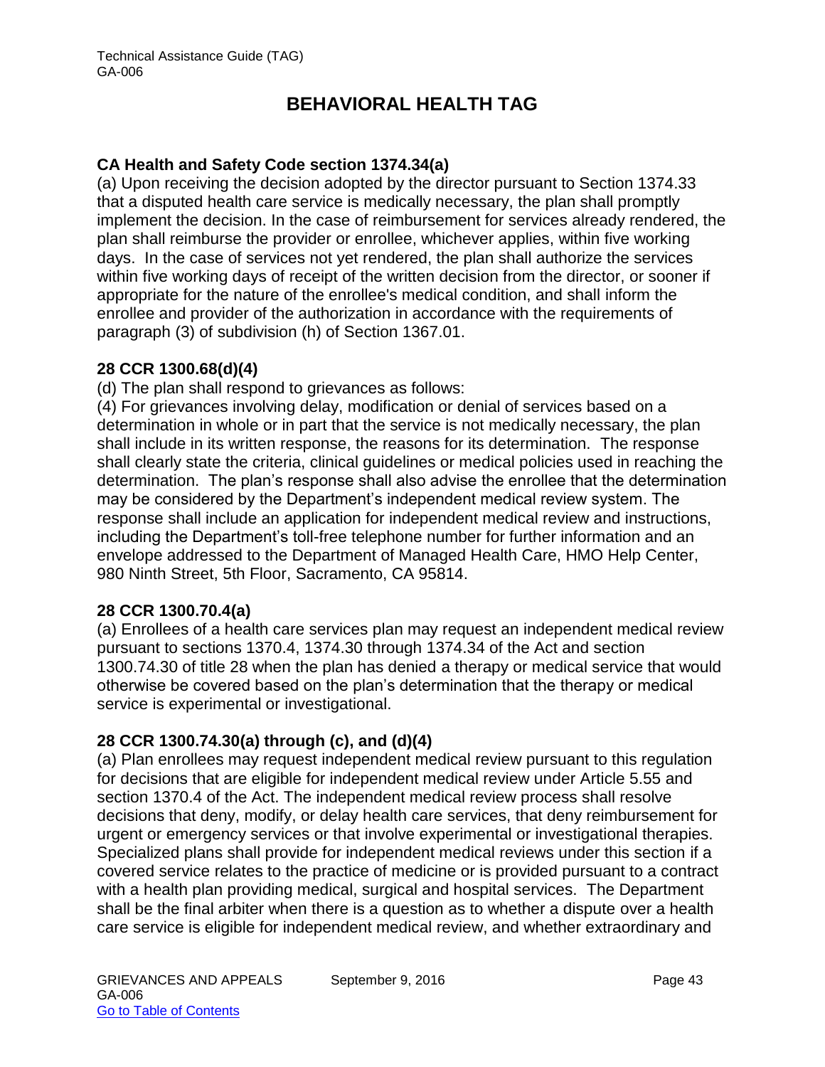# BEHAVIORAL HEALTH TAG

**CA Health and Safety Code section 1374.34(a)**
(a) Upon receiving the decision adopted by the director pursuant to Section 1374.33 that a disputed health care service is medically necessary, the plan shall promptly implement the decision. In the case of reimbursement for services already rendered, the plan shall reimburse the provider or enrollee, whichever applies, within five working days. In the case of services not yet rendered, the plan shall authorize the services within five working days of receipt of the written decision from the director, or sooner if appropriate for the nature of the enrollee's medical condition, and shall inform the enrollee and provider of the authorization in accordance with the requirements of paragraph (3) of subdivision (h) of Section 1367.01.

**28 CCR 1300.68(d)(4)**
(d) The plan shall respond to grievances as follows:
(4) For grievances involving delay, modification or denial of services based on a determination in whole or in part that the service is not medically necessary, the plan shall include in its written response, the reasons for its determination. The response shall clearly state the criteria, clinical guidelines or medical policies used in reaching the determination. The plan's response shall also advise the enrollee that the determination may be considered by the Department's independent medical review system. The response shall include an application for independent medical review and instructions, including the Department's toll-free telephone number for further information and an envelope addressed to the Department of Managed Health Care, HMO Help Center, 980 Ninth Street, 5th Floor, Sacramento, CA 95814.

**28 CCR 1300.70.4(a)**
(a) Enrollees of a health care services plan may request an independent medical review pursuant to sections 1370.4, 1374.30 through 1374.34 of the Act and section 1300.74.30 of title 28 when the plan has denied a therapy or medical service that would otherwise be covered based on the plan's determination that the therapy or medical service is experimental or investigational.

**28 CCR 1300.74.30(a) through (c), and (d)(4)**
(a) Plan enrollees may request independent medical review pursuant to this regulation for decisions that are eligible for independent medical review under Article 5.55 and section 1370.4 of the Act. The independent medical review process shall resolve decisions that deny, modify, or delay health care services, that deny reimbursement for urgent or emergency services or that involve experimental or investigational therapies. Specialized plans shall provide for independent medical reviews under this section if a covered service relates to the practice of medicine or is provided pursuant to a contract with a health plan providing medical, surgical and hospital services. The Department shall be the final arbiter when there is a question as to whether a dispute over a health care service is eligible for independent medical review, and whether extraordinary and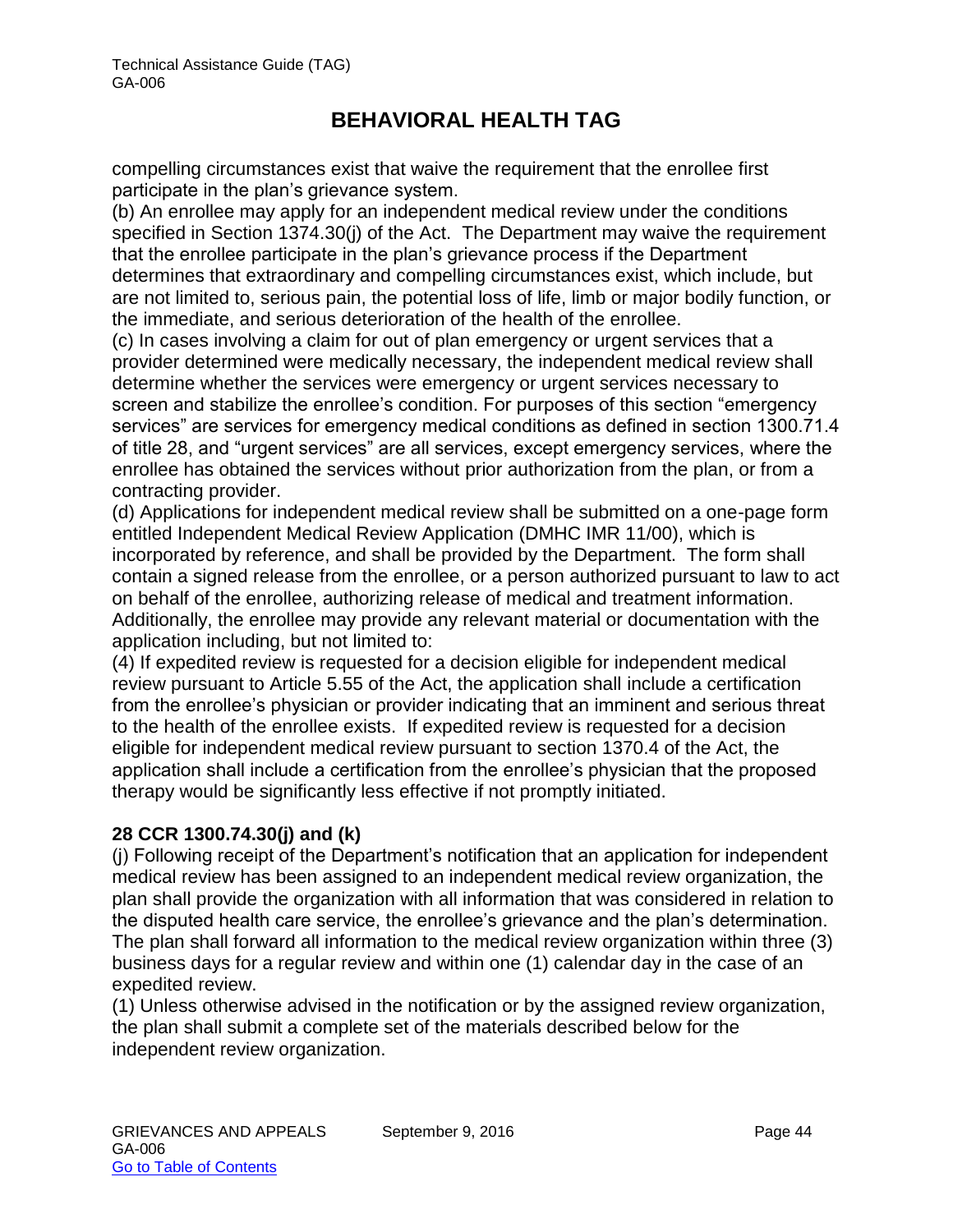compelling circumstances exist that waive the requirement that the enrollee first participate in the plan's grievance system.

(b) An enrollee may apply for an independent medical review under the conditions specified in Section 1374.30(j) of the Act. The Department may waive the requirement that the enrollee participate in the plan's grievance process if the Department determines that extraordinary and compelling circumstances exist, which include, but are not limited to, serious pain, the potential loss of life, limb or major bodily function, or the immediate, and serious deterioration of the health of the enrollee.

(c) In cases involving a claim for out of plan emergency or urgent services that a provider determined were medically necessary, the independent medical review shall determine whether the services were emergency or urgent services necessary to screen and stabilize the enrollee's condition. For purposes of this section "emergency services" are services for emergency medical conditions as defined in section 1300.71.4 of title 28, and "urgent services" are all services, except emergency services, where the enrollee has obtained the services without prior authorization from the plan, or from a contracting provider.

(d) Applications for independent medical review shall be submitted on a one-page form entitled Independent Medical Review Application (DMHC IMR 11/00), which is incorporated by reference, and shall be provided by the Department. The form shall contain a signed release from the enrollee, or a person authorized pursuant to law to act on behalf of the enrollee, authorizing release of medical and treatment information. Additionally, the enrollee may provide any relevant material or documentation with the application including, but not limited to:

(4) If expedited review is requested for a decision eligible for independent medical review pursuant to Article 5.55 of the Act, the application shall include a certification from the enrollee's physician or provider indicating that an imminent and serious threat to the health of the enrollee exists. If expedited review is requested for a decision eligible for independent medical review pursuant to section 1370.4 of the Act, the application shall include a certification from the enrollee's physician that the proposed therapy would be significantly less effective if not promptly initiated.

**28 CCR 1300.74.30(j) and (k)**

(j) Following receipt of the Department's notification that an application for independent medical review has been assigned to an independent medical review organization, the plan shall provide the organization with all information that was considered in relation to the disputed health care service, the enrollee's grievance and the plan's determination. The plan shall forward all information to the medical review organization within three (3) business days for a regular review and within one (1) calendar day in the case of an expedited review.

(1) Unless otherwise advised in the notification or by the assigned review organization, the plan shall submit a complete set of the materials described below for the independent review organization.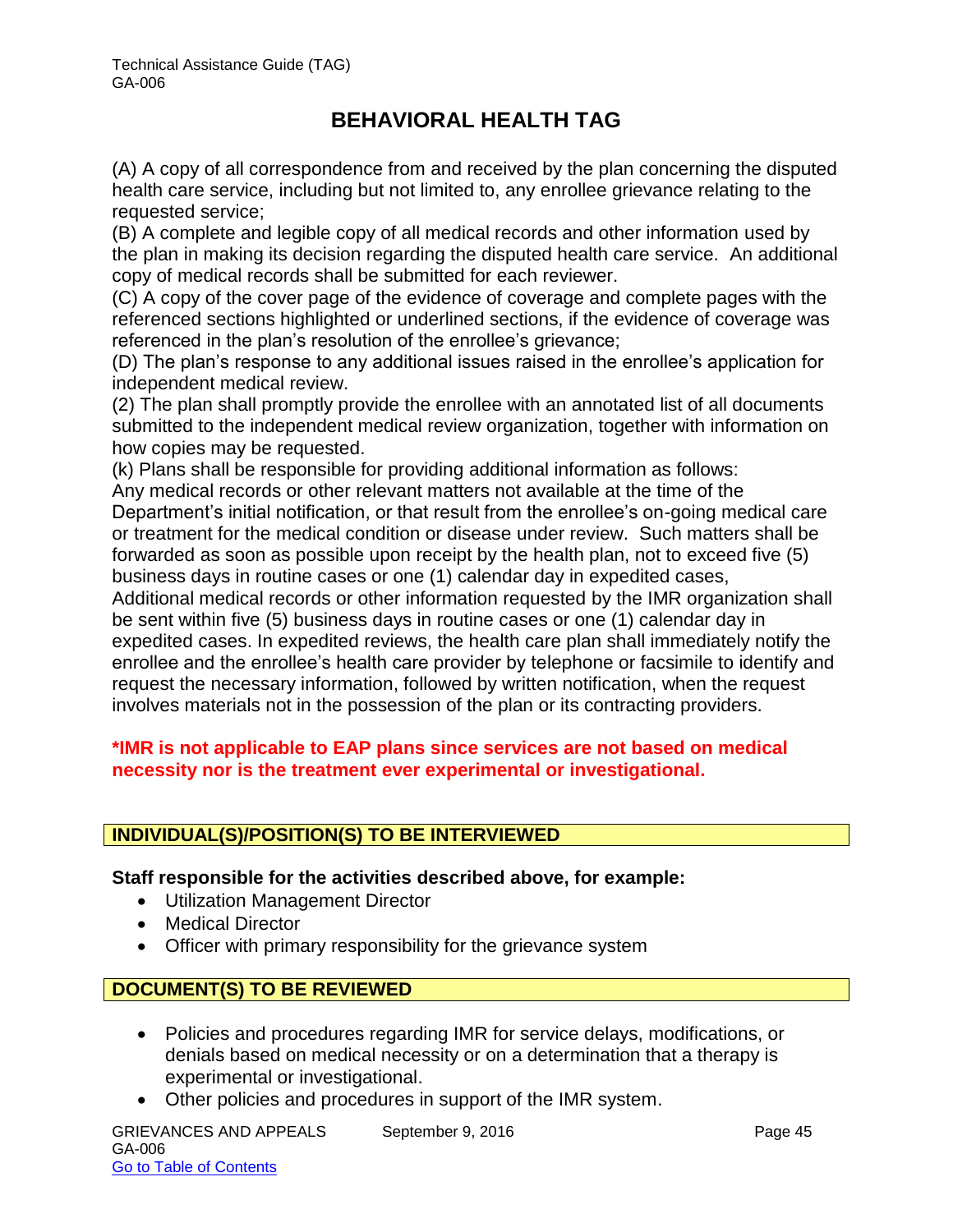# BEHAVIORAL HEALTH TAG

(A) A copy of all correspondence from and received by the plan concerning the disputed health care service, including but not limited to, any enrollee grievance relating to the requested service;
(B) A complete and legible copy of all medical records and other information used by the plan in making its decision regarding the disputed health care service. An additional copy of medical records shall be submitted for each reviewer.
(C) A copy of the cover page of the evidence of coverage and complete pages with the referenced sections highlighted or underlined sections, if the evidence of coverage was referenced in the plan's resolution of the enrollee's grievance;
(D) The plan's response to any additional issues raised in the enrollee's application for independent medical review.
(2) The plan shall promptly provide the enrollee with an annotated list of all documents submitted to the independent medical review organization, together with information on how copies may be requested.
(k) Plans shall be responsible for providing additional information as follows:
Any medical records or other relevant matters not available at the time of the Department's initial notification, or that result from the enrollee's on-going medical care or treatment for the medical condition or disease under review. Such matters shall be forwarded as soon as possible upon receipt by the health plan, not to exceed five (5) business days in routine cases or one (1) calendar day in expedited cases,
Additional medical records or other information requested by the IMR organization shall be sent within five (5) business days in routine cases or one (1) calendar day in expedited cases. In expedited reviews, the health care plan shall immediately notify the enrollee and the enrollee's health care provider by telephone or facsimile to identify and request the necessary information, followed by written notification, when the request involves materials not in the possession of the plan or its contracting providers.

**\*IMR is not applicable to EAP plans since services are not based on medical necessity nor is the treatment ever experimental or investigational.**

## INDIVIDUAL(S)/POSITION(S) TO BE INTERVIEWED

**Staff responsible for the activities described above, for example:**

- Utilization Management Director
- Medical Director
- Officer with primary responsibility for the grievance system

## DOCUMENT(S) TO BE REVIEWED

- Policies and procedures regarding IMR for service delays, modifications, or denials based on medical necessity or on a determination that a therapy is experimental or investigational.
- Other policies and procedures in support of the IMR system.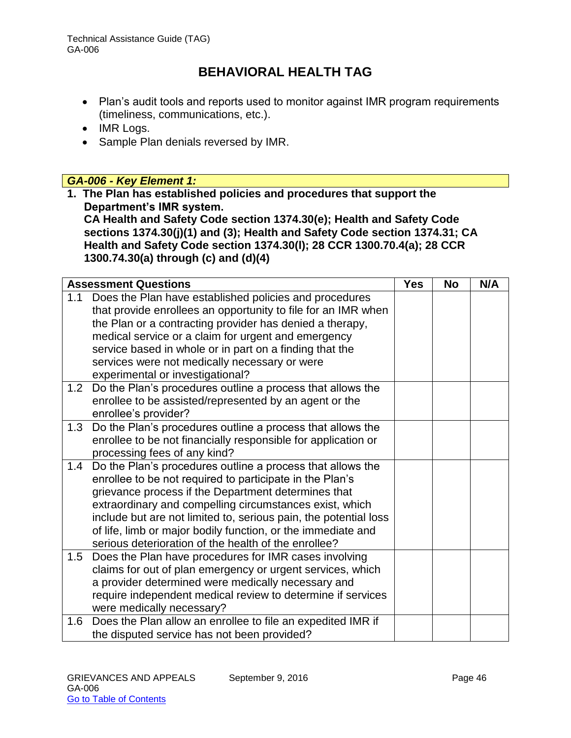- Plan's audit tools and reports used to monitor against IMR program requirements (timeliness, communications, etc.).
- IMR Logs.
- Sample Plan denials reversed by IMR.

***GA-006 - Key Element 1:***

**1. The Plan has established policies and procedures that support the Department's IMR system.**
**CA Health and Safety Code section 1374.30(e); Health and Safety Code sections 1374.30(j)(1) and (3); Health and Safety Code section 1374.31; CA Health and Safety Code section 1374.30(l); 28 CCR 1300.70.4(a); 28 CCR 1300.74.30(a) through (c) and (d)(4)**

| Assessment Questions | Yes | No | N/A |
|---|---|---|---|
| 1.1 Does the Plan have established policies and procedures that provide enrollees an opportunity to file for an IMR when the Plan or a contracting provider has denied a therapy, medical service or a claim for urgent and emergency service based in whole or in part on a finding that the services were not medically necessary or were experimental or investigational? | | | |
| 1.2 Do the Plan's procedures outline a process that allows the enrollee to be assisted/represented by an agent or the enrollee's provider? | | | |
| 1.3 Do the Plan's procedures outline a process that allows the enrollee to be not financially responsible for application or processing fees of any kind? | | | |
| 1.4 Do the Plan's procedures outline a process that allows the enrollee to be not required to participate in the Plan's grievance process if the Department determines that extraordinary and compelling circumstances exist, which include but are not limited to, serious pain, the potential loss of life, limb or major bodily function, or the immediate and serious deterioration of the health of the enrollee? | | | |
| 1.5 Does the Plan have procedures for IMR cases involving claims for out of plan emergency or urgent services, which a provider determined were medically necessary and require independent medical review to determine if services were medically necessary? | | | |
| 1.6 Does the Plan allow an enrollee to file an expedited IMR if the disputed service has not been provided? | | | |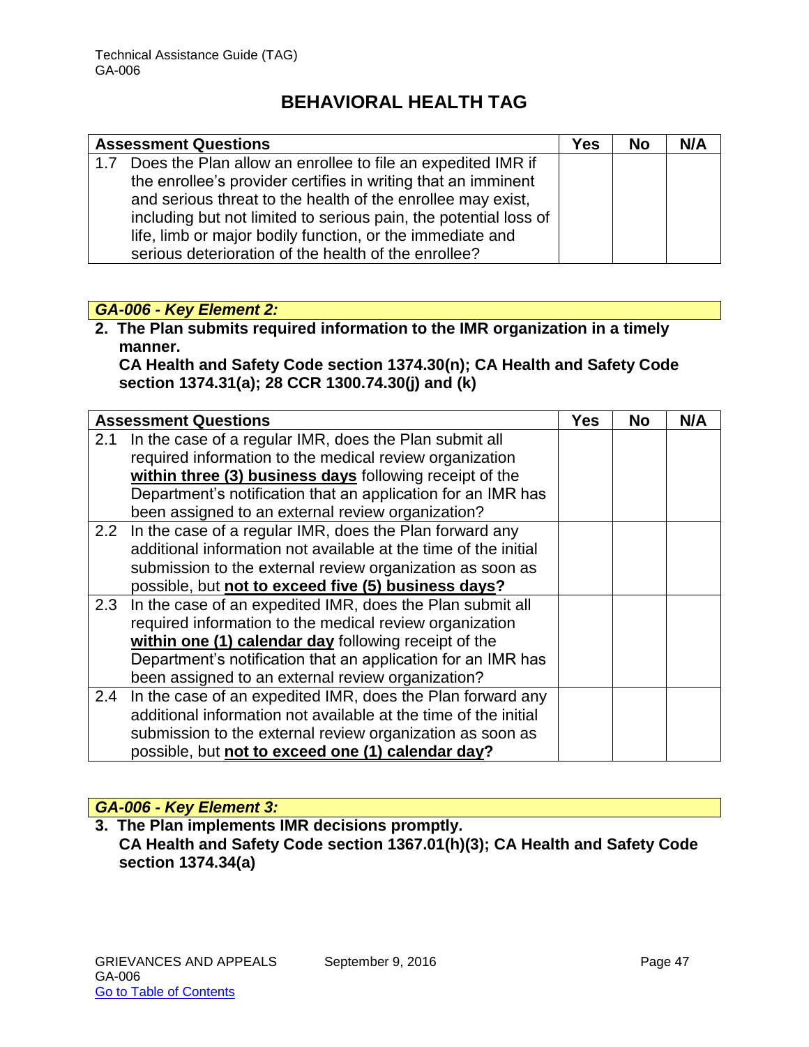| Assessment Questions | Yes | No | N/A |
|---|---|---|---|
| 1.7 Does the Plan allow an enrollee to file an expedited IMR if the enrollee's provider certifies in writing that an imminent and serious threat to the health of the enrollee may exist, including but not limited to serious pain, the potential loss of life, limb or major bodily function, or the immediate and serious deterioration of the health of the enrollee? | | | |

***GA-006 - Key Element 2:***

**2. The Plan submits required information to the IMR organization in a timely manner.**
**CA Health and Safety Code section 1374.30(n); CA Health and Safety Code section 1374.31(a); 28 CCR 1300.74.30(j) and (k)**

| Assessment Questions | Yes | No | N/A |
|---|---|---|---|
| 2.1 In the case of a regular IMR, does the Plan submit all required information to the medical review organization **within three (3) business days** following receipt of the Department's notification that an application for an IMR has been assigned to an external review organization? | | | |
| 2.2 In the case of a regular IMR, does the Plan forward any additional information not available at the time of the initial submission to the external review organization as soon as possible, but **not to exceed five (5) business days?** | | | |
| 2.3 In the case of an expedited IMR, does the Plan submit all required information to the medical review organization **within one (1) calendar day** following receipt of the Department's notification that an application for an IMR has been assigned to an external review organization? | | | |
| 2.4 In the case of an expedited IMR, does the Plan forward any additional information not available at the time of the initial submission to the external review organization as soon as possible, but **not to exceed one (1) calendar day?** | | | |

***GA-006 - Key Element 3:***

**3. The Plan implements IMR decisions promptly.**
**CA Health and Safety Code section 1367.01(h)(3); CA Health and Safety Code section 1374.34(a)**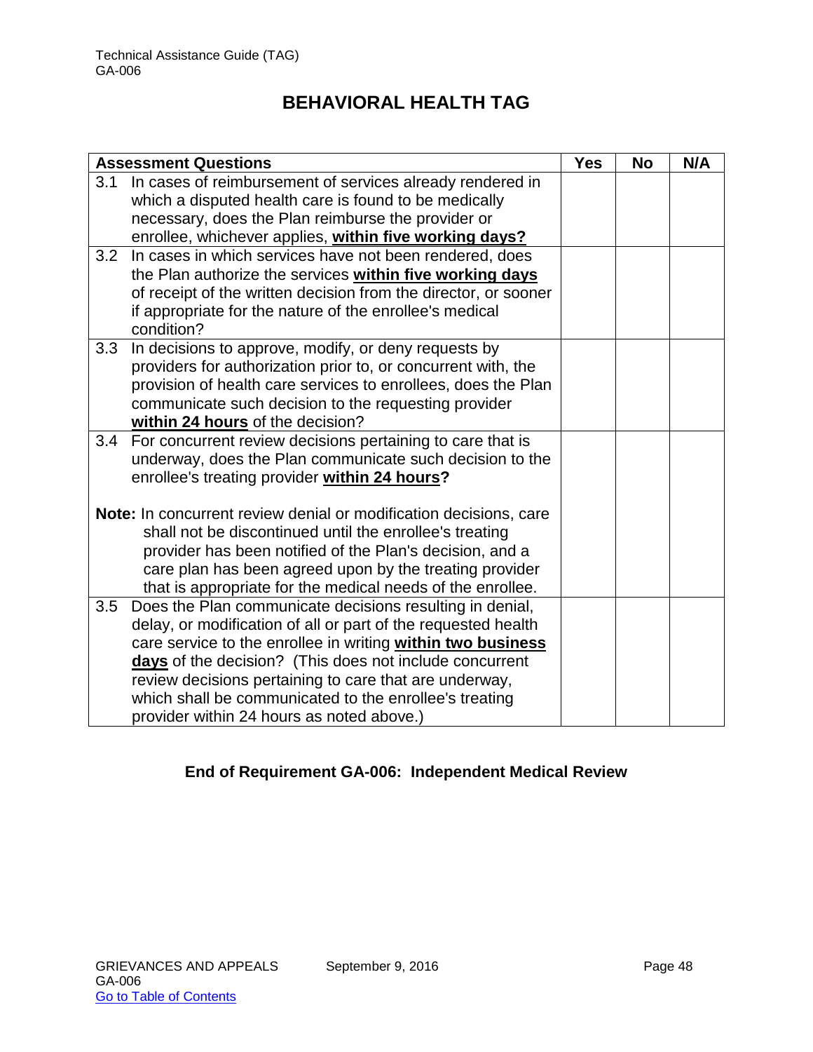# BEHAVIORAL HEALTH TAG

| Assessment Questions | Yes | No | N/A |
|---|---|---|---|
| 3.1 In cases of reimbursement of services already rendered in which a disputed health care is found to be medically necessary, does the Plan reimburse the provider or enrollee, whichever applies, **within five working days?** | | | |
| 3.2 In cases in which services have not been rendered, does the Plan authorize the services **within five working days** of receipt of the written decision from the director, or sooner if appropriate for the nature of the enrollee's medical condition? | | | |
| 3.3 In decisions to approve, modify, or deny requests by providers for authorization prior to, or concurrent with, the provision of health care services to enrollees, does the Plan communicate such decision to the requesting provider **within 24 hours** of the decision? | | | |
| 3.4 For concurrent review decisions pertaining to care that is underway, does the Plan communicate such decision to the enrollee's treating provider **within 24 hours?**<br><br>**Note:** In concurrent review denial or modification decisions, care shall not be discontinued until the enrollee's treating provider has been notified of the Plan's decision, and a care plan has been agreed upon by the treating provider that is appropriate for the medical needs of the enrollee. | | | |
| 3.5 Does the Plan communicate decisions resulting in denial, delay, or modification of all or part of the requested health care service to the enrollee in writing **within two business days** of the decision? (This does not include concurrent review decisions pertaining to care that are underway, which shall be communicated to the enrollee's treating provider within 24 hours as noted above.) | | | |

**End of Requirement GA-006: Independent Medical Review**